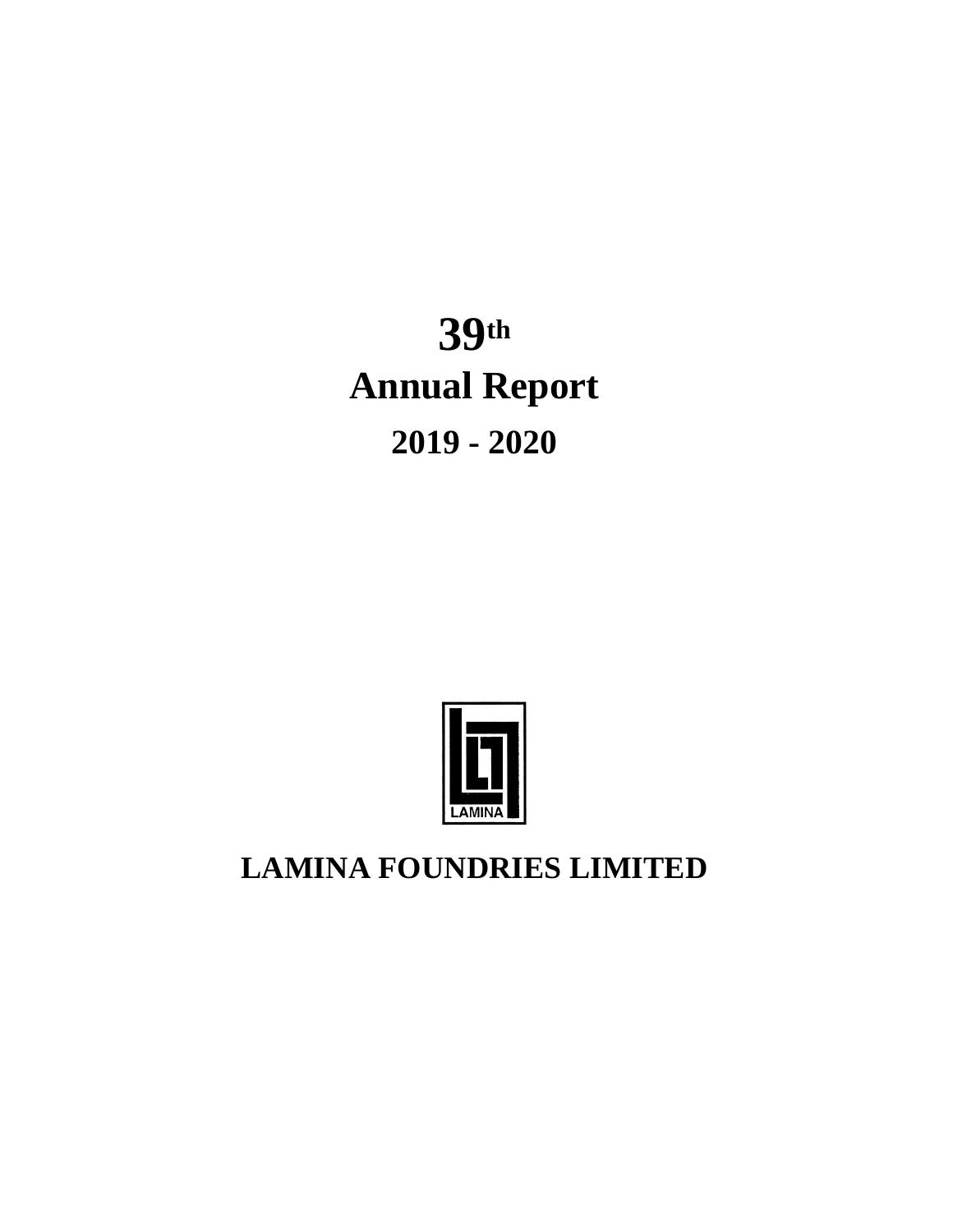# 39th

# Annual Report

## 2019 - 2020

LAMINA

# LAMINA FOUNDRIES LIMITED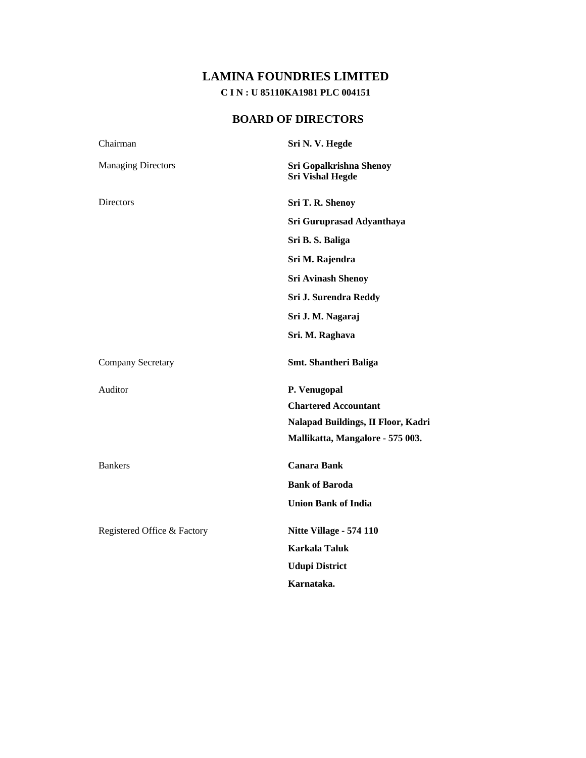# LAMINA FOUNDRIES LIMITED

**C I N : U 85110KA1981 PLC 004151**

## BOARD OF DIRECTORS

| | |
|---|---|
| Chairman | **Sri N. V. Hegde** |
| Managing Directors | **Sri Gopalkrishna Shenoy**<br>**Sri Vishal Hegde** |
| Directors | **Sri T. R. Shenoy** |
| | **Sri Guruprasad Adyanthaya** |
| | **Sri B. S. Baliga** |
| | **Sri M. Rajendra** |
| | **Sri Avinash Shenoy** |
| | **Sri J. Surendra Reddy** |
| | **Sri J. M. Nagaraj** |
| | **Sri. M. Raghava** |
| Company Secretary | **Smt. Shantheri Baliga** |
| Auditor | **P. Venugopal** |
| | **Chartered Accountant** |
| | **Nalapad Buildings, II Floor, Kadri** |
| | **Mallikatta, Mangalore - 575 003.** |
| Bankers | **Canara Bank** |
| | **Bank of Baroda** |
| | **Union Bank of India** |
| Registered Office & Factory | **Nitte Village - 574 110** |
| | **Karkala Taluk** |
| | **Udupi District** |
| | **Karnataka.** |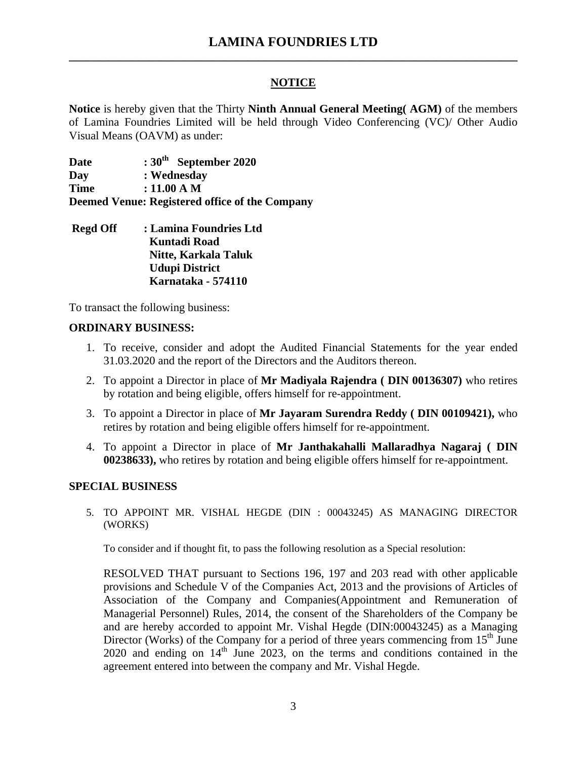# LAMINA FOUNDRIES LTD

## NOTICE

**Notice** is hereby given that the Thirty **Ninth Annual General Meeting( AGM)** of the members of Lamina Foundries Limited will be held through Video Conferencing (VC)/ Other Audio Visual Means (OAVM) as under:

**Date : 30th September 2020**
**Day : Wednesday**
**Time : 11.00 A M**
**Deemed Venue: Registered office of the Company**

**Regd Off : Lamina Foundries Ltd**
**Kuntadi Road**
**Nitte, Karkala Taluk**
**Udupi District**
**Karnataka - 574110**

To transact the following business:

**ORDINARY BUSINESS:**

1. To receive, consider and adopt the Audited Financial Statements for the year ended 31.03.2020 and the report of the Directors and the Auditors thereon.
2. To appoint a Director in place of **Mr Madiyala Rajendra ( DIN 00136307)** who retires by rotation and being eligible, offers himself for re-appointment.
3. To appoint a Director in place of **Mr Jayaram Surendra Reddy ( DIN 00109421),** who retires by rotation and being eligible offers himself for re-appointment.
4. To appoint a Director in place of **Mr Janthakahalli Mallaradhya Nagaraj ( DIN 00238633),** who retires by rotation and being eligible offers himself for re-appointment.

**SPECIAL BUSINESS**

5. TO APPOINT MR. VISHAL HEGDE (DIN : 00043245) AS MANAGING DIRECTOR (WORKS)

   To consider and if thought fit, to pass the following resolution as a Special resolution:

   RESOLVED THAT pursuant to Sections 196, 197 and 203 read with other applicable provisions and Schedule V of the Companies Act, 2013 and the provisions of Articles of Association of the Company and Companies(Appointment and Remuneration of Managerial Personnel) Rules, 2014, the consent of the Shareholders of the Company be and are hereby accorded to appoint Mr. Vishal Hegde (DIN:00043245) as a Managing Director (Works) of the Company for a period of three years commencing from 15th June 2020 and ending on 14th June 2023, on the terms and conditions contained in the agreement entered into between the company and Mr. Vishal Hegde.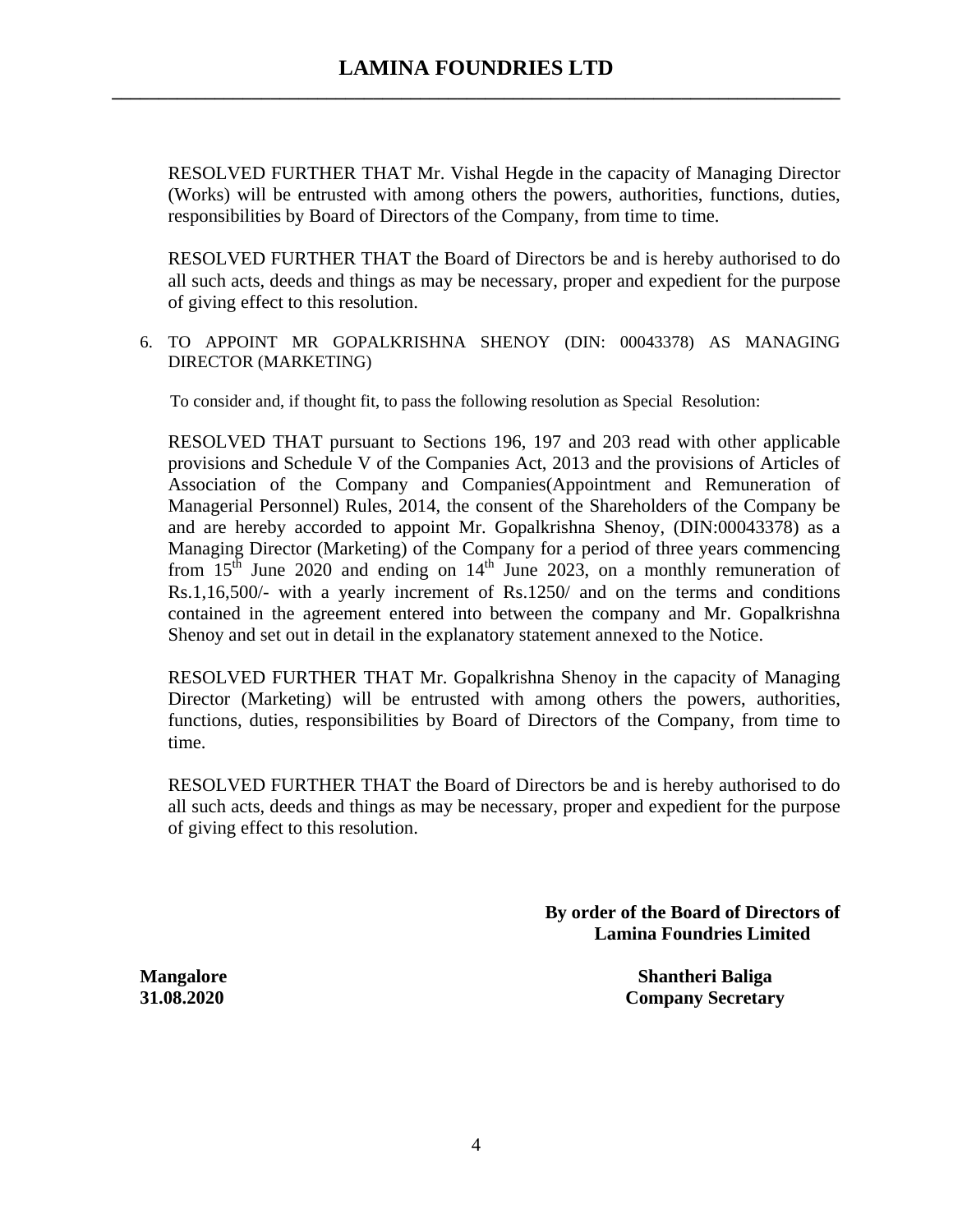RESOLVED FURTHER THAT Mr. Vishal Hegde in the capacity of Managing Director (Works) will be entrusted with among others the powers, authorities, functions, duties, responsibilities by Board of Directors of the Company, from time to time.

RESOLVED FURTHER THAT the Board of Directors be and is hereby authorised to do all such acts, deeds and things as may be necessary, proper and expedient for the purpose of giving effect to this resolution.

6. TO APPOINT MR GOPALKRISHNA SHENOY (DIN: 00043378) AS MANAGING DIRECTOR (MARKETING)

To consider and, if thought fit, to pass the following resolution as Special Resolution:

RESOLVED THAT pursuant to Sections 196, 197 and 203 read with other applicable provisions and Schedule V of the Companies Act, 2013 and the provisions of Articles of Association of the Company and Companies(Appointment and Remuneration of Managerial Personnel) Rules, 2014, the consent of the Shareholders of the Company be and are hereby accorded to appoint Mr. Gopalkrishna Shenoy, (DIN:00043378) as a Managing Director (Marketing) of the Company for a period of three years commencing from 15th June 2020 and ending on 14th June 2023, on a monthly remuneration of Rs.1,16,500/- with a yearly increment of Rs.1250/ and on the terms and conditions contained in the agreement entered into between the company and Mr. Gopalkrishna Shenoy and set out in detail in the explanatory statement annexed to the Notice.

RESOLVED FURTHER THAT Mr. Gopalkrishna Shenoy in the capacity of Managing Director (Marketing) will be entrusted with among others the powers, authorities, functions, duties, responsibilities by Board of Directors of the Company, from time to time.

RESOLVED FURTHER THAT the Board of Directors be and is hereby authorised to do all such acts, deeds and things as may be necessary, proper and expedient for the purpose of giving effect to this resolution.

**By order of the Board of Directors of**
**Lamina Foundries Limited**

**Mangalore**
**31.08.2020**

**Shantheri Baliga**
**Company Secretary**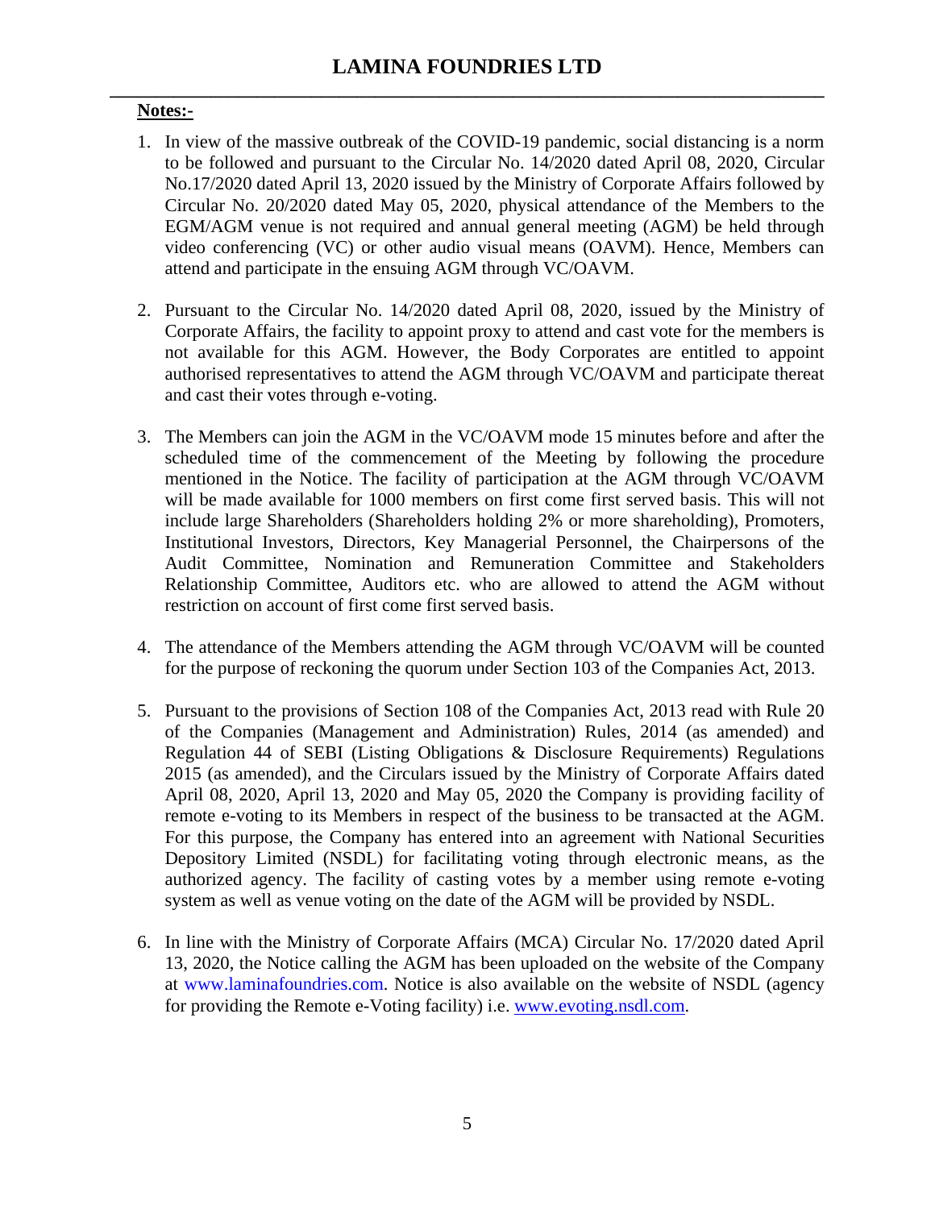**Notes:-**

1. In view of the massive outbreak of the COVID-19 pandemic, social distancing is a norm to be followed and pursuant to the Circular No. 14/2020 dated April 08, 2020, Circular No.17/2020 dated April 13, 2020 issued by the Ministry of Corporate Affairs followed by Circular No. 20/2020 dated May 05, 2020, physical attendance of the Members to the EGM/AGM venue is not required and annual general meeting (AGM) be held through video conferencing (VC) or other audio visual means (OAVM). Hence, Members can attend and participate in the ensuing AGM through VC/OAVM.

2. Pursuant to the Circular No. 14/2020 dated April 08, 2020, issued by the Ministry of Corporate Affairs, the facility to appoint proxy to attend and cast vote for the members is not available for this AGM. However, the Body Corporates are entitled to appoint authorised representatives to attend the AGM through VC/OAVM and participate thereat and cast their votes through e-voting.

3. The Members can join the AGM in the VC/OAVM mode 15 minutes before and after the scheduled time of the commencement of the Meeting by following the procedure mentioned in the Notice. The facility of participation at the AGM through VC/OAVM will be made available for 1000 members on first come first served basis. This will not include large Shareholders (Shareholders holding 2% or more shareholding), Promoters, Institutional Investors, Directors, Key Managerial Personnel, the Chairpersons of the Audit Committee, Nomination and Remuneration Committee and Stakeholders Relationship Committee, Auditors etc. who are allowed to attend the AGM without restriction on account of first come first served basis.

4. The attendance of the Members attending the AGM through VC/OAVM will be counted for the purpose of reckoning the quorum under Section 103 of the Companies Act, 2013.

5. Pursuant to the provisions of Section 108 of the Companies Act, 2013 read with Rule 20 of the Companies (Management and Administration) Rules, 2014 (as amended) and Regulation 44 of SEBI (Listing Obligations & Disclosure Requirements) Regulations 2015 (as amended), and the Circulars issued by the Ministry of Corporate Affairs dated April 08, 2020, April 13, 2020 and May 05, 2020 the Company is providing facility of remote e-voting to its Members in respect of the business to be transacted at the AGM. For this purpose, the Company has entered into an agreement with National Securities Depository Limited (NSDL) for facilitating voting through electronic means, as the authorized agency. The facility of casting votes by a member using remote e-voting system as well as venue voting on the date of the AGM will be provided by NSDL.

6. In line with the Ministry of Corporate Affairs (MCA) Circular No. 17/2020 dated April 13, 2020, the Notice calling the AGM has been uploaded on the website of the Company at www.laminafoundries.com. Notice is also available on the website of NSDL (agency for providing the Remote e-Voting facility) i.e. www.evoting.nsdl.com.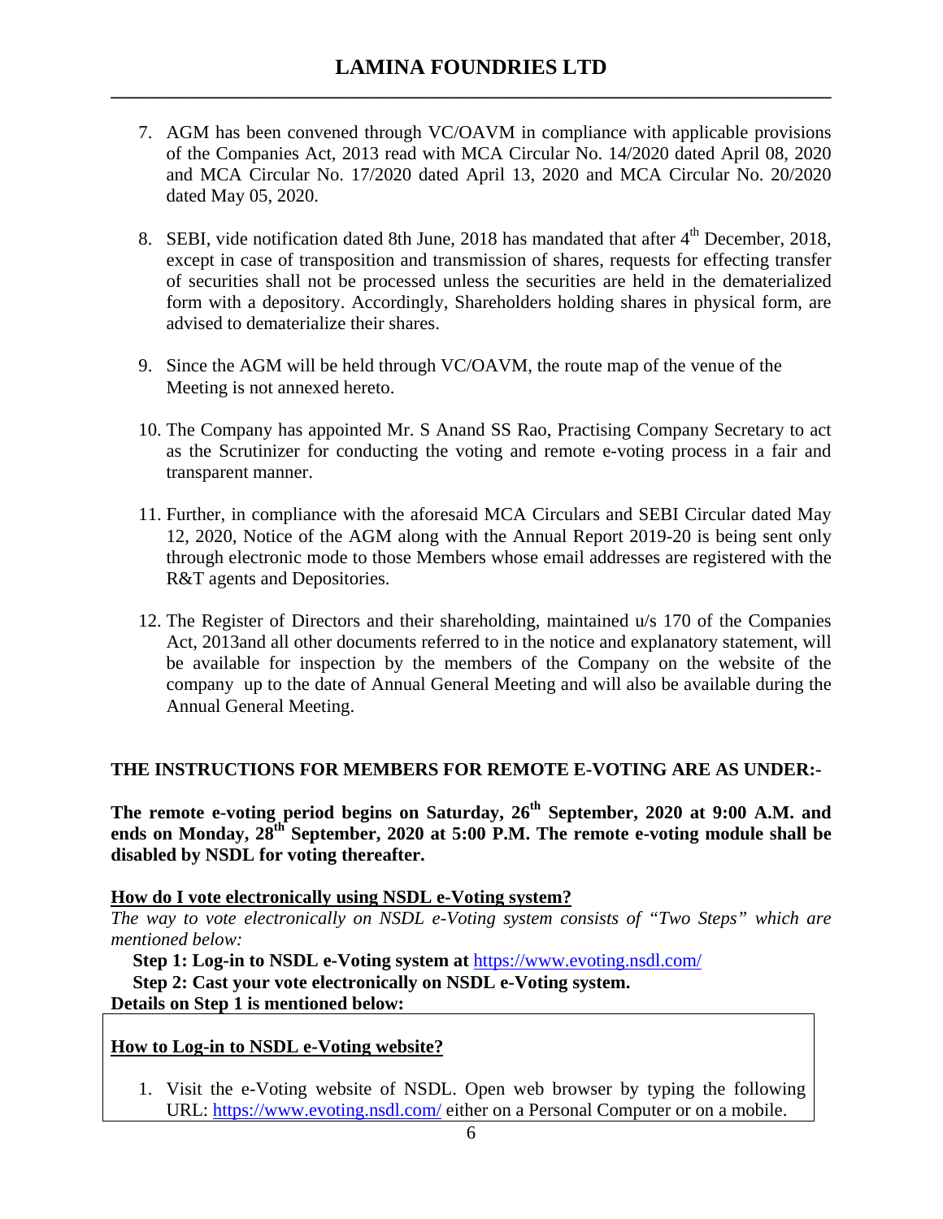7. AGM has been convened through VC/OAVM in compliance with applicable provisions of the Companies Act, 2013 read with MCA Circular No. 14/2020 dated April 08, 2020 and MCA Circular No. 17/2020 dated April 13, 2020 and MCA Circular No. 20/2020 dated May 05, 2020.

8. SEBI, vide notification dated 8th June, 2018 has mandated that after 4th December, 2018, except in case of transposition and transmission of shares, requests for effecting transfer of securities shall not be processed unless the securities are held in the dematerialized form with a depository. Accordingly, Shareholders holding shares in physical form, are advised to dematerialize their shares.

9. Since the AGM will be held through VC/OAVM, the route map of the venue of the Meeting is not annexed hereto.

10. The Company has appointed Mr. S Anand SS Rao, Practising Company Secretary to act as the Scrutinizer for conducting the voting and remote e-voting process in a fair and transparent manner.

11. Further, in compliance with the aforesaid MCA Circulars and SEBI Circular dated May 12, 2020, Notice of the AGM along with the Annual Report 2019-20 is being sent only through electronic mode to those Members whose email addresses are registered with the R&T agents and Depositories.

12. The Register of Directors and their shareholding, maintained u/s 170 of the Companies Act, 2013and all other documents referred to in the notice and explanatory statement, will be available for inspection by the members of the Company on the website of the company up to the date of Annual General Meeting and will also be available during the Annual General Meeting.

**THE INSTRUCTIONS FOR MEMBERS FOR REMOTE E-VOTING ARE AS UNDER:-**

**The remote e-voting period begins on Saturday, 26th September, 2020 at 9:00 A.M. and ends on Monday, 28th September, 2020 at 5:00 P.M. The remote e-voting module shall be disabled by NSDL for voting thereafter.**

**<u>How do I vote electronically using NSDL e-Voting system?</u>**

*The way to vote electronically on NSDL e-Voting system consists of "Two Steps" which are mentioned below:*

**Step 1: Log-in to NSDL e-Voting system at** https://www.evoting.nsdl.com/

**Step 2: Cast your vote electronically on NSDL e-Voting system.**

**Details on Step 1 is mentioned below:**

**<u>How to Log-in to NSDL e-Voting website?</u>**

1. Visit the e-Voting website of NSDL. Open web browser by typing the following URL: https://www.evoting.nsdl.com/ either on a Personal Computer or on a mobile.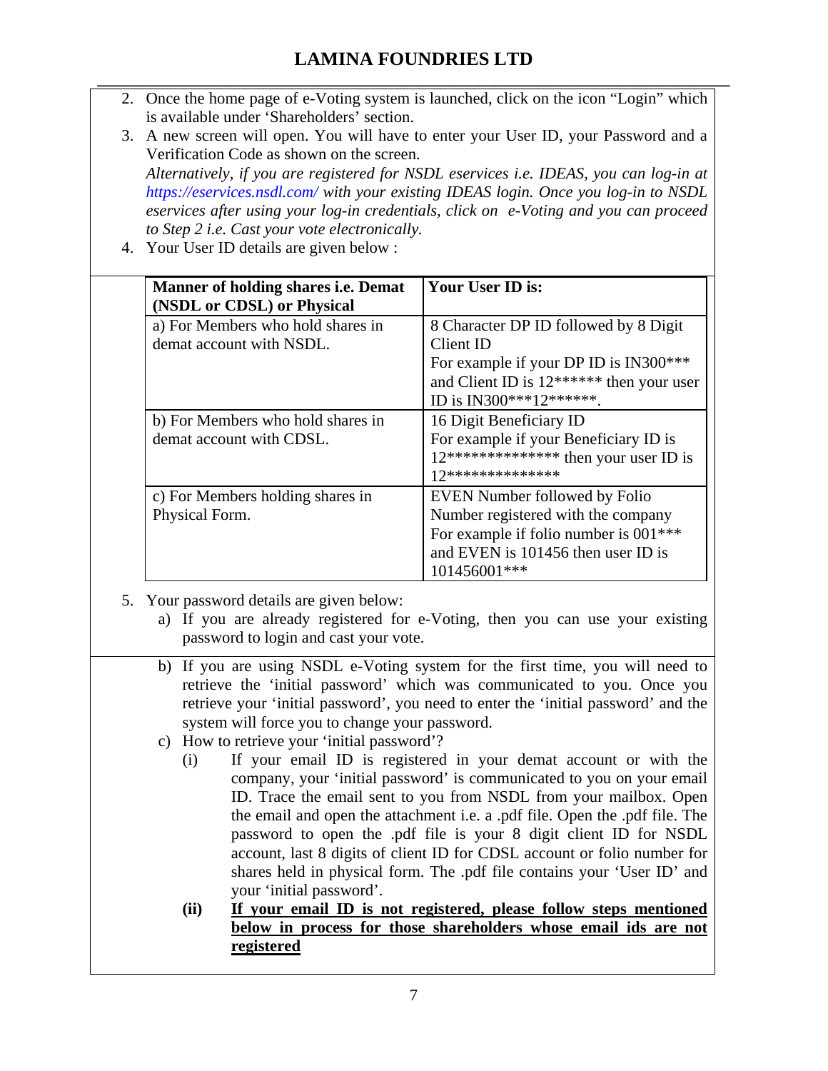2. Once the home page of e-Voting system is launched, click on the icon "Login" which is available under 'Shareholders' section.
3. A new screen will open. You will have to enter your User ID, your Password and a Verification Code as shown on the screen.
   *Alternatively, if you are registered for NSDL eservices i.e. IDEAS, you can log-in at https://eservices.nsdl.com/ with your existing IDEAS login. Once you log-in to NSDL eservices after using your log-in credentials, click on e-Voting and you can proceed to Step 2 i.e. Cast your vote electronically.*
4. Your User ID details are given below :

| Manner of holding shares i.e. Demat (NSDL or CDSL) or Physical | Your User ID is: |
|---|---|
| a) For Members who hold shares in demat account with NSDL. | 8 Character DP ID followed by 8 Digit Client ID<br>For example if your DP ID is IN300*** and Client ID is 12****** then your user ID is IN300***12******. |
| b) For Members who hold shares in demat account with CDSL. | 16 Digit Beneficiary ID<br>For example if your Beneficiary ID is 12************** then your user ID is 12************** |
| c) For Members holding shares in Physical Form. | EVEN Number followed by Folio Number registered with the company<br>For example if folio number is 001*** and EVEN is 101456 then user ID is 101456001*** |

5. Your password details are given below:
   a) If you are already registered for e-Voting, then you can use your existing password to login and cast your vote.
   b) If you are using NSDL e-Voting system for the first time, you will need to retrieve the 'initial password' which was communicated to you. Once you retrieve your 'initial password', you need to enter the 'initial password' and the system will force you to change your password.
   c) How to retrieve your 'initial password'?
      (i) If your email ID is registered in your demat account or with the company, your 'initial password' is communicated to you on your email ID. Trace the email sent to you from NSDL from your mailbox. Open the email and open the attachment i.e. a .pdf file. Open the .pdf file. The password to open the .pdf file is your 8 digit client ID for NSDL account, last 8 digits of client ID for CDSL account or folio number for shares held in physical form. The .pdf file contains your 'User ID' and your 'initial password'.
      **(ii)** **<u>If your email ID is not registered, please follow steps mentioned below in process for those shareholders whose email ids are not registered</u>**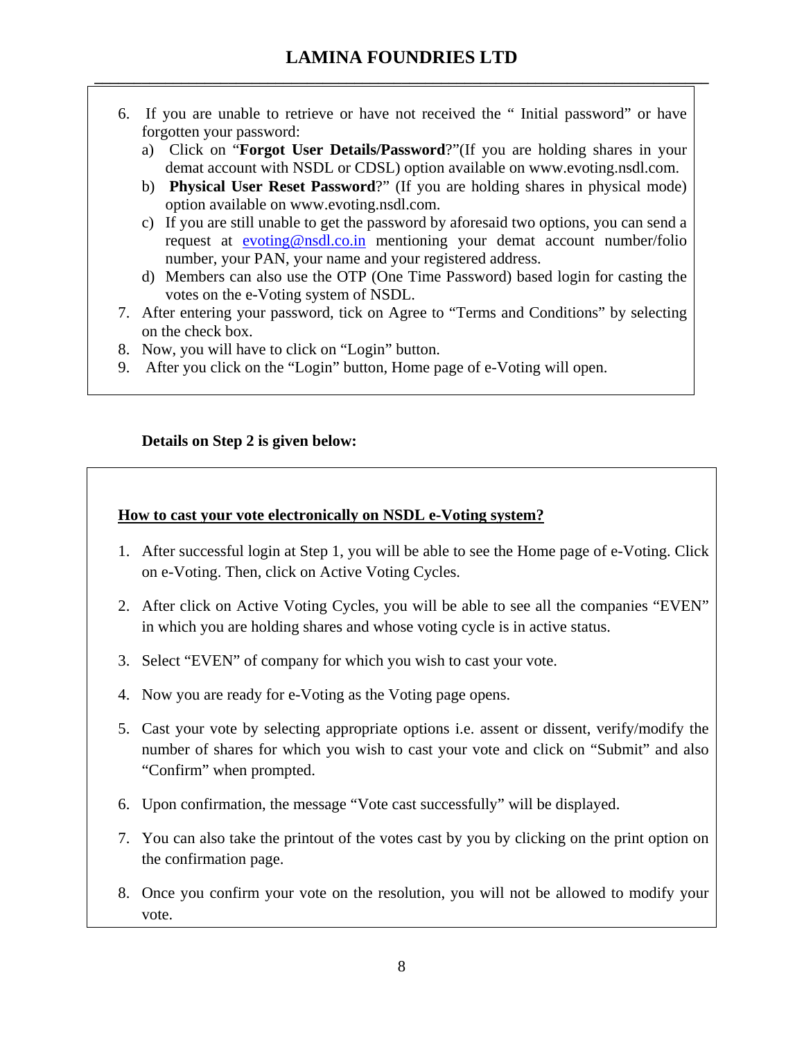6. If you are unable to retrieve or have not received the " Initial password" or have forgotten your password:
   a) Click on "**Forgot User Details/Password**?"(If you are holding shares in your demat account with NSDL or CDSL) option available on www.evoting.nsdl.com.
   b) **Physical User Reset Password**?" (If you are holding shares in physical mode) option available on www.evoting.nsdl.com.
   c) If you are still unable to get the password by aforesaid two options, you can send a request at evoting@nsdl.co.in mentioning your demat account number/folio number, your PAN, your name and your registered address.
   d) Members can also use the OTP (One Time Password) based login for casting the votes on the e-Voting system of NSDL.
7. After entering your password, tick on Agree to "Terms and Conditions" by selecting on the check box.
8. Now, you will have to click on "Login" button.
9. After you click on the "Login" button, Home page of e-Voting will open.

**Details on Step 2 is given below:**

**How to cast your vote electronically on NSDL e-Voting system?**

1. After successful login at Step 1, you will be able to see the Home page of e-Voting. Click on e-Voting. Then, click on Active Voting Cycles.
2. After click on Active Voting Cycles, you will be able to see all the companies "EVEN" in which you are holding shares and whose voting cycle is in active status.
3. Select "EVEN" of company for which you wish to cast your vote.
4. Now you are ready for e-Voting as the Voting page opens.
5. Cast your vote by selecting appropriate options i.e. assent or dissent, verify/modify the number of shares for which you wish to cast your vote and click on "Submit" and also "Confirm" when prompted.
6. Upon confirmation, the message "Vote cast successfully" will be displayed.
7. You can also take the printout of the votes cast by you by clicking on the print option on the confirmation page.
8. Once you confirm your vote on the resolution, you will not be allowed to modify your vote.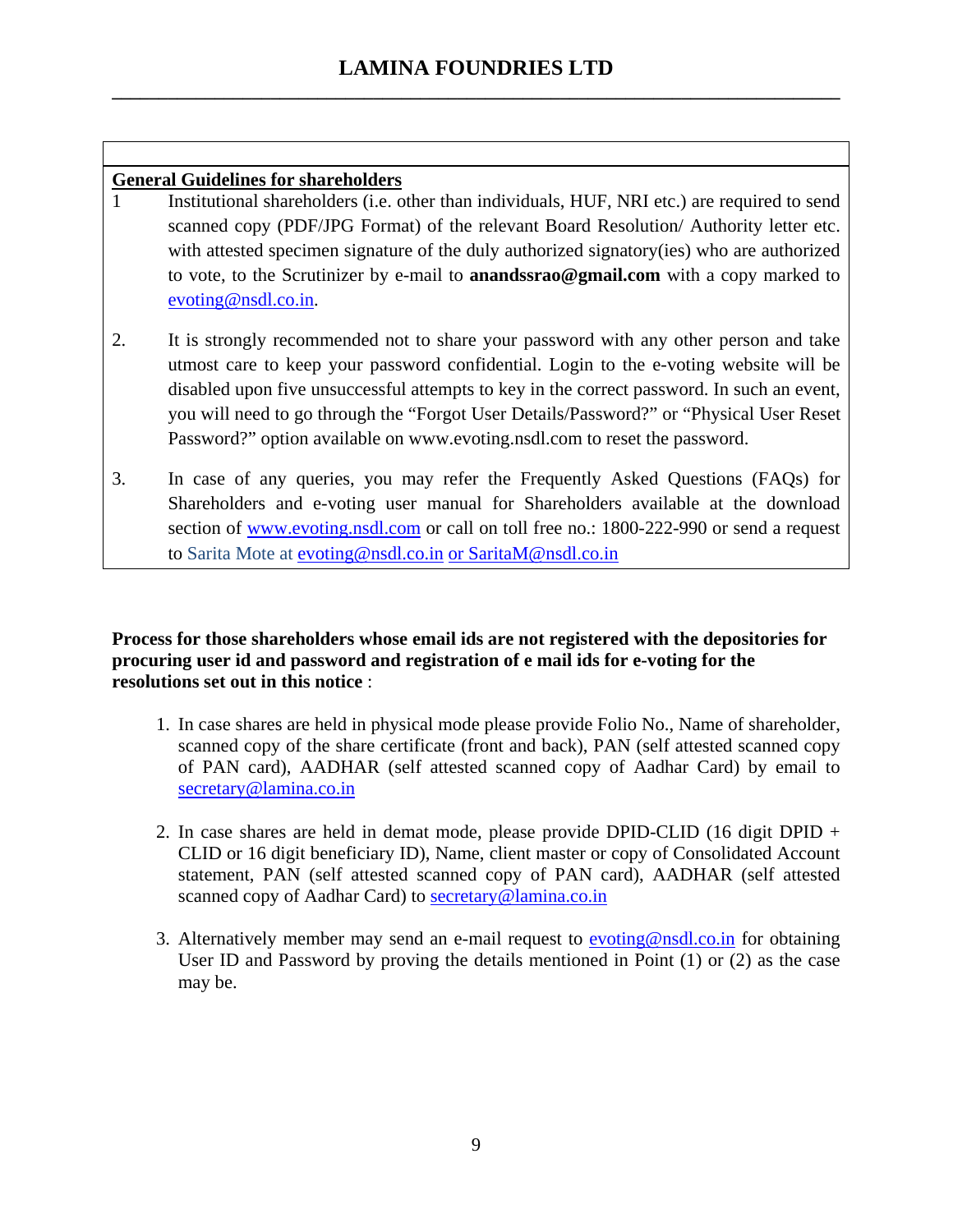## General Guidelines for shareholders

1. Institutional shareholders (i.e. other than individuals, HUF, NRI etc.) are required to send scanned copy (PDF/JPG Format) of the relevant Board Resolution/ Authority letter etc. with attested specimen signature of the duly authorized signatory(ies) who are authorized to vote, to the Scrutinizer by e-mail to **anandssrao@gmail.com** with a copy marked to evoting@nsdl.co.in.

2. It is strongly recommended not to share your password with any other person and take utmost care to keep your password confidential. Login to the e-voting website will be disabled upon five unsuccessful attempts to key in the correct password. In such an event, you will need to go through the "Forgot User Details/Password?" or "Physical User Reset Password?" option available on www.evoting.nsdl.com to reset the password.

3. In case of any queries, you may refer the Frequently Asked Questions (FAQs) for Shareholders and e-voting user manual for Shareholders available at the download section of www.evoting.nsdl.com or call on toll free no.: 1800-222-990 or send a request to Sarita Mote at evoting@nsdl.co.in or SaritaM@nsdl.co.in

**Process for those shareholders whose email ids are not registered with the depositories for procuring user id and password and registration of e mail ids for e-voting for the resolutions set out in this notice** :

1. In case shares are held in physical mode please provide Folio No., Name of shareholder, scanned copy of the share certificate (front and back), PAN (self attested scanned copy of PAN card), AADHAR (self attested scanned copy of Aadhar Card) by email to secretary@lamina.co.in

2. In case shares are held in demat mode, please provide DPID-CLID (16 digit DPID + CLID or 16 digit beneficiary ID), Name, client master or copy of Consolidated Account statement, PAN (self attested scanned copy of PAN card), AADHAR (self attested scanned copy of Aadhar Card) to secretary@lamina.co.in

3. Alternatively member may send an e-mail request to evoting@nsdl.co.in for obtaining User ID and Password by proving the details mentioned in Point (1) or (2) as the case may be.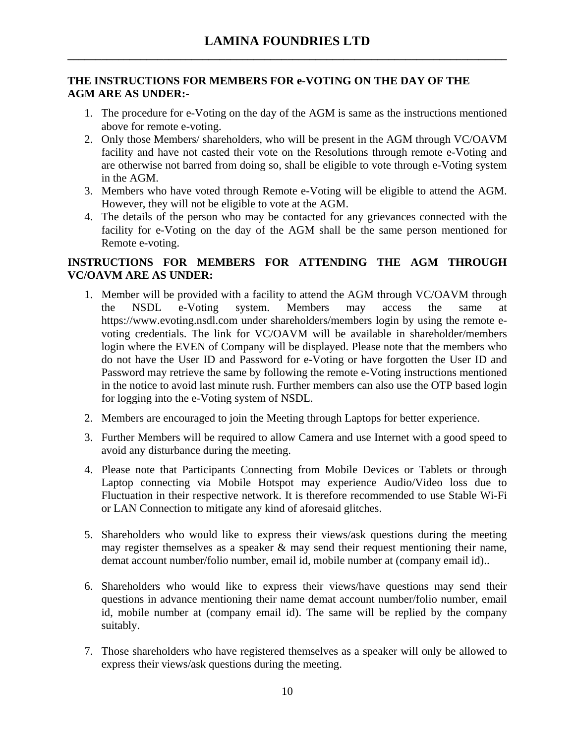**THE INSTRUCTIONS FOR MEMBERS FOR e-VOTING ON THE DAY OF THE AGM ARE AS UNDER:-**

1. The procedure for e-Voting on the day of the AGM is same as the instructions mentioned above for remote e-voting.
2. Only those Members/ shareholders, who will be present in the AGM through VC/OAVM facility and have not casted their vote on the Resolutions through remote e-Voting and are otherwise not barred from doing so, shall be eligible to vote through e-Voting system in the AGM.
3. Members who have voted through Remote e-Voting will be eligible to attend the AGM. However, they will not be eligible to vote at the AGM.
4. The details of the person who may be contacted for any grievances connected with the facility for e-Voting on the day of the AGM shall be the same person mentioned for Remote e-voting.

**INSTRUCTIONS FOR MEMBERS FOR ATTENDING THE AGM THROUGH VC/OAVM ARE AS UNDER:**

1. Member will be provided with a facility to attend the AGM through VC/OAVM through the NSDL e-Voting system. Members may access the same at https://www.evoting.nsdl.com under shareholders/members login by using the remote e-voting credentials. The link for VC/OAVM will be available in shareholder/members login where the EVEN of Company will be displayed. Please note that the members who do not have the User ID and Password for e-Voting or have forgotten the User ID and Password may retrieve the same by following the remote e-Voting instructions mentioned in the notice to avoid last minute rush. Further members can also use the OTP based login for logging into the e-Voting system of NSDL.
2. Members are encouraged to join the Meeting through Laptops for better experience.
3. Further Members will be required to allow Camera and use Internet with a good speed to avoid any disturbance during the meeting.
4. Please note that Participants Connecting from Mobile Devices or Tablets or through Laptop connecting via Mobile Hotspot may experience Audio/Video loss due to Fluctuation in their respective network. It is therefore recommended to use Stable Wi-Fi or LAN Connection to mitigate any kind of aforesaid glitches.
5. Shareholders who would like to express their views/ask questions during the meeting may register themselves as a speaker & may send their request mentioning their name, demat account number/folio number, email id, mobile number at (company email id)..
6. Shareholders who would like to express their views/have questions may send their questions in advance mentioning their name demat account number/folio number, email id, mobile number at (company email id). The same will be replied by the company suitably.
7. Those shareholders who have registered themselves as a speaker will only be allowed to express their views/ask questions during the meeting.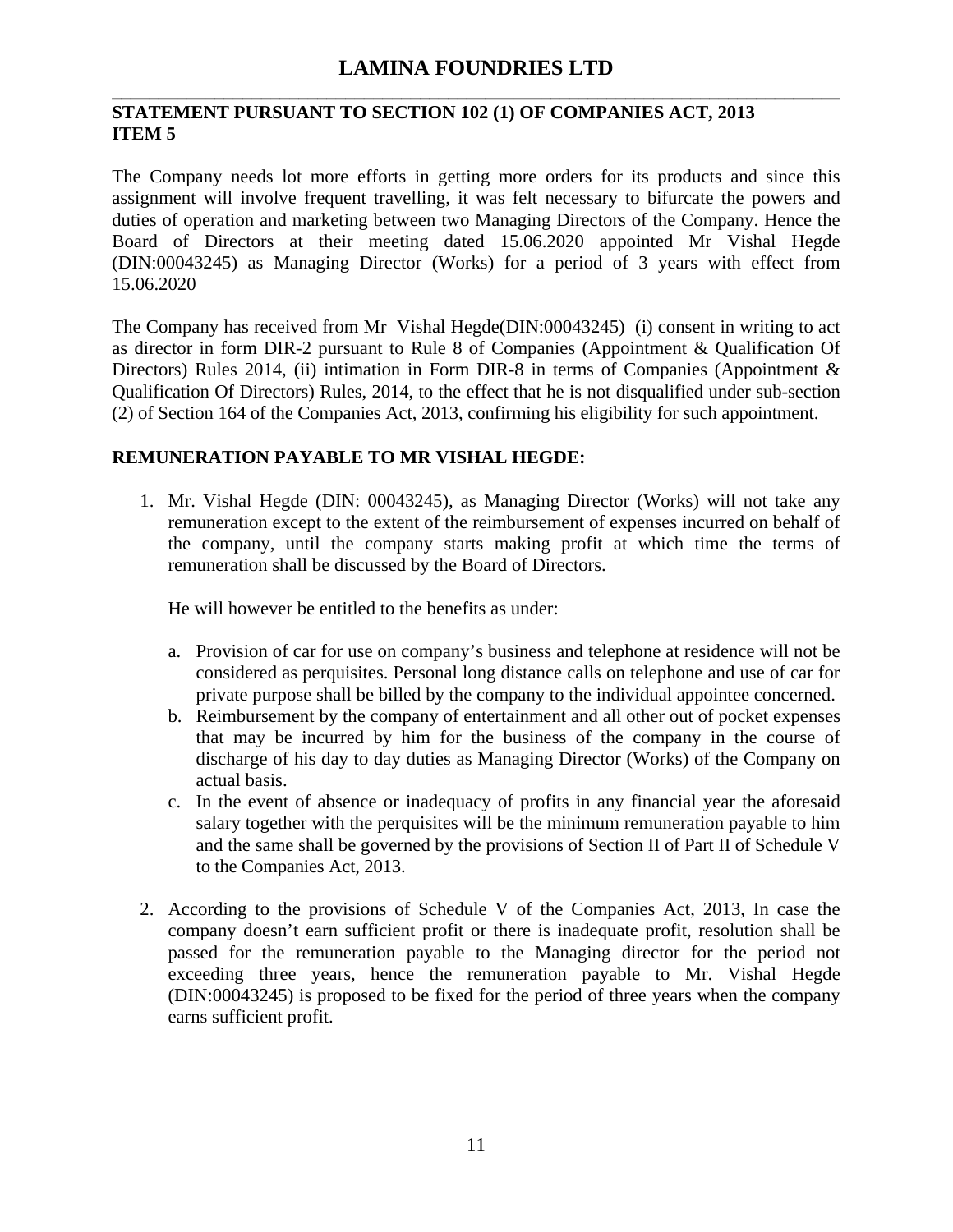# LAMINA FOUNDRIES LTD

**STATEMENT PURSUANT TO SECTION 102 (1) OF COMPANIES ACT, 2013**
**ITEM 5**

The Company needs lot more efforts in getting more orders for its products and since this assignment will involve frequent travelling, it was felt necessary to bifurcate the powers and duties of operation and marketing between two Managing Directors of the Company. Hence the Board of Directors at their meeting dated 15.06.2020 appointed Mr Vishal Hegde (DIN:00043245) as Managing Director (Works) for a period of 3 years with effect from 15.06.2020

The Company has received from Mr Vishal Hegde(DIN:00043245) (i) consent in writing to act as director in form DIR-2 pursuant to Rule 8 of Companies (Appointment & Qualification Of Directors) Rules 2014, (ii) intimation in Form DIR-8 in terms of Companies (Appointment & Qualification Of Directors) Rules, 2014, to the effect that he is not disqualified under sub-section (2) of Section 164 of the Companies Act, 2013, confirming his eligibility for such appointment.

**REMUNERATION PAYABLE TO MR VISHAL HEGDE:**

1. Mr. Vishal Hegde (DIN: 00043245), as Managing Director (Works) will not take any remuneration except to the extent of the reimbursement of expenses incurred on behalf of the company, until the company starts making profit at which time the terms of remuneration shall be discussed by the Board of Directors.

   He will however be entitled to the benefits as under:

   a. Provision of car for use on company's business and telephone at residence will not be considered as perquisites. Personal long distance calls on telephone and use of car for private purpose shall be billed by the company to the individual appointee concerned.
   b. Reimbursement by the company of entertainment and all other out of pocket expenses that may be incurred by him for the business of the company in the course of discharge of his day to day duties as Managing Director (Works) of the Company on actual basis.
   c. In the event of absence or inadequacy of profits in any financial year the aforesaid salary together with the perquisites will be the minimum remuneration payable to him and the same shall be governed by the provisions of Section II of Part II of Schedule V to the Companies Act, 2013.

2. According to the provisions of Schedule V of the Companies Act, 2013, In case the company doesn't earn sufficient profit or there is inadequate profit, resolution shall be passed for the remuneration payable to the Managing director for the period not exceeding three years, hence the remuneration payable to Mr. Vishal Hegde (DIN:00043245) is proposed to be fixed for the period of three years when the company earns sufficient profit.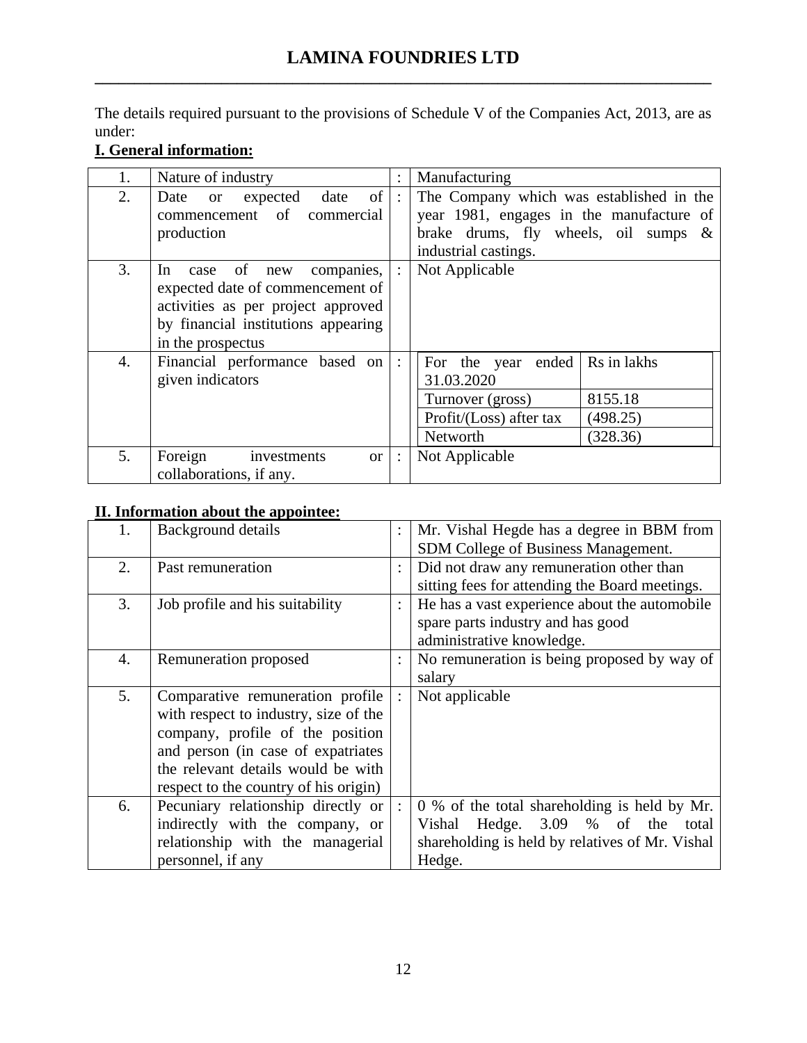# LAMINA FOUNDRIES LTD

The details required pursuant to the provisions of Schedule V of the Companies Act, 2013, are as under:

**I. General information:**

| | | | |
|---|---|---|---|
| 1. | Nature of industry | : | Manufacturing |
| 2. | Date or expected date of commencement of commercial production | : | The Company which was established in the year 1981, engages in the manufacture of brake drums, fly wheels, oil sumps & industrial castings. |
| 3. | In case of new companies, expected date of commencement of activities as per project approved by financial institutions appearing in the prospectus | : | Not Applicable |
| 4. | Financial performance based on given indicators | : | For the year ended 31.03.2020 (Rs in lakhs): Turnover (gross) 8155.18; Profit/(Loss) after tax (498.25); Networth (328.36) |
| 5. | Foreign investments or collaborations, if any. | : | Not Applicable |

| For the year ended 31.03.2020 | Rs in lakhs |
|---|---|
| Turnover (gross) | 8155.18 |
| Profit/(Loss) after tax | (498.25) |
| Networth | (328.36) |

**II. Information about the appointee:**

| | | | |
|---|---|---|---|
| 1. | Background details | : | Mr. Vishal Hegde has a degree in BBM from SDM College of Business Management. |
| 2. | Past remuneration | : | Did not draw any remuneration other than sitting fees for attending the Board meetings. |
| 3. | Job profile and his suitability | : | He has a vast experience about the automobile spare parts industry and has good administrative knowledge. |
| 4. | Remuneration proposed | : | No remuneration is being proposed by way of salary |
| 5. | Comparative remuneration profile with respect to industry, size of the company, profile of the position and person (in case of expatriates the relevant details would be with respect to the country of his origin) | : | Not applicable |
| 6. | Pecuniary relationship directly or indirectly with the company, or relationship with the managerial personnel, if any | : | 0 % of the total shareholding is held by Mr. Vishal Hedge. 3.09 % of the total shareholding is held by relatives of Mr. Vishal Hedge. |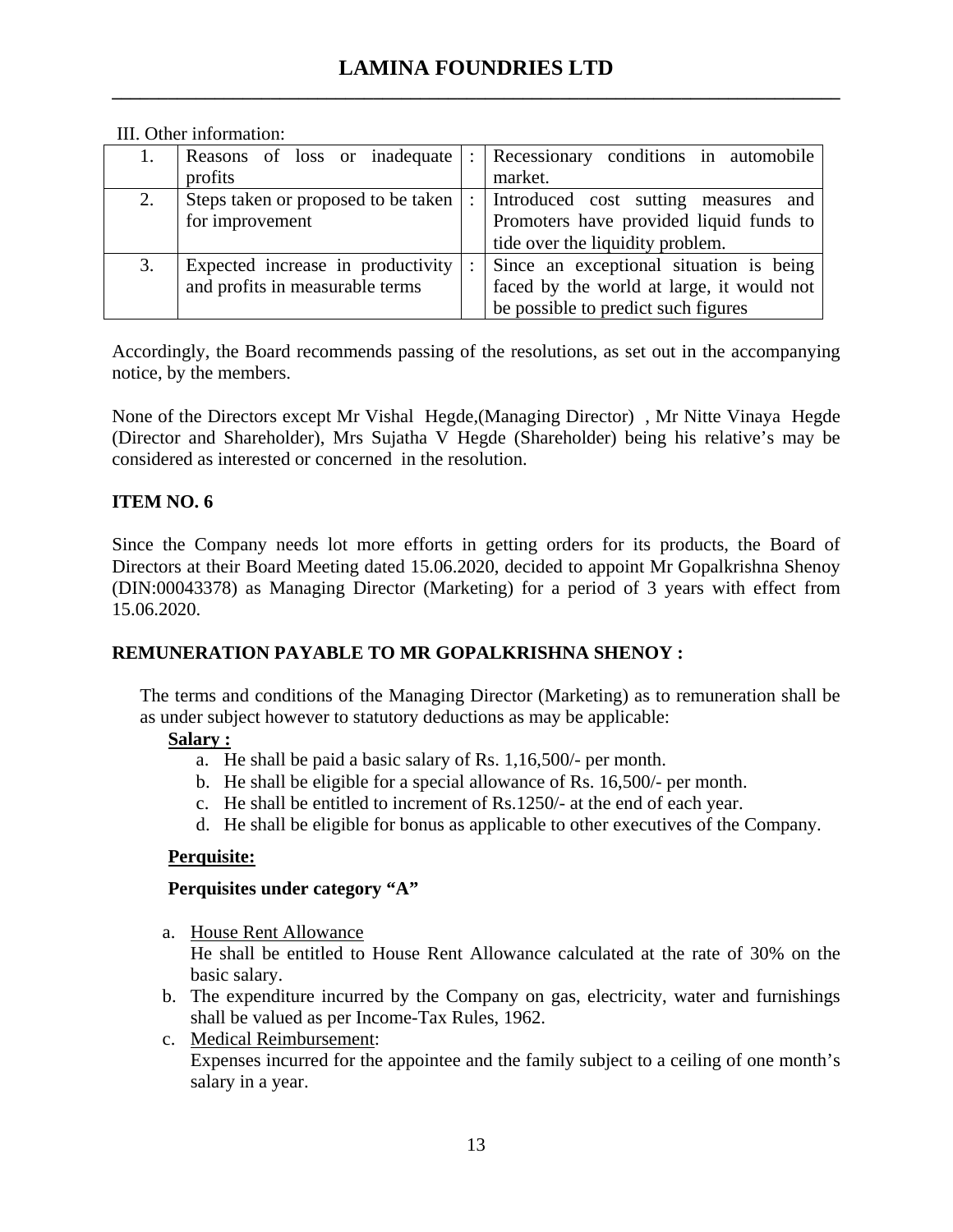III. Other information:

| | | | |
|---|---|---|---|
| 1. | Reasons of loss or inadequate profits | : | Recessionary conditions in automobile market. |
| 2. | Steps taken or proposed to be taken for improvement | : | Introduced cost sutting measures and Promoters have provided liquid funds to tide over the liquidity problem. |
| 3. | Expected increase in productivity and profits in measurable terms | : | Since an exceptional situation is being faced by the world at large, it would not be possible to predict such figures |

Accordingly, the Board recommends passing of the resolutions, as set out in the accompanying notice, by the members.

None of the Directors except Mr Vishal Hegde,(Managing Director) , Mr Nitte Vinaya Hegde (Director and Shareholder), Mrs Sujatha V Hegde (Shareholder) being his relative's may be considered as interested or concerned in the resolution.

**ITEM NO. 6**

Since the Company needs lot more efforts in getting orders for its products, the Board of Directors at their Board Meeting dated 15.06.2020, decided to appoint Mr Gopalkrishna Shenoy (DIN:00043378) as Managing Director (Marketing) for a period of 3 years with effect from 15.06.2020.

**REMUNERATION PAYABLE TO MR GOPALKRISHNA SHENOY :**

The terms and conditions of the Managing Director (Marketing) as to remuneration shall be as under subject however to statutory deductions as may be applicable:

**Salary :**

a. He shall be paid a basic salary of Rs. 1,16,500/- per month.
b. He shall be eligible for a special allowance of Rs. 16,500/- per month.
c. He shall be entitled to increment of Rs.1250/- at the end of each year.
d. He shall be eligible for bonus as applicable to other executives of the Company.

**Perquisite:**

**Perquisites under category "A"**

a. House Rent Allowance
   He shall be entitled to House Rent Allowance calculated at the rate of 30% on the basic salary.
b. The expenditure incurred by the Company on gas, electricity, water and furnishings shall be valued as per Income-Tax Rules, 1962.
c. Medical Reimbursement:
   Expenses incurred for the appointee and the family subject to a ceiling of one month's salary in a year.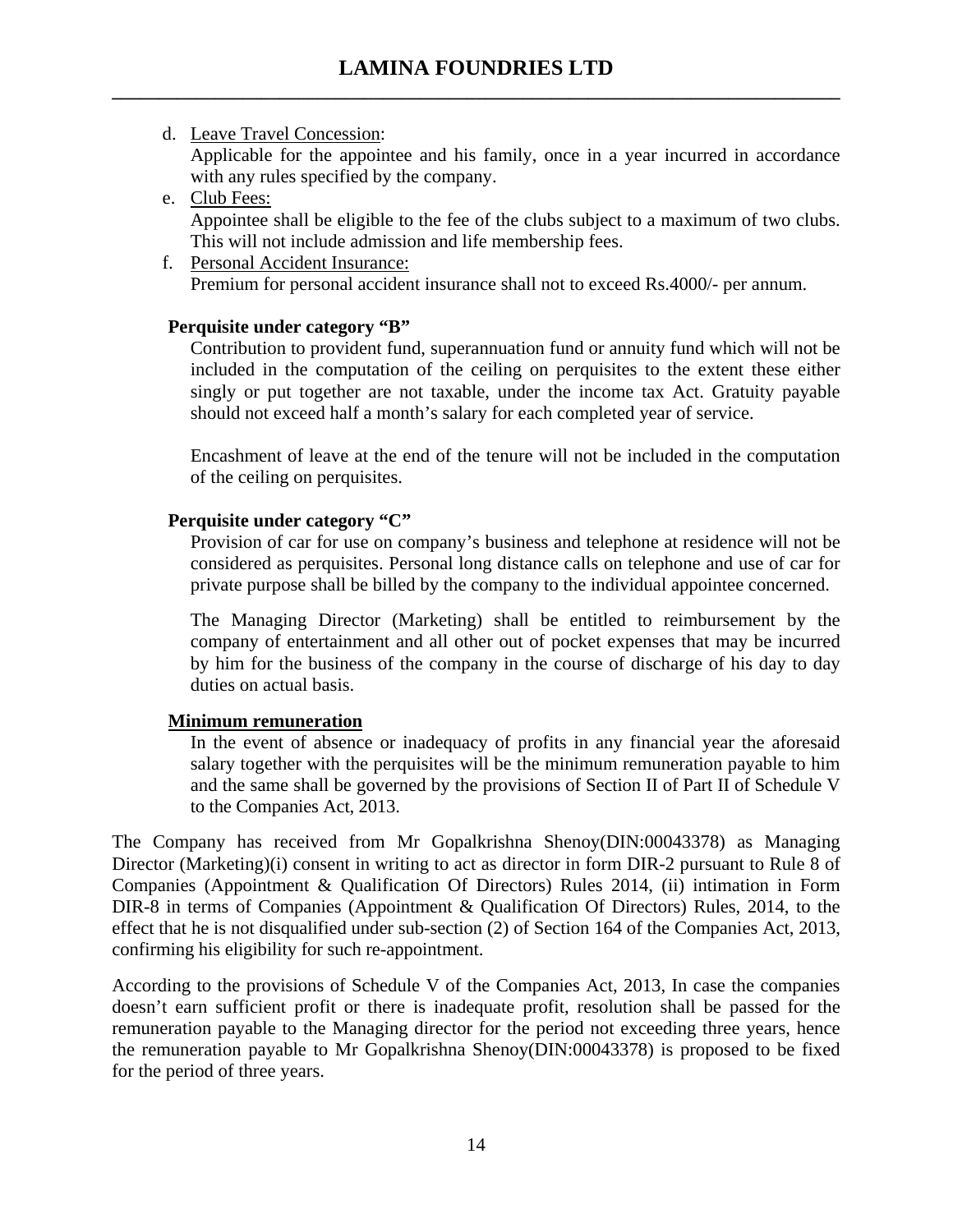d. <u>Leave Travel Concession</u>:
   Applicable for the appointee and his family, once in a year incurred in accordance with any rules specified by the company.
e. <u>Club Fees:</u>
   Appointee shall be eligible to the fee of the clubs subject to a maximum of two clubs. This will not include admission and life membership fees.
f. <u>Personal Accident Insurance:</u>
   Premium for personal accident insurance shall not to exceed Rs.4000/- per annum.

**Perquisite under category "B"**

Contribution to provident fund, superannuation fund or annuity fund which will not be included in the computation of the ceiling on perquisites to the extent these either singly or put together are not taxable, under the income tax Act. Gratuity payable should not exceed half a month's salary for each completed year of service.

Encashment of leave at the end of the tenure will not be included in the computation of the ceiling on perquisites.

**Perquisite under category "C"**

Provision of car for use on company's business and telephone at residence will not be considered as perquisites. Personal long distance calls on telephone and use of car for private purpose shall be billed by the company to the individual appointee concerned.

The Managing Director (Marketing) shall be entitled to reimbursement by the company of entertainment and all other out of pocket expenses that may be incurred by him for the business of the company in the course of discharge of his day to day duties on actual basis.

**<u>Minimum remuneration</u>**

In the event of absence or inadequacy of profits in any financial year the aforesaid salary together with the perquisites will be the minimum remuneration payable to him and the same shall be governed by the provisions of Section II of Part II of Schedule V to the Companies Act, 2013.

The Company has received from Mr Gopalkrishna Shenoy(DIN:00043378) as Managing Director (Marketing)(i) consent in writing to act as director in form DIR-2 pursuant to Rule 8 of Companies (Appointment & Qualification Of Directors) Rules 2014, (ii) intimation in Form DIR-8 in terms of Companies (Appointment & Qualification Of Directors) Rules, 2014, to the effect that he is not disqualified under sub-section (2) of Section 164 of the Companies Act, 2013, confirming his eligibility for such re-appointment.

According to the provisions of Schedule V of the Companies Act, 2013, In case the companies doesn't earn sufficient profit or there is inadequate profit, resolution shall be passed for the remuneration payable to the Managing director for the period not exceeding three years, hence the remuneration payable to Mr Gopalkrishna Shenoy(DIN:00043378) is proposed to be fixed for the period of three years.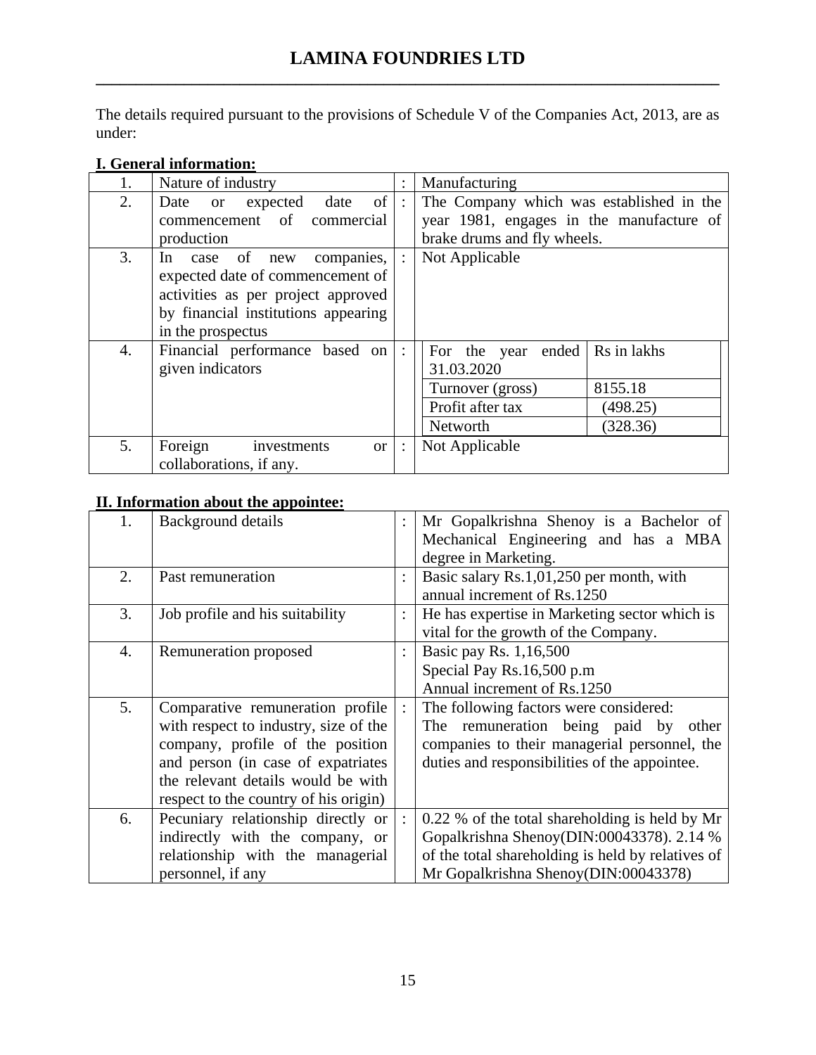# LAMINA FOUNDRIES LTD

The details required pursuant to the provisions of Schedule V of the Companies Act, 2013, are as under:

**I. General information:**

| | | | |
|---|---|---|---|
| 1. | Nature of industry | : | Manufacturing |
| 2. | Date or expected date of commencement of commercial production | : | The Company which was established in the year 1981, engages in the manufacture of brake drums and fly wheels. |
| 3. | In case of new companies, expected date of commencement of activities as per project approved by financial institutions appearing in the prospectus | : | Not Applicable |
| 4. | Financial performance based on given indicators | : | For the year ended 31.03.2020 — Rs in lakhs<br>Turnover (gross): 8155.18<br>Profit after tax: (498.25)<br>Networth: (328.36) |
| 5. | Foreign investments or collaborations, if any. | : | Not Applicable |

**II. Information about the appointee:**

| | | | |
|---|---|---|---|
| 1. | Background details | : | Mr Gopalkrishna Shenoy is a Bachelor of Mechanical Engineering and has a MBA degree in Marketing. |
| 2. | Past remuneration | : | Basic salary Rs.1,01,250 per month, with annual increment of Rs.1250 |
| 3. | Job profile and his suitability | : | He has expertise in Marketing sector which is vital for the growth of the Company. |
| 4. | Remuneration proposed | : | Basic pay Rs. 1,16,500<br>Special Pay Rs.16,500 p.m<br>Annual increment of Rs.1250 |
| 5. | Comparative remuneration profile with respect to industry, size of the company, profile of the position and person (in case of expatriates the relevant details would be with respect to the country of his origin) | : | The following factors were considered:<br>The remuneration being paid by other companies to their managerial personnel, the duties and responsibilities of the appointee. |
| 6. | Pecuniary relationship directly or indirectly with the company, or relationship with the managerial personnel, if any | : | 0.22 % of the total shareholding is held by Mr Gopalkrishna Shenoy(DIN:00043378). 2.14 % of the total shareholding is held by relatives of Mr Gopalkrishna Shenoy(DIN:00043378) |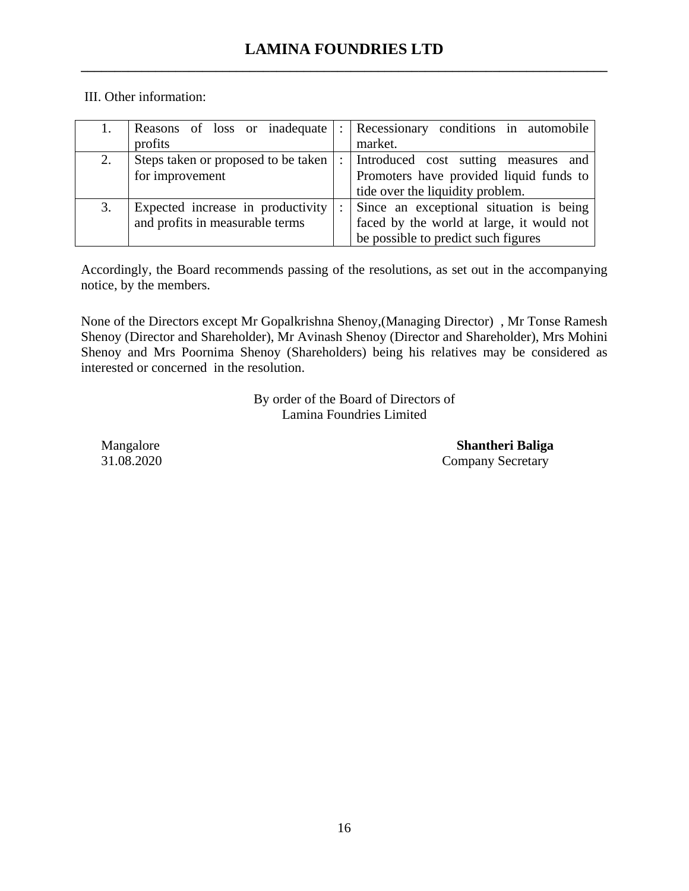III. Other information:

| 1. | Reasons of loss or inadequate profits | : | Recessionary conditions in automobile market. |
|---|---|---|---|
| 2. | Steps taken or proposed to be taken for improvement | : | Introduced cost sutting measures and Promoters have provided liquid funds to tide over the liquidity problem. |
| 3. | Expected increase in productivity and profits in measurable terms | : | Since an exceptional situation is being faced by the world at large, it would not be possible to predict such figures |

Accordingly, the Board recommends passing of the resolutions, as set out in the accompanying notice, by the members.

None of the Directors except Mr Gopalkrishna Shenoy,(Managing Director) , Mr Tonse Ramesh Shenoy (Director and Shareholder), Mr Avinash Shenoy (Director and Shareholder), Mrs Mohini Shenoy and Mrs Poornima Shenoy (Shareholders) being his relatives may be considered as interested or concerned in the resolution.

By order of the Board of Directors of
Lamina Foundries Limited

Mangalore
31.08.2020

**Shantheri Baliga**
Company Secretary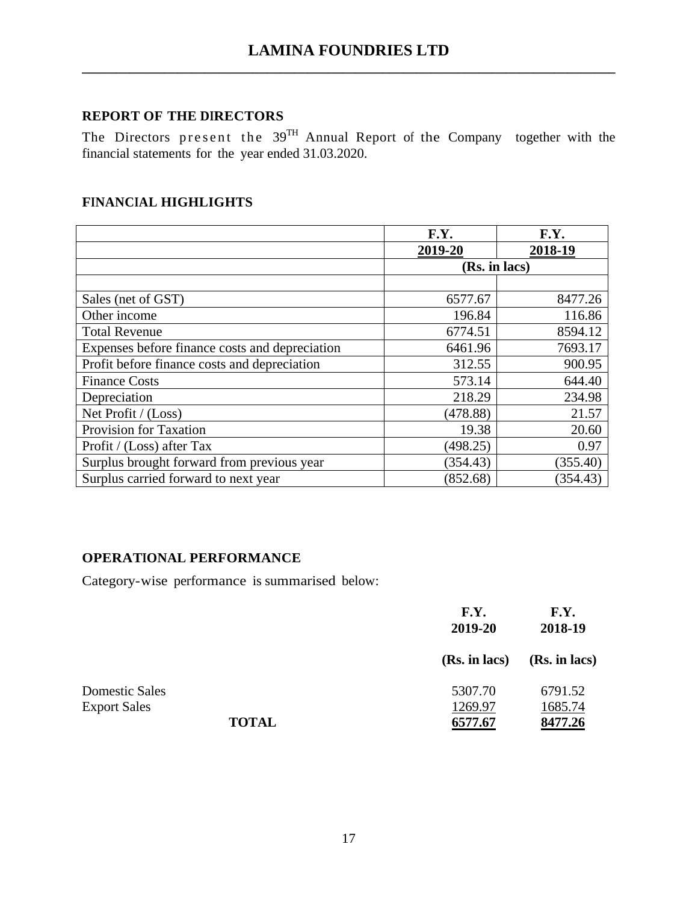# LAMINA FOUNDRIES LTD

## REPORT OF THE DIRECTORS

The Directors present the 39TH Annual Report of the Company together with the financial statements for the year ended 31.03.2020.

## FINANCIAL HIGHLIGHTS

| | F.Y. 2019-20 | F.Y. 2018-19 |
|---|---|---|
| | (Rs. in lacs) | |
| | | |
| Sales (net of GST) | 6577.67 | 8477.26 |
| Other income | 196.84 | 116.86 |
| Total Revenue | 6774.51 | 8594.12 |
| Expenses before finance costs and depreciation | 6461.96 | 7693.17 |
| Profit before finance costs and depreciation | 312.55 | 900.95 |
| Finance Costs | 573.14 | 644.40 |
| Depreciation | 218.29 | 234.98 |
| Net Profit / (Loss) | (478.88) | 21.57 |
| Provision for Taxation | 19.38 | 20.60 |
| Profit / (Loss) after Tax | (498.25) | 0.97 |
| Surplus brought forward from previous year | (354.43) | (355.40) |
| Surplus carried forward to next year | (852.68) | (354.43) |

## OPERATIONAL PERFORMANCE

Category-wise performance is summarised below:

| | F.Y. 2019-20 (Rs. in lacs) | F.Y. 2018-19 (Rs. in lacs) |
|---|---|---|
| Domestic Sales | 5307.70 | 6791.52 |
| Export Sales | 1269.97 | 1685.74 |
| **TOTAL** | **6577.67** | **8477.26** |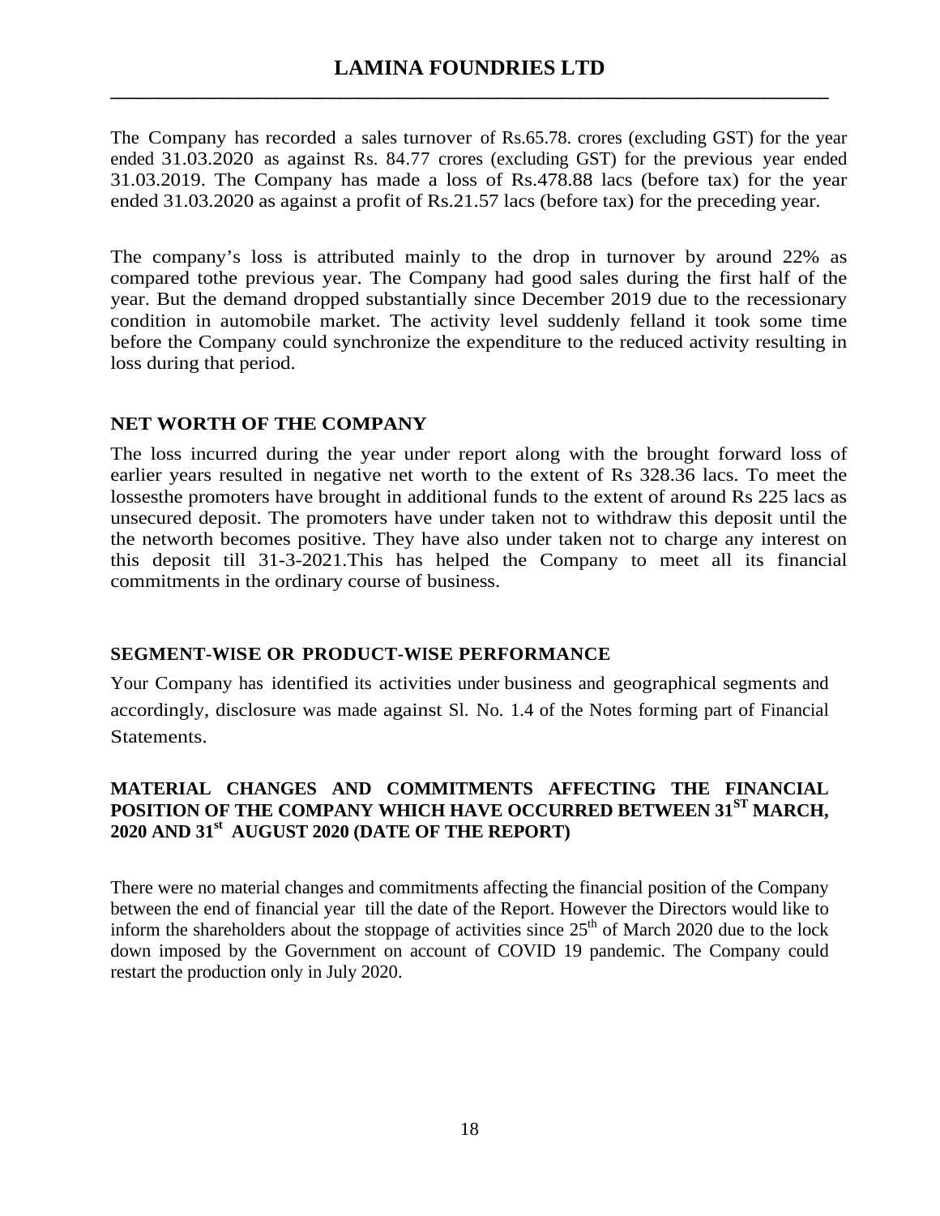The Company has recorded a sales turnover of Rs.65.78. crores (excluding GST) for the year ended 31.03.2020 as against Rs. 84.77 crores (excluding GST) for the previous year ended 31.03.2019. The Company has made a loss of Rs.478.88 lacs (before tax) for the year ended 31.03.2020 as against a profit of Rs.21.57 lacs (before tax) for the preceding year.

The company's loss is attributed mainly to the drop in turnover by around 22% as compared tothe previous year. The Company had good sales during the first half of the year. But the demand dropped substantially since December 2019 due to the recessionary condition in automobile market. The activity level suddenly felland it took some time before the Company could synchronize the expenditure to the reduced activity resulting in loss during that period.

## NET WORTH OF THE COMPANY

The loss incurred during the year under report along with the brought forward loss of earlier years resulted in negative net worth to the extent of Rs 328.36 lacs. To meet the lossesthe promoters have brought in additional funds to the extent of around Rs 225 lacs as unsecured deposit. The promoters have under taken not to withdraw this deposit until the the networth becomes positive. They have also under taken not to charge any interest on this deposit till 31-3-2021.This has helped the Company to meet all its financial commitments in the ordinary course of business.

## SEGMENT-WISE OR PRODUCT-WISE PERFORMANCE

Your Company has identified its activities under business and geographical segments and accordingly, disclosure was made against Sl. No. 1.4 of the Notes forming part of Financial Statements.

## MATERIAL CHANGES AND COMMITMENTS AFFECTING THE FINANCIAL POSITION OF THE COMPANY WHICH HAVE OCCURRED BETWEEN 31ST MARCH, 2020 AND 31st AUGUST 2020 (DATE OF THE REPORT)

There were no material changes and commitments affecting the financial position of the Company between the end of financial year till the date of the Report. However the Directors would like to inform the shareholders about the stoppage of activities since 25th of March 2020 due to the lock down imposed by the Government on account of COVID 19 pandemic. The Company could restart the production only in July 2020.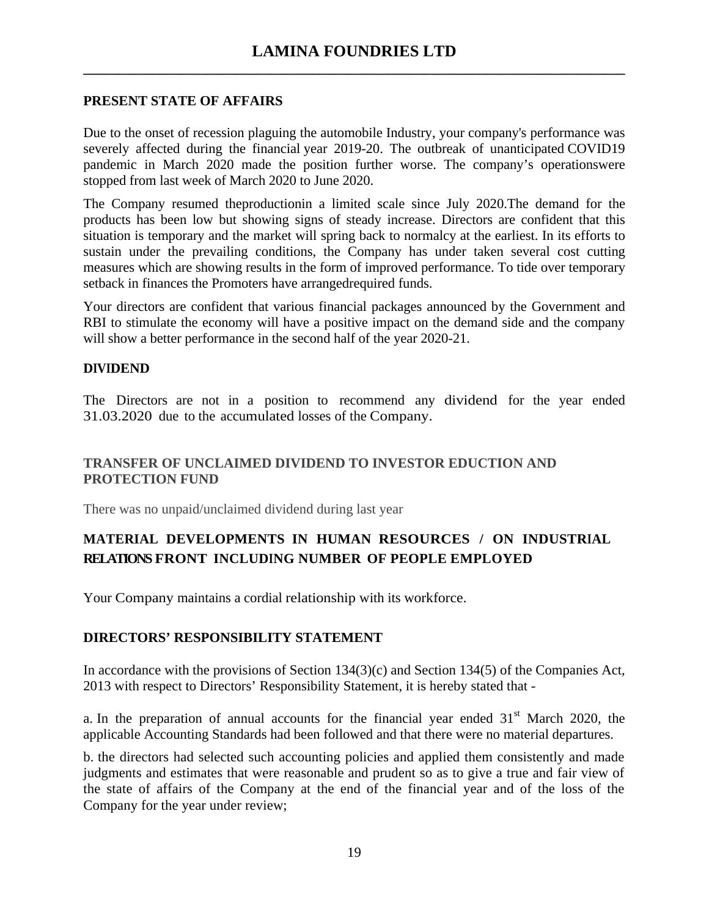## PRESENT STATE OF AFFAIRS

Due to the onset of recession plaguing the automobile Industry, your company's performance was severely affected during the financial year 2019-20. The outbreak of unanticipated COVID19 pandemic in March 2020 made the position further worse. The company's operationswere stopped from last week of March 2020 to June 2020.

The Company resumed theproductionin a limited scale since July 2020.The demand for the products has been low but showing signs of steady increase. Directors are confident that this situation is temporary and the market will spring back to normalcy at the earliest. In its efforts to sustain under the prevailing conditions, the Company has under taken several cost cutting measures which are showing results in the form of improved performance. To tide over temporary setback in finances the Promoters have arrangedrequired funds.

Your directors are confident that various financial packages announced by the Government and RBI to stimulate the economy will have a positive impact on the demand side and the company will show a better performance in the second half of the year 2020-21.

## DIVIDEND

The Directors are not in a position to recommend any dividend for the year ended 31.03.2020 due to the accumulated losses of the Company.

## TRANSFER OF UNCLAIMED DIVIDEND TO INVESTOR EDUCTION AND PROTECTION FUND

There was no unpaid/unclaimed dividend during last year

## MATERIAL DEVELOPMENTS IN HUMAN RESOURCES / ON INDUSTRIAL RELATIONS FRONT INCLUDING NUMBER OF PEOPLE EMPLOYED

Your Company maintains a cordial relationship with its workforce.

## DIRECTORS' RESPONSIBILITY STATEMENT

In accordance with the provisions of Section 134(3)(c) and Section 134(5) of the Companies Act, 2013 with respect to Directors' Responsibility Statement, it is hereby stated that -

a. In the preparation of annual accounts for the financial year ended 31st March 2020, the applicable Accounting Standards had been followed and that there were no material departures.

b. the directors had selected such accounting policies and applied them consistently and made judgments and estimates that were reasonable and prudent so as to give a true and fair view of the state of affairs of the Company at the end of the financial year and of the loss of the Company for the year under review;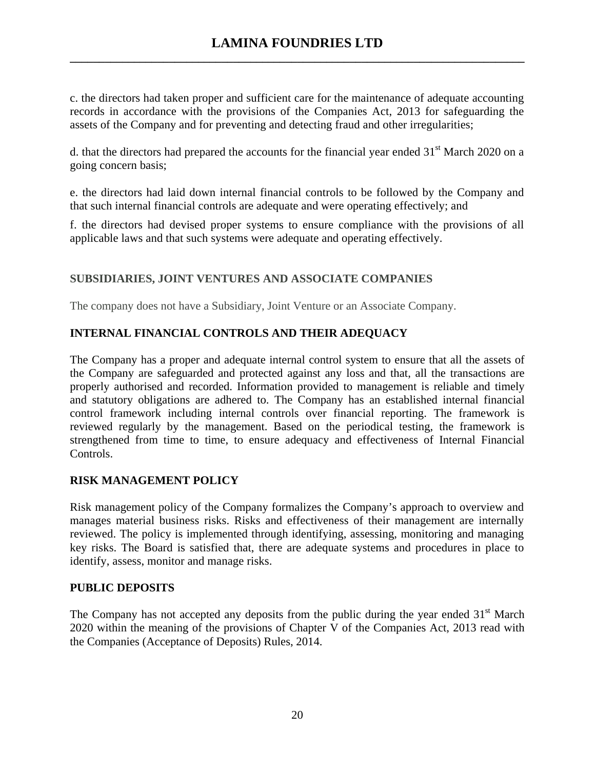c. the directors had taken proper and sufficient care for the maintenance of adequate accounting records in accordance with the provisions of the Companies Act, 2013 for safeguarding the assets of the Company and for preventing and detecting fraud and other irregularities;

d. that the directors had prepared the accounts for the financial year ended 31st March 2020 on a going concern basis;

e. the directors had laid down internal financial controls to be followed by the Company and that such internal financial controls are adequate and were operating effectively; and

f. the directors had devised proper systems to ensure compliance with the provisions of all applicable laws and that such systems were adequate and operating effectively.

## SUBSIDIARIES, JOINT VENTURES AND ASSOCIATE COMPANIES

The company does not have a Subsidiary, Joint Venture or an Associate Company.

## INTERNAL FINANCIAL CONTROLS AND THEIR ADEQUACY

The Company has a proper and adequate internal control system to ensure that all the assets of the Company are safeguarded and protected against any loss and that, all the transactions are properly authorised and recorded. Information provided to management is reliable and timely and statutory obligations are adhered to. The Company has an established internal financial control framework including internal controls over financial reporting. The framework is reviewed regularly by the management. Based on the periodical testing, the framework is strengthened from time to time, to ensure adequacy and effectiveness of Internal Financial Controls.

## RISK MANAGEMENT POLICY

Risk management policy of the Company formalizes the Company's approach to overview and manages material business risks. Risks and effectiveness of their management are internally reviewed. The policy is implemented through identifying, assessing, monitoring and managing key risks. The Board is satisfied that, there are adequate systems and procedures in place to identify, assess, monitor and manage risks.

## PUBLIC DEPOSITS

The Company has not accepted any deposits from the public during the year ended 31st March 2020 within the meaning of the provisions of Chapter V of the Companies Act, 2013 read with the Companies (Acceptance of Deposits) Rules, 2014.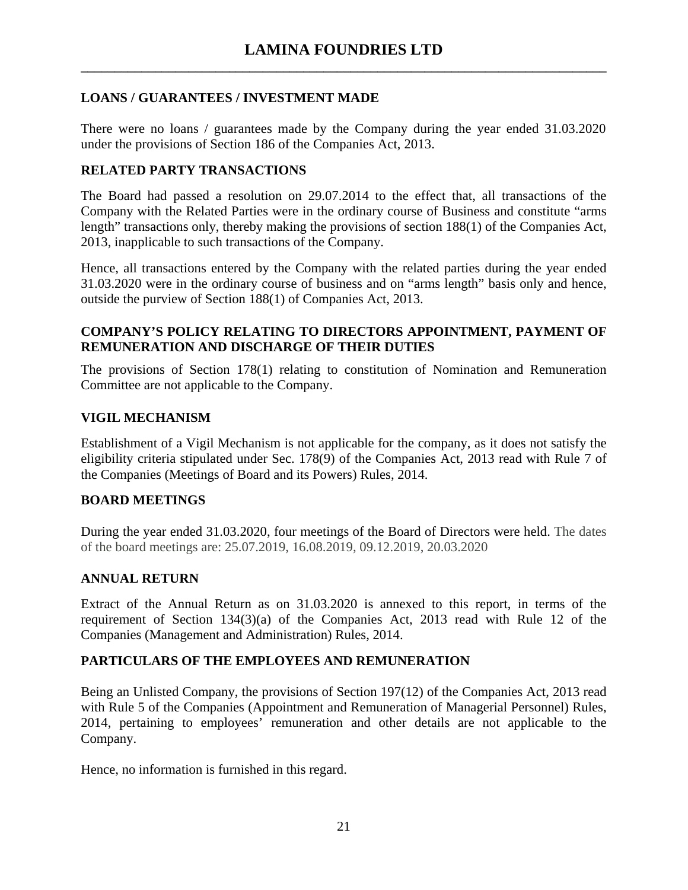## LOANS / GUARANTEES / INVESTMENT MADE

There were no loans / guarantees made by the Company during the year ended 31.03.2020 under the provisions of Section 186 of the Companies Act, 2013.

## RELATED PARTY TRANSACTIONS

The Board had passed a resolution on 29.07.2014 to the effect that, all transactions of the Company with the Related Parties were in the ordinary course of Business and constitute "arms length" transactions only, thereby making the provisions of section 188(1) of the Companies Act, 2013, inapplicable to such transactions of the Company.

Hence, all transactions entered by the Company with the related parties during the year ended 31.03.2020 were in the ordinary course of business and on "arms length" basis only and hence, outside the purview of Section 188(1) of Companies Act, 2013.

## COMPANY'S POLICY RELATING TO DIRECTORS APPOINTMENT, PAYMENT OF REMUNERATION AND DISCHARGE OF THEIR DUTIES

The provisions of Section 178(1) relating to constitution of Nomination and Remuneration Committee are not applicable to the Company.

## VIGIL MECHANISM

Establishment of a Vigil Mechanism is not applicable for the company, as it does not satisfy the eligibility criteria stipulated under Sec. 178(9) of the Companies Act, 2013 read with Rule 7 of the Companies (Meetings of Board and its Powers) Rules, 2014.

## BOARD MEETINGS

During the year ended 31.03.2020, four meetings of the Board of Directors were held. The dates of the board meetings are: 25.07.2019, 16.08.2019, 09.12.2019, 20.03.2020

## ANNUAL RETURN

Extract of the Annual Return as on 31.03.2020 is annexed to this report, in terms of the requirement of Section 134(3)(a) of the Companies Act, 2013 read with Rule 12 of the Companies (Management and Administration) Rules, 2014.

## PARTICULARS OF THE EMPLOYEES AND REMUNERATION

Being an Unlisted Company, the provisions of Section 197(12) of the Companies Act, 2013 read with Rule 5 of the Companies (Appointment and Remuneration of Managerial Personnel) Rules, 2014, pertaining to employees' remuneration and other details are not applicable to the Company.

Hence, no information is furnished in this regard.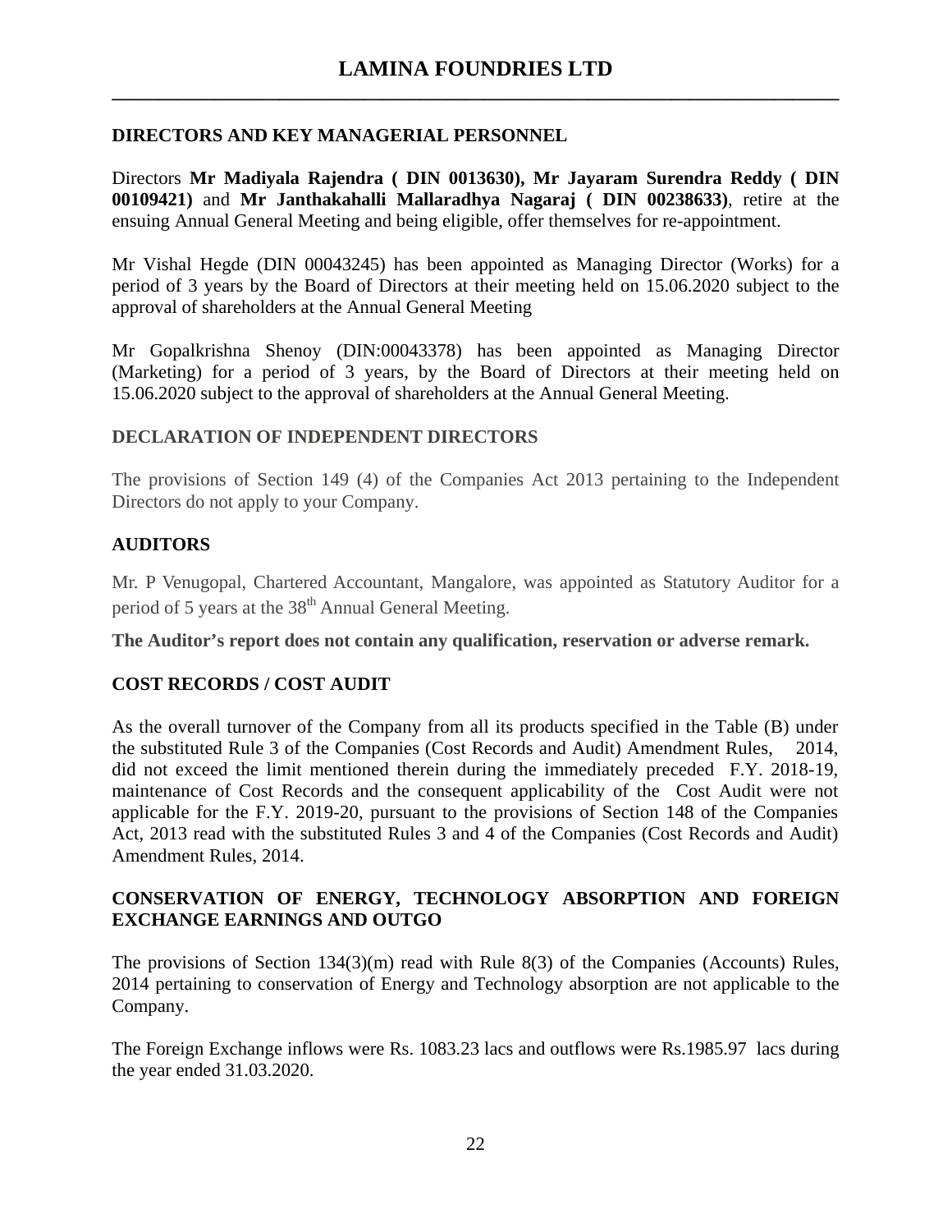## DIRECTORS AND KEY MANAGERIAL PERSONNEL

Directors **Mr Madiyala Rajendra ( DIN 0013630), Mr Jayaram Surendra Reddy ( DIN 00109421)** and **Mr Janthakahalli Mallaradhya Nagaraj ( DIN 00238633)**, retire at the ensuing Annual General Meeting and being eligible, offer themselves for re-appointment.

Mr Vishal Hegde (DIN 00043245) has been appointed as Managing Director (Works) for a period of 3 years by the Board of Directors at their meeting held on 15.06.2020 subject to the approval of shareholders at the Annual General Meeting

Mr Gopalkrishna Shenoy (DIN:00043378) has been appointed as Managing Director (Marketing) for a period of 3 years, by the Board of Directors at their meeting held on 15.06.2020 subject to the approval of shareholders at the Annual General Meeting.

## DECLARATION OF INDEPENDENT DIRECTORS

The provisions of Section 149 (4) of the Companies Act 2013 pertaining to the Independent Directors do not apply to your Company.

## AUDITORS

Mr. P Venugopal, Chartered Accountant, Mangalore, was appointed as Statutory Auditor for a period of 5 years at the 38th Annual General Meeting.

**The Auditor's report does not contain any qualification, reservation or adverse remark.**

## COST RECORDS / COST AUDIT

As the overall turnover of the Company from all its products specified in the Table (B) under the substituted Rule 3 of the Companies (Cost Records and Audit) Amendment Rules, 2014, did not exceed the limit mentioned therein during the immediately preceded F.Y. 2018-19, maintenance of Cost Records and the consequent applicability of the Cost Audit were not applicable for the F.Y. 2019-20, pursuant to the provisions of Section 148 of the Companies Act, 2013 read with the substituted Rules 3 and 4 of the Companies (Cost Records and Audit) Amendment Rules, 2014.

## CONSERVATION OF ENERGY, TECHNOLOGY ABSORPTION AND FOREIGN EXCHANGE EARNINGS AND OUTGO

The provisions of Section 134(3)(m) read with Rule 8(3) of the Companies (Accounts) Rules, 2014 pertaining to conservation of Energy and Technology absorption are not applicable to the Company.

The Foreign Exchange inflows were Rs. 1083.23 lacs and outflows were Rs.1985.97 lacs during the year ended 31.03.2020.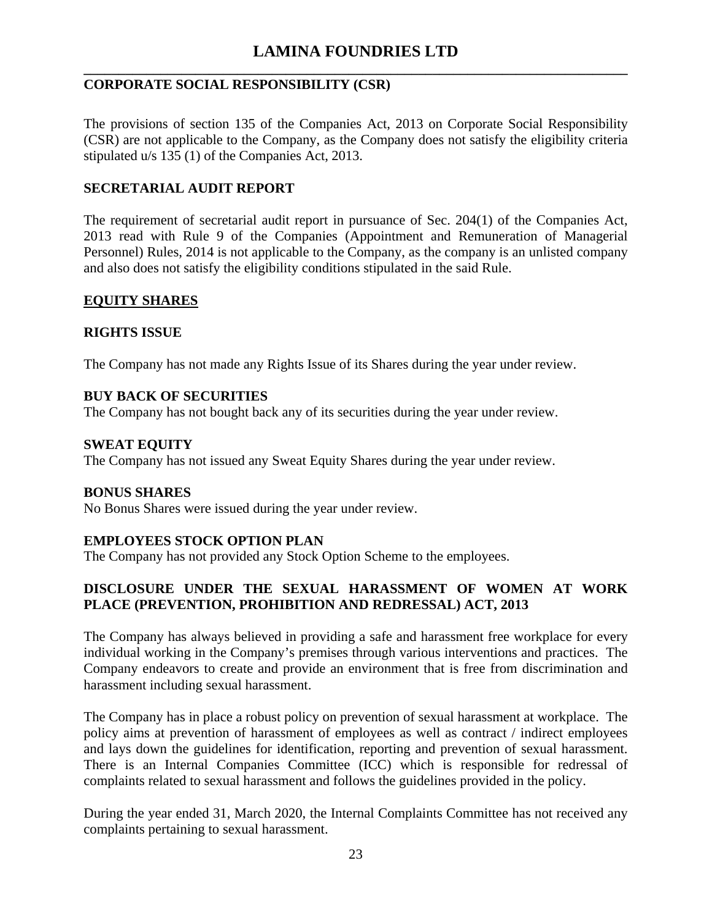## CORPORATE SOCIAL RESPONSIBILITY (CSR)

The provisions of section 135 of the Companies Act, 2013 on Corporate Social Responsibility (CSR) are not applicable to the Company, as the Company does not satisfy the eligibility criteria stipulated u/s 135 (1) of the Companies Act, 2013.

## SECRETARIAL AUDIT REPORT

The requirement of secretarial audit report in pursuance of Sec. 204(1) of the Companies Act, 2013 read with Rule 9 of the Companies (Appointment and Remuneration of Managerial Personnel) Rules, 2014 is not applicable to the Company, as the company is an unlisted company and also does not satisfy the eligibility conditions stipulated in the said Rule.

## EQUITY SHARES

### RIGHTS ISSUE

The Company has not made any Rights Issue of its Shares during the year under review.

### BUY BACK OF SECURITIES

The Company has not bought back any of its securities during the year under review.

### SWEAT EQUITY

The Company has not issued any Sweat Equity Shares during the year under review.

### BONUS SHARES

No Bonus Shares were issued during the year under review.

### EMPLOYEES STOCK OPTION PLAN

The Company has not provided any Stock Option Scheme to the employees.

## DISCLOSURE UNDER THE SEXUAL HARASSMENT OF WOMEN AT WORK PLACE (PREVENTION, PROHIBITION AND REDRESSAL) ACT, 2013

The Company has always believed in providing a safe and harassment free workplace for every individual working in the Company's premises through various interventions and practices. The Company endeavors to create and provide an environment that is free from discrimination and harassment including sexual harassment.

The Company has in place a robust policy on prevention of sexual harassment at workplace. The policy aims at prevention of harassment of employees as well as contract / indirect employees and lays down the guidelines for identification, reporting and prevention of sexual harassment. There is an Internal Companies Committee (ICC) which is responsible for redressal of complaints related to sexual harassment and follows the guidelines provided in the policy.

During the year ended 31, March 2020, the Internal Complaints Committee has not received any complaints pertaining to sexual harassment.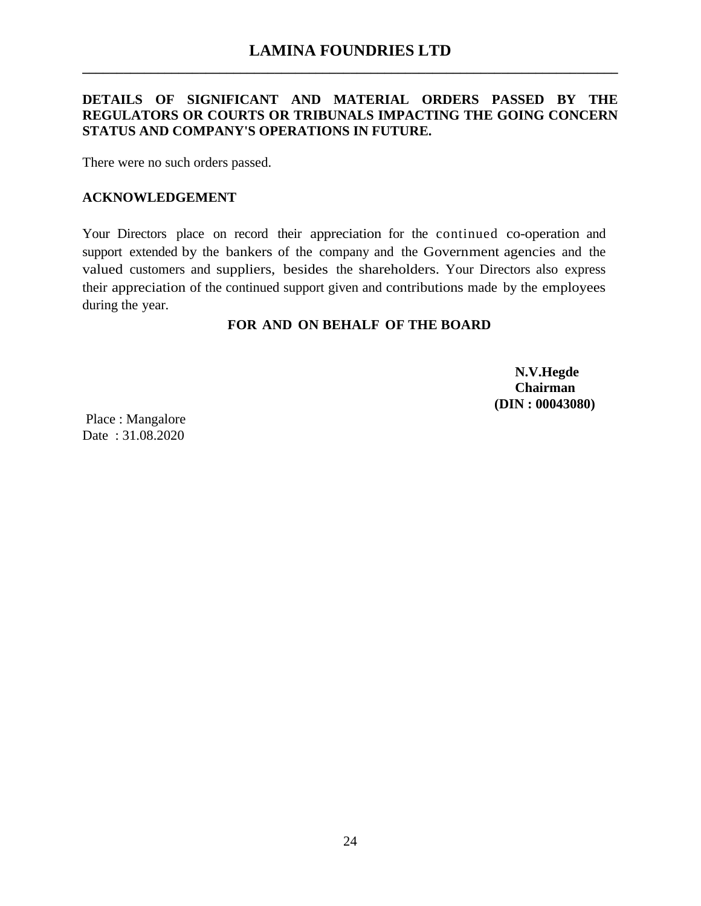**DETAILS OF SIGNIFICANT AND MATERIAL ORDERS PASSED BY THE REGULATORS OR COURTS OR TRIBUNALS IMPACTING THE GOING CONCERN STATUS AND COMPANY'S OPERATIONS IN FUTURE.**

There were no such orders passed.

**ACKNOWLEDGEMENT**

Your Directors place on record their appreciation for the continued co-operation and support extended by the bankers of the company and the Government agencies and the valued customers and suppliers, besides the shareholders. Your Directors also express their appreciation of the continued support given and contributions made by the employees during the year.

**FOR AND ON BEHALF OF THE BOARD**

**N.V.Hegde**
**Chairman**
**(DIN : 00043080)**

Place : Mangalore
Date : 31.08.2020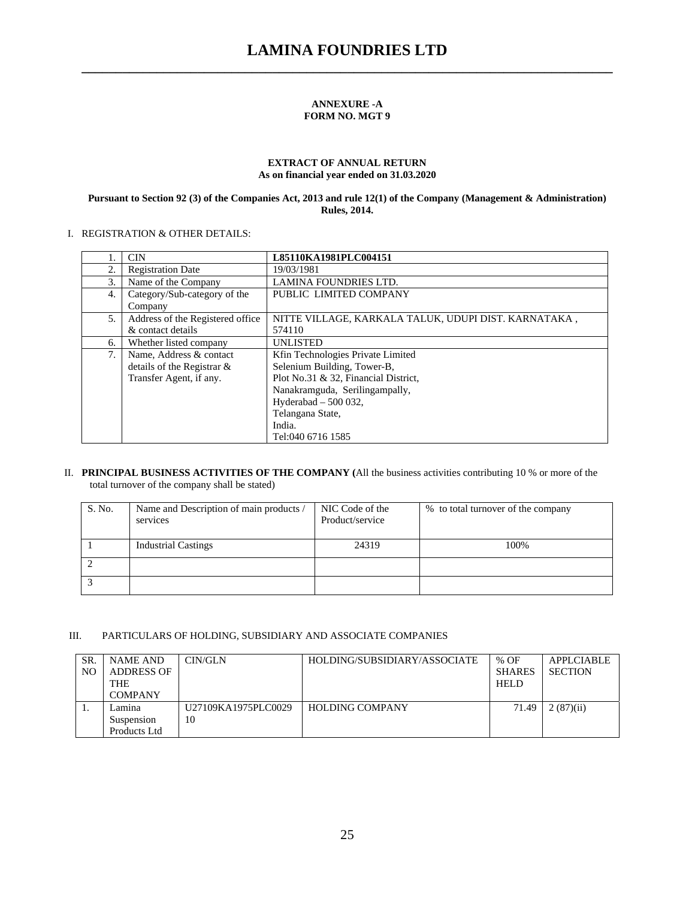# LAMINA FOUNDRIES LTD

**ANNEXURE -A**
**FORM NO. MGT 9**

**EXTRACT OF ANNUAL RETURN**
**As on financial year ended on 31.03.2020**

**Pursuant to Section 92 (3) of the Companies Act, 2013 and rule 12(1) of the Company (Management & Administration) Rules, 2014.**

I. REGISTRATION & OTHER DETAILS:

| | | |
|---|---|---|
| 1. | CIN | **L85110KA1981PLC004151** |
| 2. | Registration Date | 19/03/1981 |
| 3. | Name of the Company | LAMINA FOUNDRIES LTD. |
| 4. | Category/Sub-category of the Company | PUBLIC LIMITED COMPANY |
| 5. | Address of the Registered office & contact details | NITTE VILLAGE, KARKALA TALUK, UDUPI DIST. KARNATAKA , 574110 |
| 6. | Whether listed company | UNLISTED |
| 7. | Name, Address & contact details of the Registrar & Transfer Agent, if any. | Kfin Technologies Private Limited<br>Selenium Building, Tower-B,<br>Plot No.31 & 32, Financial District,<br>Nanakramguda, Serilingampally,<br>Hyderabad – 500 032,<br>Telangana State,<br>India.<br>Tel:040 6716 1585 |

II. **PRINCIPAL BUSINESS ACTIVITIES OF THE COMPANY (**All the business activities contributing 10 % or more of the total turnover of the company shall be stated)

| S. No. | Name and Description of main products / services | NIC Code of the Product/service | % to total turnover of the company |
|---|---|---|---|
| 1 | Industrial Castings | 24319 | 100% |
| 2 | | | |
| 3 | | | |

III. PARTICULARS OF HOLDING, SUBSIDIARY AND ASSOCIATE COMPANIES

| SR. NO | NAME AND ADDRESS OF THE COMPANY | CIN/GLN | HOLDING/SUBSIDIARY/ASSOCIATE | % OF SHARES HELD | APPLCIABLE SECTION |
|---|---|---|---|---|---|
| 1. | Lamina Suspension Products Ltd | U27109KA1975PLC002910 | HOLDING COMPANY | 71.49 | 2 (87)(ii) |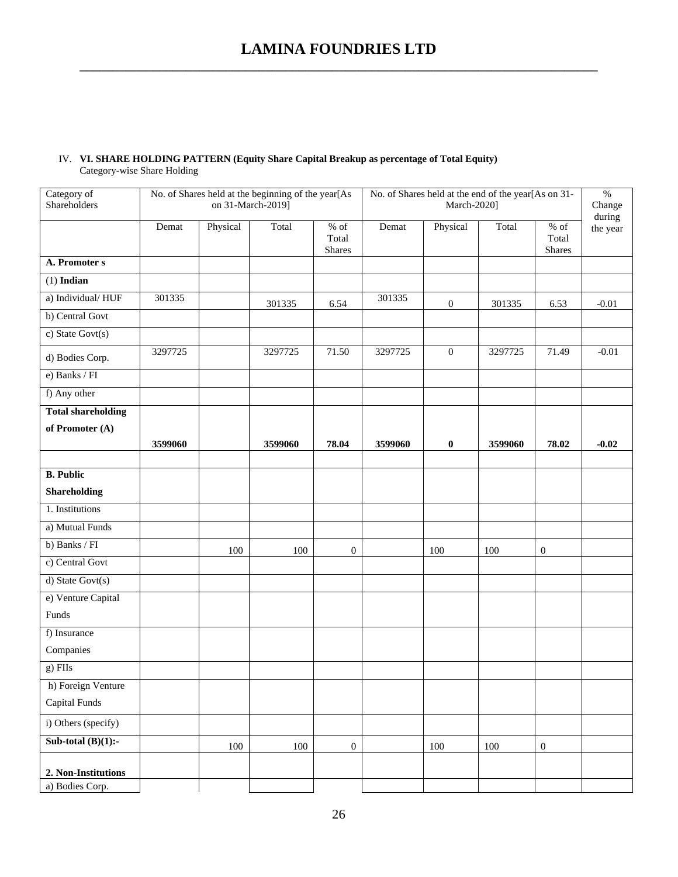# LAMINA FOUNDRIES LTD

IV. **VI. SHARE HOLDING PATTERN (Equity Share Capital Breakup as percentage of Total Equity)**
Category-wise Share Holding

| Category of Shareholders | No. of Shares held at the beginning of the year[As on 31-March-2019] | | | | No. of Shares held at the end of the year[As on 31-March-2020] | | | | % Change during the year |
|---|---|---|---|---|---|---|---|---|---|
| | Demat | Physical | Total | % of Total Shares | Demat | Physical | Total | % of Total Shares | |
| **A. Promoter s** | | | | | | | | | |
| (1) **Indian** | | | | | | | | | |
| a) Individual/ HUF | 301335 | | 301335 | 6.54 | 301335 | 0 | 301335 | 6.53 | -0.01 |
| b) Central Govt | | | | | | | | | |
| c) State Govt(s) | | | | | | | | | |
| d) Bodies Corp. | 3297725 | | 3297725 | 71.50 | 3297725 | 0 | 3297725 | 71.49 | -0.01 |
| e) Banks / FI | | | | | | | | | |
| f) Any other | | | | | | | | | |
| **Total shareholding of Promoter (A)** | **3599060** | | **3599060** | **78.04** | **3599060** | **0** | **3599060** | **78.02** | **-0.02** |
| | | | | | | | | | |
| **B. Public Shareholding** | | | | | | | | | |
| 1. Institutions | | | | | | | | | |
| a) Mutual Funds | | | | | | | | | |
| b) Banks / FI | | 100 | 100 | 0 | | 100 | 100 | 0 | |
| c) Central Govt | | | | | | | | | |
| d) State Govt(s) | | | | | | | | | |
| e) Venture Capital Funds | | | | | | | | | |
| f) Insurance Companies | | | | | | | | | |
| g) FIIs | | | | | | | | | |
| h) Foreign Venture Capital Funds | | | | | | | | | |
| i) Others (specify) | | | | | | | | | |
| **Sub-total (B)(1):-** | | 100 | 100 | 0 | | 100 | 100 | 0 | |
| **2. Non-Institutions** | | | | | | | | | |
| a) Bodies Corp. | | | | | | | | | |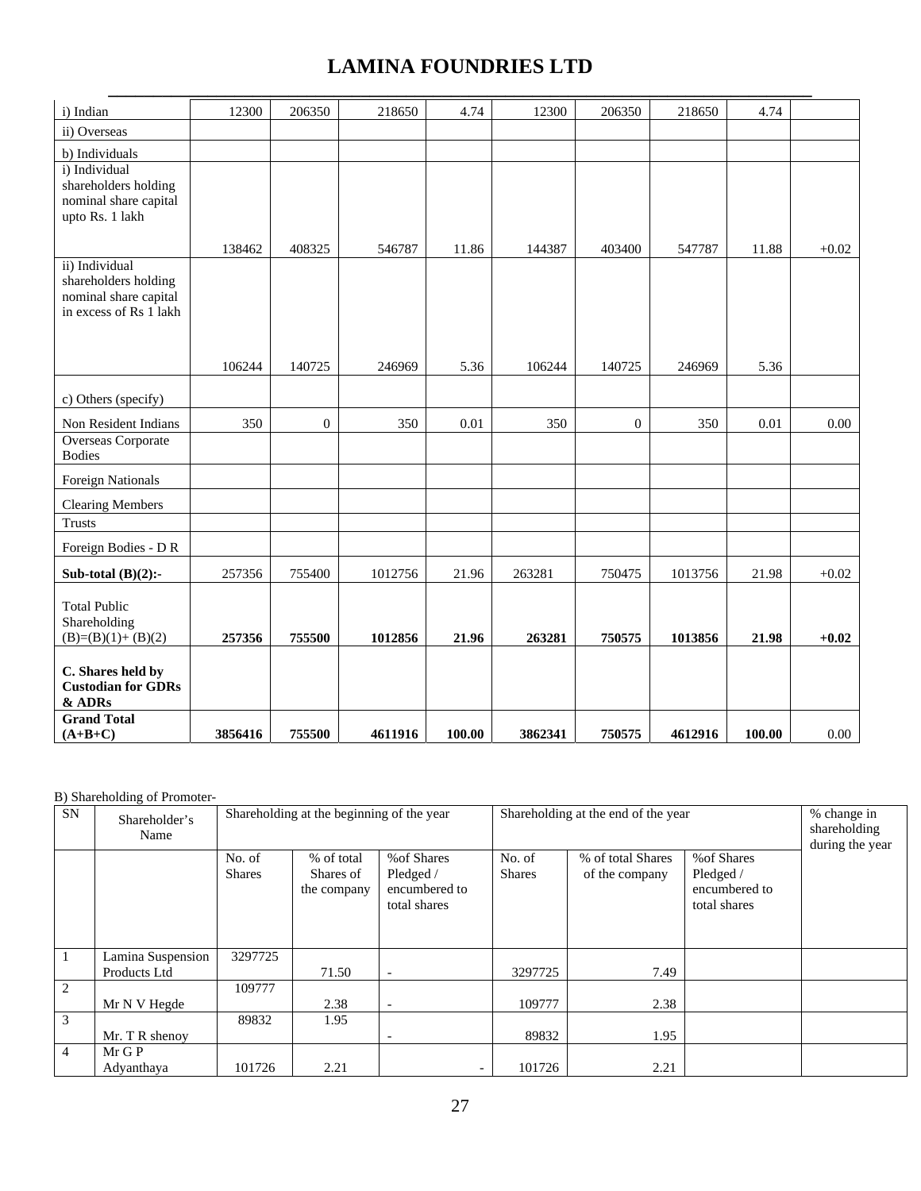# LAMINA FOUNDRIES LTD

| | | | | | | | | | |
|---|---|---|---|---|---|---|---|---|---|
| i) Indian | 12300 | 206350 | 218650 | 4.74 | 12300 | 206350 | 218650 | 4.74 | |
| ii) Overseas | | | | | | | | | |
| b) Individuals | | | | | | | | | |
| i) Individual shareholders holding nominal share capital upto Rs. 1 lakh | 138462 | 408325 | 546787 | 11.86 | 144387 | 403400 | 547787 | 11.88 | +0.02 |
| ii) Individual shareholders holding nominal share capital in excess of Rs 1 lakh | 106244 | 140725 | 246969 | 5.36 | 106244 | 140725 | 246969 | 5.36 | |
| c) Others (specify) | | | | | | | | | |
| Non Resident Indians | 350 | 0 | 350 | 0.01 | 350 | 0 | 350 | 0.01 | 0.00 |
| Overseas Corporate Bodies | | | | | | | | | |
| Foreign Nationals | | | | | | | | | |
| Clearing Members | | | | | | | | | |
| Trusts | | | | | | | | | |
| Foreign Bodies - D R | | | | | | | | | |
| **Sub-total (B)(2):-** | 257356 | 755400 | 1012756 | 21.96 | 263281 | 750475 | 1013756 | 21.98 | +0.02 |
| Total Public Shareholding (B)=(B)(1)+ (B)(2) | **257356** | **755500** | **1012856** | **21.96** | **263281** | **750575** | **1013856** | **21.98** | **+0.02** |
| **C. Shares held by Custodian for GDRs & ADRs** | | | | | | | | | |
| **Grand Total (A+B+C)** | **3856416** | **755500** | **4611916** | **100.00** | **3862341** | **750575** | **4612916** | **100.00** | 0.00 |

B) Shareholding of Promoter-

| SN | Shareholder's Name | Shareholding at the beginning of the year | | | Shareholding at the end of the year | | | % change in shareholding during the year |
|---|---|---|---|---|---|---|---|---|
| | | No. of Shares | % of total Shares of the company | %of Shares Pledged / encumbered to total shares | No. of Shares | % of total Shares of the company | %of Shares Pledged / encumbered to total shares | |
| 1 | Lamina Suspension Products Ltd | 3297725 | 71.50 | - | 3297725 | 7.49 | | |
| 2 | Mr N V Hegde | 109777 | 2.38 | - | 109777 | 2.38 | | |
| 3 | Mr. T R shenoy | 89832 | 1.95 | - | 89832 | 1.95 | | |
| 4 | Mr G P Adyanthaya | 101726 | 2.21 | - | 101726 | 2.21 | | |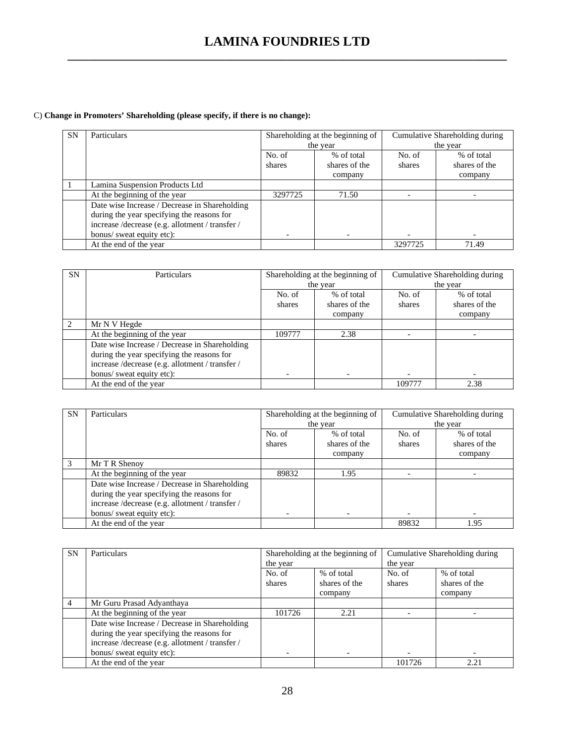C) **Change in Promoters' Shareholding (please specify, if there is no change):**

| SN | Particulars | Shareholding at the beginning of the year | | Cumulative Shareholding during the year | |
|---|---|---|---|---|---|
| | | No. of shares | % of total shares of the company | No. of shares | % of total shares of the company |
| 1 | Lamina Suspension Products Ltd | | | | |
| | At the beginning of the year | 3297725 | 71.50 | - | - |
| | Date wise Increase / Decrease in Shareholding during the year specifying the reasons for increase /decrease (e.g. allotment / transfer / bonus/ sweat equity etc): | - | - | - | - |
| | At the end of the year | | | 3297725 | 71.49 |

| SN | Particulars | Shareholding at the beginning of the year | | Cumulative Shareholding during the year | |
|---|---|---|---|---|---|
| | | No. of shares | % of total shares of the company | No. of shares | % of total shares of the company |
| 2 | Mr N V Hegde | | | | |
| | At the beginning of the year | 109777 | 2.38 | - | - |
| | Date wise Increase / Decrease in Shareholding during the year specifying the reasons for increase /decrease (e.g. allotment / transfer / bonus/ sweat equity etc): | - | - | - | - |
| | At the end of the year | | | 109777 | 2.38 |

| SN | Particulars | Shareholding at the beginning of the year | | Cumulative Shareholding during the year | |
|---|---|---|---|---|---|
| | | No. of shares | % of total shares of the company | No. of shares | % of total shares of the company |
| 3 | Mr T R Shenoy | | | | |
| | At the beginning of the year | 89832 | 1.95 | - | - |
| | Date wise Increase / Decrease in Shareholding during the year specifying the reasons for increase /decrease (e.g. allotment / transfer / bonus/ sweat equity etc): | - | - | - | - |
| | At the end of the year | | | 89832 | 1.95 |

| SN | Particulars | Shareholding at the beginning of the year | | Cumulative Shareholding during the year | |
|---|---|---|---|---|---|
| | | No. of shares | % of total shares of the company | No. of shares | % of total shares of the company |
| 4 | Mr Guru Prasad Adyanthaya | | | | |
| | At the beginning of the year | 101726 | 2.21 | - | - |
| | Date wise Increase / Decrease in Shareholding during the year specifying the reasons for increase /decrease (e.g. allotment / transfer / bonus/ sweat equity etc): | - | - | - | - |
| | At the end of the year | | | 101726 | 2.21 |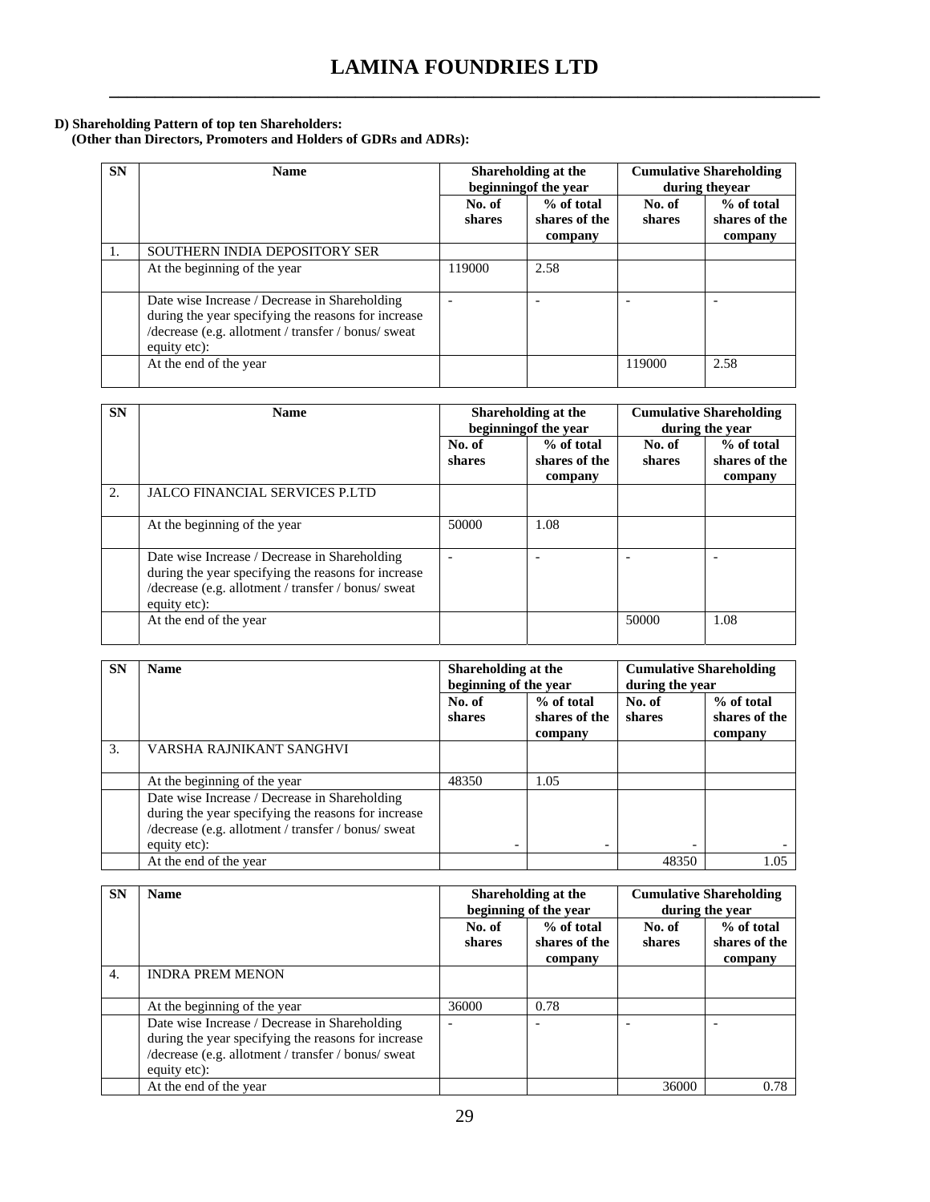# LAMINA FOUNDRIES LTD

**D) Shareholding Pattern of top ten Shareholders:**
**(Other than Directors, Promoters and Holders of GDRs and ADRs):**

| SN | Name | Shareholding at the beginningof the year | | Cumulative Shareholding during theyear | |
|---|---|---|---|---|---|
| | | No. of shares | % of total shares of the company | No. of shares | % of total shares of the company |
| 1. | SOUTHERN INDIA DEPOSITORY SER | | | | |
| | At the beginning of the year | 119000 | 2.58 | | |
| | Date wise Increase / Decrease in Shareholding during the year specifying the reasons for increase /decrease (e.g. allotment / transfer / bonus/ sweat equity etc): | - | - | - | - |
| | At the end of the year | | | 119000 | 2.58 |

| SN | Name | Shareholding at the beginningof the year | | Cumulative Shareholding during the year | |
|---|---|---|---|---|---|
| | | No. of shares | % of total shares of the company | No. of shares | % of total shares of the company |
| 2. | JALCO FINANCIAL SERVICES P.LTD | | | | |
| | At the beginning of the year | 50000 | 1.08 | | |
| | Date wise Increase / Decrease in Shareholding during the year specifying the reasons for increase /decrease (e.g. allotment / transfer / bonus/ sweat equity etc): | - | - | - | - |
| | At the end of the year | | | 50000 | 1.08 |

| SN | Name | Shareholding at the beginning of the year | | Cumulative Shareholding during the year | |
|---|---|---|---|---|---|
| | | No. of shares | % of total shares of the company | No. of shares | % of total shares of the company |
| 3. | VARSHA RAJNIKANT SANGHVI | | | | |
| | At the beginning of the year | 48350 | 1.05 | | |
| | Date wise Increase / Decrease in Shareholding during the year specifying the reasons for increase /decrease (e.g. allotment / transfer / bonus/ sweat equity etc): | - | - | - | - |
| | At the end of the year | | | 48350 | 1.05 |

| SN | Name | Shareholding at the beginning of the year | | Cumulative Shareholding during the year | |
|---|---|---|---|---|---|
| | | No. of shares | % of total shares of the company | No. of shares | % of total shares of the company |
| 4. | INDRA PREM MENON | | | | |
| | At the beginning of the year | 36000 | 0.78 | | |
| | Date wise Increase / Decrease in Shareholding during the year specifying the reasons for increase /decrease (e.g. allotment / transfer / bonus/ sweat equity etc): | - | - | - | - |
| | At the end of the year | | | 36000 | 0.78 |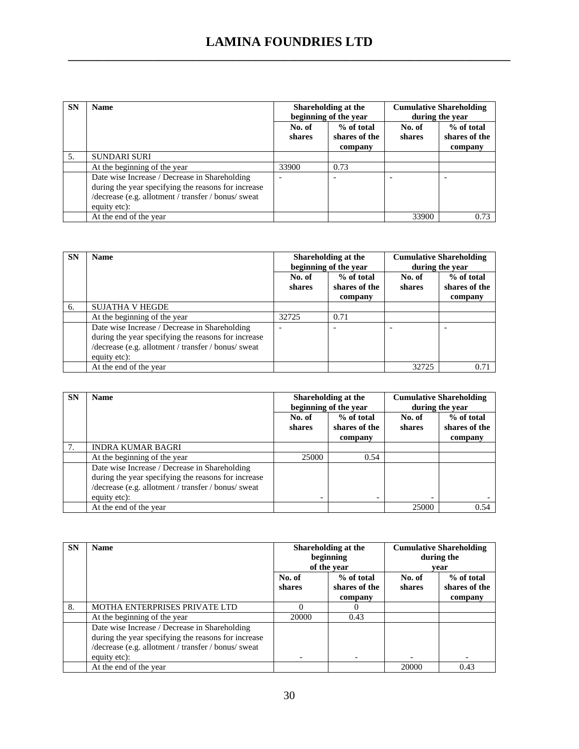# LAMINA FOUNDRIES LTD

| SN | Name | Shareholding at the beginning of the year | | Cumulative Shareholding during the year | |
|---|---|---|---|---|---|
| | | No. of shares | % of total shares of the company | No. of shares | % of total shares of the company |
| 5. | SUNDARI SURI | | | | |
| | At the beginning of the year | 33900 | 0.73 | | |
| | Date wise Increase / Decrease in Shareholding during the year specifying the reasons for increase /decrease (e.g. allotment / transfer / bonus/ sweat equity etc): | - | - | - | - |
| | At the end of the year | | | 33900 | 0.73 |

| SN | Name | Shareholding at the beginning of the year | | Cumulative Shareholding during the year | |
|---|---|---|---|---|---|
| | | No. of shares | % of total shares of the company | No. of shares | % of total shares of the company |
| 6. | SUJATHA V HEGDE | | | | |
| | At the beginning of the year | 32725 | 0.71 | | |
| | Date wise Increase / Decrease in Shareholding during the year specifying the reasons for increase /decrease (e.g. allotment / transfer / bonus/ sweat equity etc): | - | - | - | - |
| | At the end of the year | | | 32725 | 0.71 |

| SN | Name | Shareholding at the beginning of the year | | Cumulative Shareholding during the year | |
|---|---|---|---|---|---|
| | | No. of shares | % of total shares of the company | No. of shares | % of total shares of the company |
| 7. | INDRA KUMAR BAGRI | | | | |
| | At the beginning of the year | 25000 | 0.54 | | |
| | Date wise Increase / Decrease in Shareholding during the year specifying the reasons for increase /decrease (e.g. allotment / transfer / bonus/ sweat equity etc): | - | - | - | - |
| | At the end of the year | | | 25000 | 0.54 |

| SN | Name | Shareholding at the beginning of the year | | Cumulative Shareholding during the year | |
|---|---|---|---|---|---|
| | | No. of shares | % of total shares of the company | No. of shares | % of total shares of the company |
| 8. | MOTHA ENTERPRISES PRIVATE LTD | 0 | 0 | | |
| | At the beginning of the year | 20000 | 0.43 | | |
| | Date wise Increase / Decrease in Shareholding during the year specifying the reasons for increase /decrease (e.g. allotment / transfer / bonus/ sweat equity etc): | - | - | - | - |
| | At the end of the year | | | 20000 | 0.43 |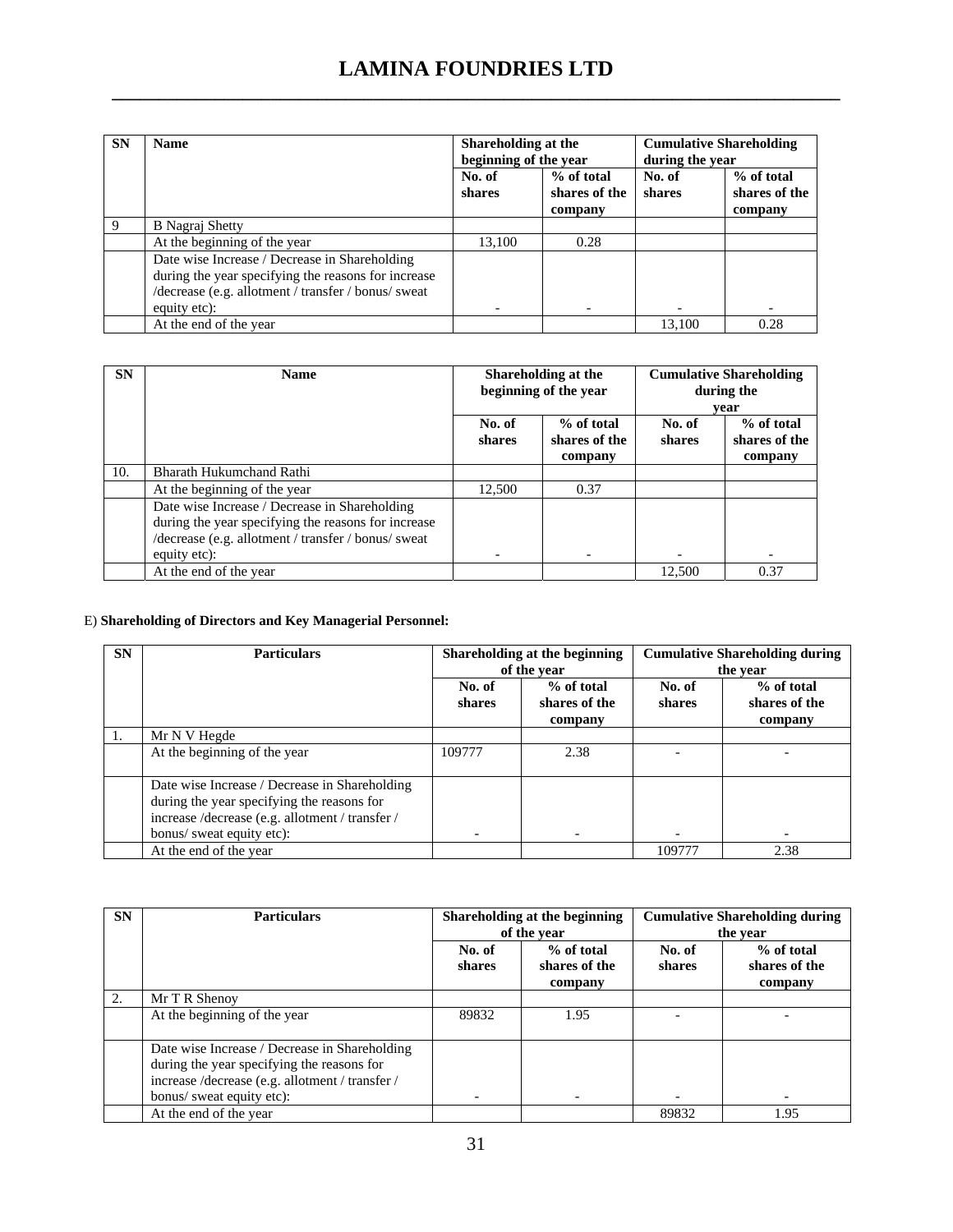# LAMINA FOUNDRIES LTD

| SN | Name | Shareholding at the beginning of the year | | Cumulative Shareholding during the year | |
|---|---|---|---|---|---|
| | | No. of shares | % of total shares of the company | No. of shares | % of total shares of the company |
| 9 | B Nagraj Shetty | | | | |
| | At the beginning of the year | 13,100 | 0.28 | | |
| | Date wise Increase / Decrease in Shareholding during the year specifying the reasons for increase /decrease (e.g. allotment / transfer / bonus/ sweat equity etc): | - | - | - | - |
| | At the end of the year | | | 13,100 | 0.28 |

| SN | Name | Shareholding at the beginning of the year | | Cumulative Shareholding during the year | |
|---|---|---|---|---|---|
| | | No. of shares | % of total shares of the company | No. of shares | % of total shares of the company |
| 10. | Bharath Hukumchand Rathi | | | | |
| | At the beginning of the year | 12,500 | 0.37 | | |
| | Date wise Increase / Decrease in Shareholding during the year specifying the reasons for increase /decrease (e.g. allotment / transfer / bonus/ sweat equity etc): | - | - | - | - |
| | At the end of the year | | | 12,500 | 0.37 |

E) **Shareholding of Directors and Key Managerial Personnel:**

| SN | Particulars | Shareholding at the beginning of the year | | Cumulative Shareholding during the year | |
|---|---|---|---|---|---|
| | | No. of shares | % of total shares of the company | No. of shares | % of total shares of the company |
| 1. | Mr N V Hegde | | | | |
| | At the beginning of the year | 109777 | 2.38 | - | - |
| | Date wise Increase / Decrease in Shareholding during the year specifying the reasons for increase /decrease (e.g. allotment / transfer / bonus/ sweat equity etc): | - | - | - | - |
| | At the end of the year | | | 109777 | 2.38 |

| SN | Particulars | Shareholding at the beginning of the year | | Cumulative Shareholding during the year | |
|---|---|---|---|---|---|
| | | No. of shares | % of total shares of the company | No. of shares | % of total shares of the company |
| 2. | Mr T R Shenoy | | | | |
| | At the beginning of the year | 89832 | 1.95 | - | - |
| | Date wise Increase / Decrease in Shareholding during the year specifying the reasons for increase /decrease (e.g. allotment / transfer / bonus/ sweat equity etc): | - | - | - | - |
| | At the end of the year | | | 89832 | 1.95 |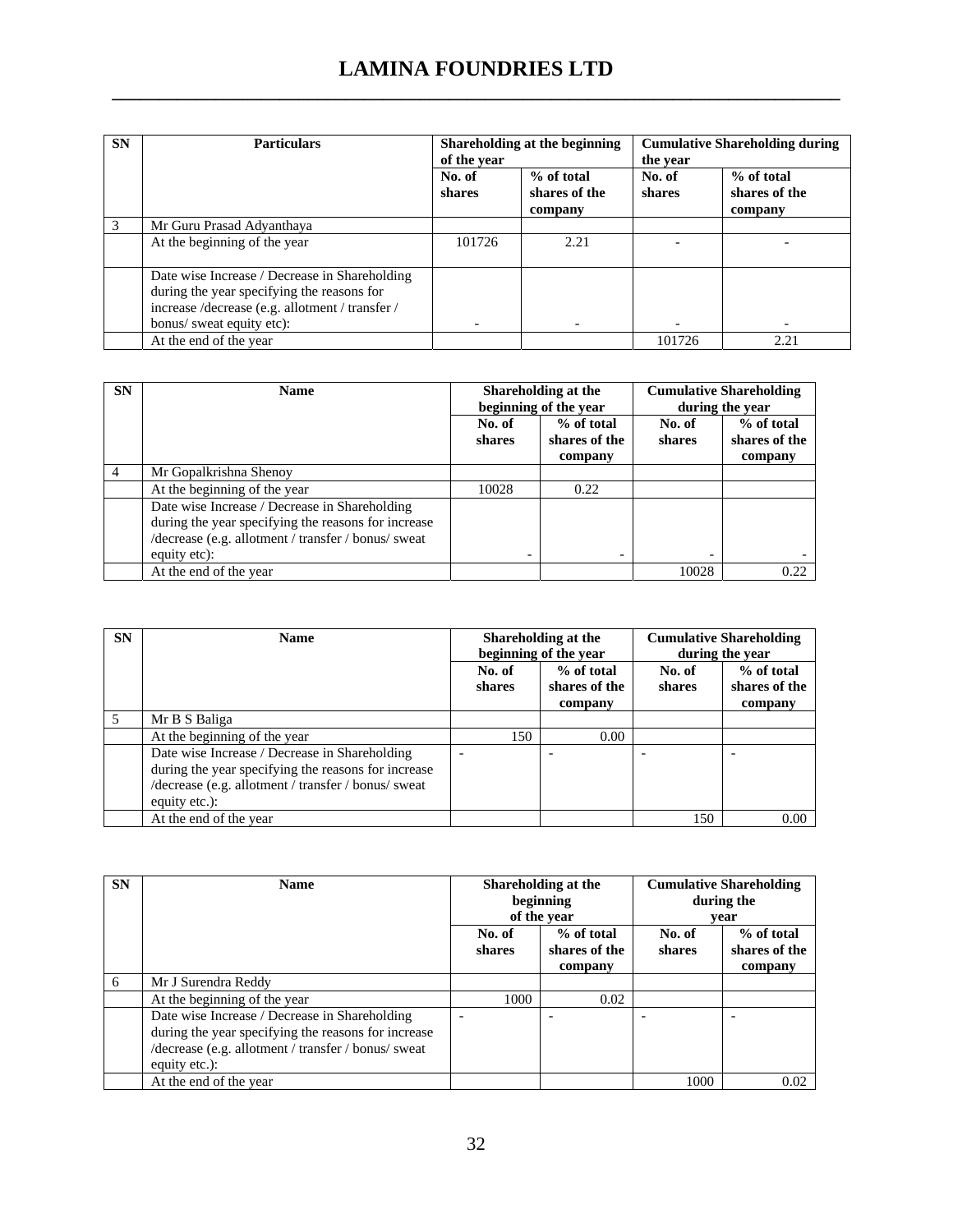# LAMINA FOUNDRIES LTD

| SN | Particulars | Shareholding at the beginning of the year | | Cumulative Shareholding during the year | |
|---|---|---|---|---|---|
| | | No. of shares | % of total shares of the company | No. of shares | % of total shares of the company |
| 3 | Mr Guru Prasad Adyanthaya | | | | |
| | At the beginning of the year | 101726 | 2.21 | - | - |
| | Date wise Increase / Decrease in Shareholding during the year specifying the reasons for increase /decrease (e.g. allotment / transfer / bonus/ sweat equity etc): | - | - | - | - |
| | At the end of the year | | | 101726 | 2.21 |

| SN | Name | Shareholding at the beginning of the year | | Cumulative Shareholding during the year | |
|---|---|---|---|---|---|
| | | No. of shares | % of total shares of the company | No. of shares | % of total shares of the company |
| 4 | Mr Gopalkrishna Shenoy | | | | |
| | At the beginning of the year | 10028 | 0.22 | | |
| | Date wise Increase / Decrease in Shareholding during the year specifying the reasons for increase /decrease (e.g. allotment / transfer / bonus/ sweat equity etc): | - | - | - | - |
| | At the end of the year | | | 10028 | 0.22 |

| SN | Name | Shareholding at the beginning of the year | | Cumulative Shareholding during the year | |
|---|---|---|---|---|---|
| | | No. of shares | % of total shares of the company | No. of shares | % of total shares of the company |
| 5 | Mr B S Baliga | | | | |
| | At the beginning of the year | 150 | 0.00 | | |
| | Date wise Increase / Decrease in Shareholding during the year specifying the reasons for increase /decrease (e.g. allotment / transfer / bonus/ sweat equity etc.): | - | - | - | - |
| | At the end of the year | | | 150 | 0.00 |

| SN | Name | Shareholding at the beginning of the year | | Cumulative Shareholding during the year | |
|---|---|---|---|---|---|
| | | No. of shares | % of total shares of the company | No. of shares | % of total shares of the company |
| 6 | Mr J Surendra Reddy | | | | |
| | At the beginning of the year | 1000 | 0.02 | | |
| | Date wise Increase / Decrease in Shareholding during the year specifying the reasons for increase /decrease (e.g. allotment / transfer / bonus/ sweat equity etc.): | - | - | - | - |
| | At the end of the year | | | 1000 | 0.02 |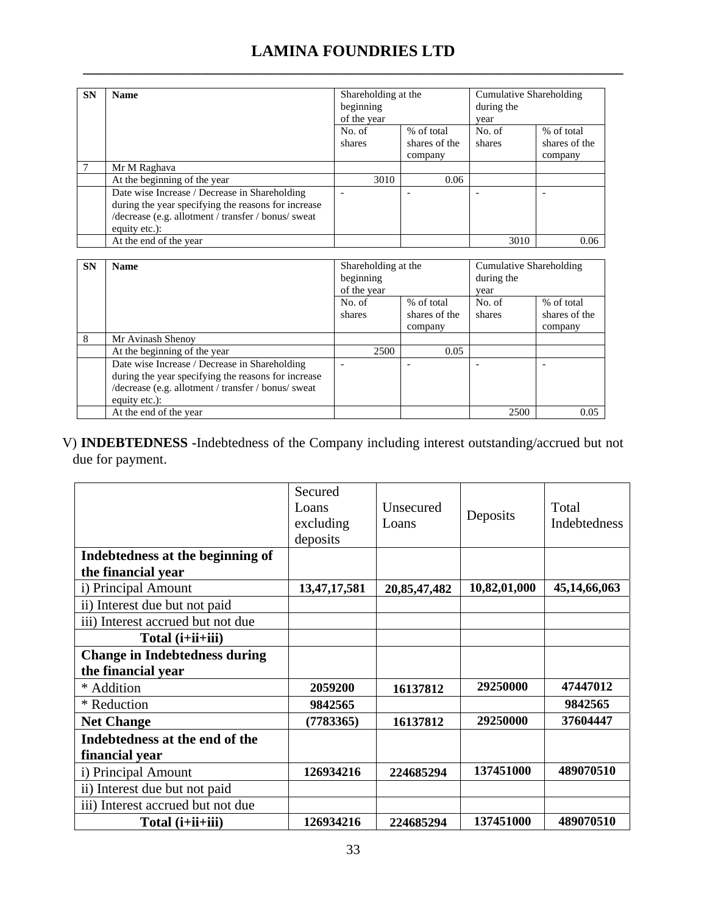| SN | Name | Shareholding at the beginning of the year | | Cumulative Shareholding during the year | |
|---|---|---|---|---|---|
| | | No. of shares | % of total shares of the company | No. of shares | % of total shares of the company |
| 7 | Mr M Raghava | | | | |
| | At the beginning of the year | 3010 | 0.06 | | |
| | Date wise Increase / Decrease in Shareholding during the year specifying the reasons for increase /decrease (e.g. allotment / transfer / bonus/ sweat equity etc.): | - | - | - | - |
| | At the end of the year | | | 3010 | 0.06 |

| SN | Name | Shareholding at the beginning of the year | | Cumulative Shareholding during the year | |
|---|---|---|---|---|---|
| | | No. of shares | % of total shares of the company | No. of shares | % of total shares of the company |
| 8 | Mr Avinash Shenoy | | | | |
| | At the beginning of the year | 2500 | 0.05 | | |
| | Date wise Increase / Decrease in Shareholding during the year specifying the reasons for increase /decrease (e.g. allotment / transfer / bonus/ sweat equity etc.): | - | - | - | - |
| | At the end of the year | | | 2500 | 0.05 |

V) **INDEBTEDNESS -**Indebtedness of the Company including interest outstanding/accrued but not due for payment.

| | Secured Loans excluding deposits | Unsecured Loans | Deposits | Total Indebtedness |
|---|---|---|---|---|
| **Indebtedness at the beginning of the financial year** | | | | |
| i) Principal Amount | **13,47,17,581** | **20,85,47,482** | **10,82,01,000** | **45,14,66,063** |
| ii) Interest due but not paid | | | | |
| iii) Interest accrued but not due | | | | |
| **Total (i+ii+iii)** | | | | |
| **Change in Indebtedness during the financial year** | | | | |
| * Addition | **2059200** | **16137812** | **29250000** | **47447012** |
| * Reduction | **9842565** | | | **9842565** |
| **Net Change** | **(7783365)** | **16137812** | **29250000** | **37604447** |
| **Indebtedness at the end of the financial year** | | | | |
| i) Principal Amount | **126934216** | **224685294** | **137451000** | **489070510** |
| ii) Interest due but not paid | | | | |
| iii) Interest accrued but not due | | | | |
| **Total (i+ii+iii)** | **126934216** | **224685294** | **137451000** | **489070510** |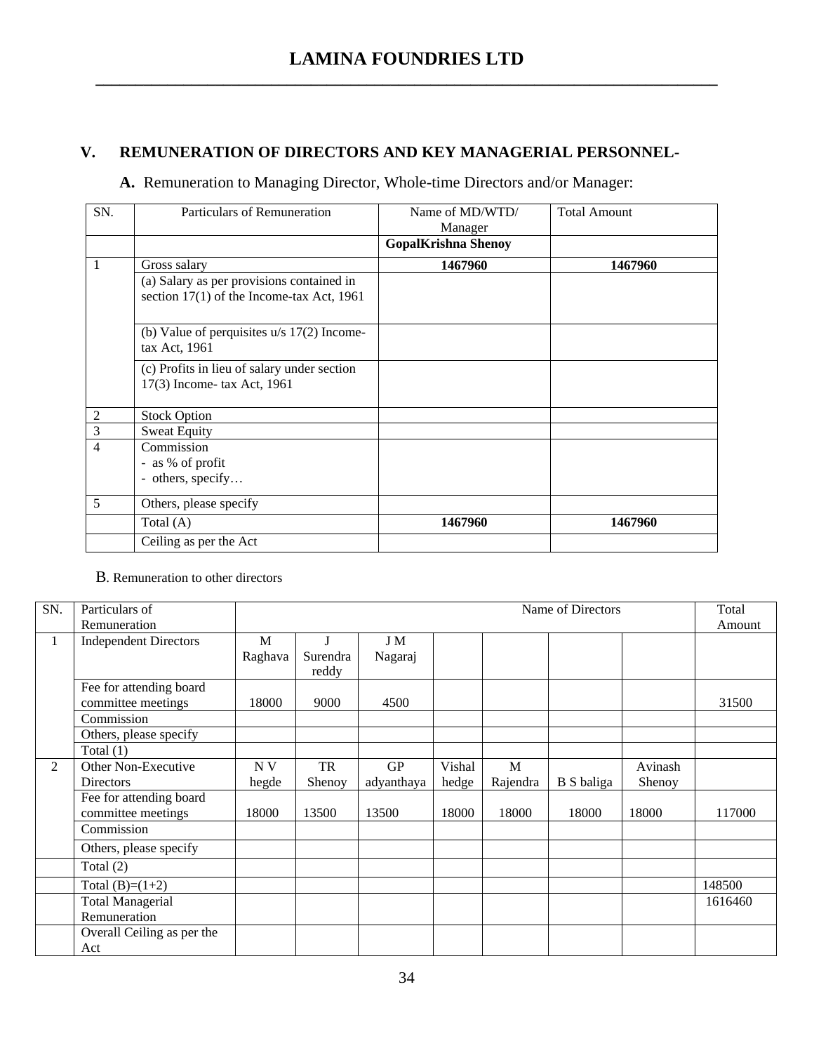## V. REMUNERATION OF DIRECTORS AND KEY MANAGERIAL PERSONNEL-

### A. Remuneration to Managing Director, Whole-time Directors and/or Manager:

| SN. | Particulars of Remuneration | Name of MD/WTD/ Manager | Total Amount |
|---|---|---|---|
| | | **GopalKrishna Shenoy** | |
| 1 | Gross salary | **1467960** | **1467960** |
| | (a) Salary as per provisions contained in section 17(1) of the Income-tax Act, 1961 | | |
| | (b) Value of perquisites u/s 17(2) Income-tax Act, 1961 | | |
| | (c) Profits in lieu of salary under section 17(3) Income- tax Act, 1961 | | |
| 2 | Stock Option | | |
| 3 | Sweat Equity | | |
| 4 | Commission<br>- as % of profit<br>- others, specify… | | |
| 5 | Others, please specify | | |
| | Total (A) | **1467960** | **1467960** |
| | Ceiling as per the Act | | |

B. Remuneration to other directors

| SN. | Particulars of Remuneration | Name of Directors | | | | | | | Total Amount |
|---|---|---|---|---|---|---|---|---|---|
| 1 | Independent Directors | M Raghava | J Surendra reddy | J M Nagaraj | | | | | |
| | Fee for attending board committee meetings | 18000 | 9000 | 4500 | | | | | 31500 |
| | Commission | | | | | | | | |
| | Others, please specify | | | | | | | | |
| | Total (1) | | | | | | | | |
| 2 | Other Non-Executive Directors | N V hegde | TR Shenoy | GP adyanthaya | Vishal hedge | M Rajendra | B S baliga | Avinash Shenoy | |
| | Fee for attending board committee meetings | 18000 | 13500 | 13500 | 18000 | 18000 | 18000 | 18000 | 117000 |
| | Commission | | | | | | | | |
| | Others, please specify | | | | | | | | |
| | Total (2) | | | | | | | | |
| | Total (B)=(1+2) | | | | | | | | 148500 |
| | Total Managerial Remuneration | | | | | | | | 1616460 |
| | Overall Ceiling as per the Act | | | | | | | | |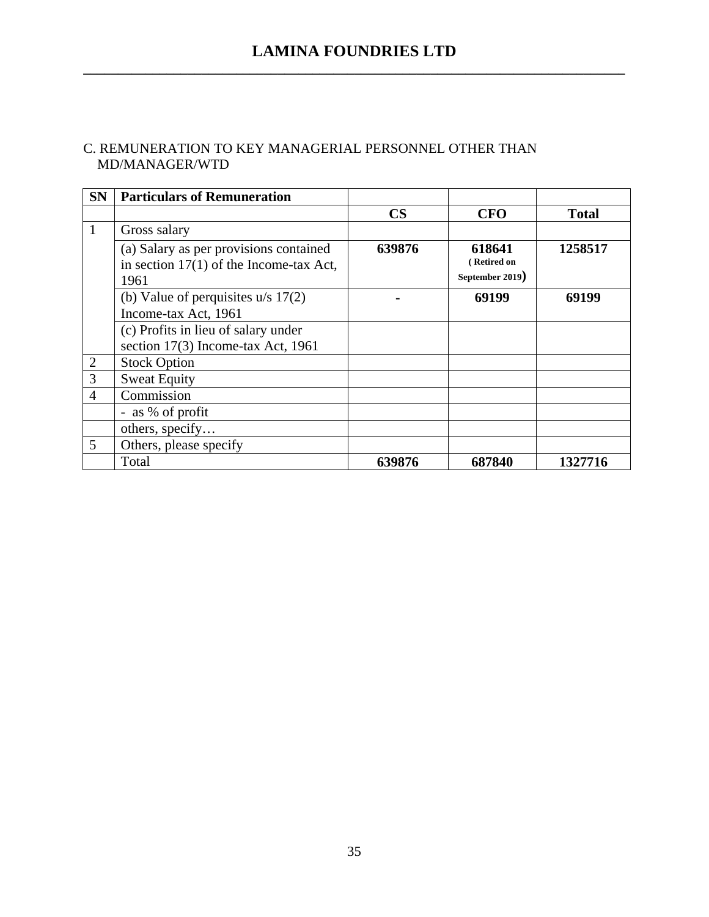# LAMINA FOUNDRIES LTD

C. REMUNERATION TO KEY MANAGERIAL PERSONNEL OTHER THAN MD/MANAGER/WTD

| SN | Particulars of Remuneration | | | |
|---|---|---|---|---|
| | | **CS** | **CFO** | **Total** |
| 1 | Gross salary | | | |
| | (a) Salary as per provisions contained in section 17(1) of the Income-tax Act, 1961 | **639876** | **618641** ( **Retired on September 2019**) | **1258517** |
| | (b) Value of perquisites u/s 17(2) Income-tax Act, 1961 | **-** | **69199** | **69199** |
| | (c) Profits in lieu of salary under section 17(3) Income-tax Act, 1961 | | | |
| 2 | Stock Option | | | |
| 3 | Sweat Equity | | | |
| 4 | Commission | | | |
| | - as % of profit | | | |
| | others, specify… | | | |
| 5 | Others, please specify | | | |
| | Total | **639876** | **687840** | **1327716** |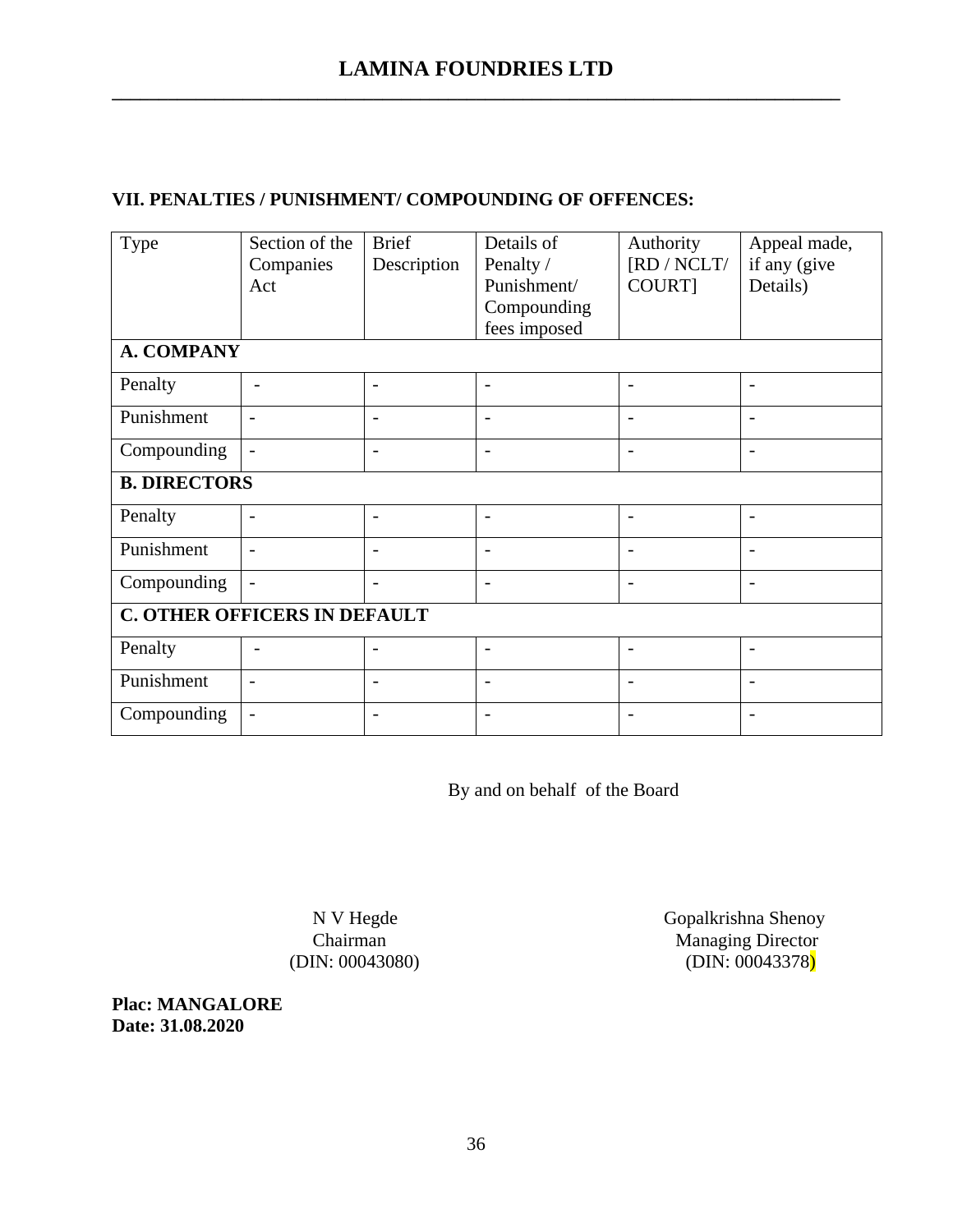## VII. PENALTIES / PUNISHMENT/ COMPOUNDING OF OFFENCES:

| Type | Section of the Companies Act | Brief Description | Details of Penalty / Punishment/ Compounding fees imposed | Authority [RD / NCLT/ COURT] | Appeal made, if any (give Details) |
|---|---|---|---|---|---|
| **A. COMPANY** | | | | | |
| Penalty | - | - | - | - | - |
| Punishment | - | - | - | - | - |
| Compounding | - | - | - | - | - |
| **B. DIRECTORS** | | | | | |
| Penalty | - | - | - | - | - |
| Punishment | - | - | - | - | - |
| Compounding | - | - | - | - | - |
| **C. OTHER OFFICERS IN DEFAULT** | | | | | |
| Penalty | - | - | - | - | - |
| Punishment | - | - | - | - | - |
| Compounding | - | - | - | - | - |

By and on behalf of the Board

N V Hegde
Chairman
(DIN: 00043080)

Gopalkrishna Shenoy
Managing Director
(DIN: 00043378)

**Plac: MANGALORE**
**Date: 31.08.2020**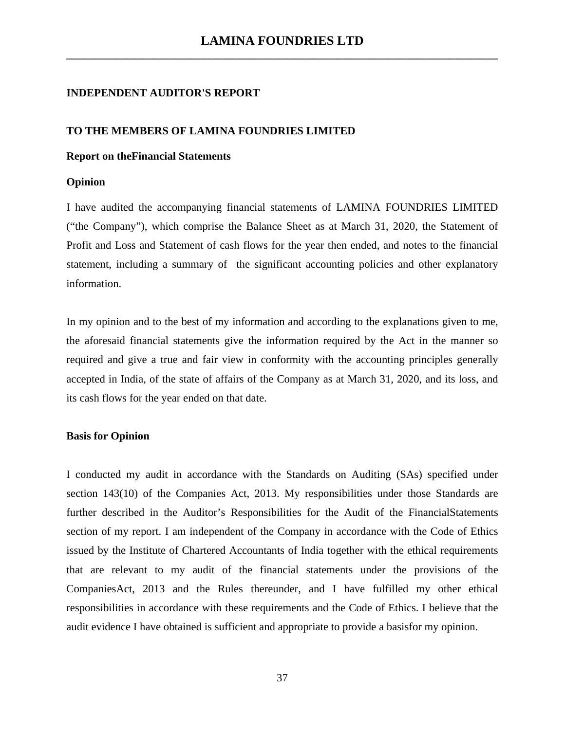# LAMINA FOUNDRIES LTD

## INDEPENDENT AUDITOR'S REPORT

### TO THE MEMBERS OF LAMINA FOUNDRIES LIMITED

### Report on theFinancial Statements

### Opinion

I have audited the accompanying financial statements of LAMINA FOUNDRIES LIMITED ("the Company"), which comprise the Balance Sheet as at March 31, 2020, the Statement of Profit and Loss and Statement of cash flows for the year then ended, and notes to the financial statement, including a summary of the significant accounting policies and other explanatory information.

In my opinion and to the best of my information and according to the explanations given to me, the aforesaid financial statements give the information required by the Act in the manner so required and give a true and fair view in conformity with the accounting principles generally accepted in India, of the state of affairs of the Company as at March 31, 2020, and its loss, and its cash flows for the year ended on that date.

### Basis for Opinion

I conducted my audit in accordance with the Standards on Auditing (SAs) specified under section 143(10) of the Companies Act, 2013. My responsibilities under those Standards are further described in the Auditor's Responsibilities for the Audit of the FinancialStatements section of my report. I am independent of the Company in accordance with the Code of Ethics issued by the Institute of Chartered Accountants of India together with the ethical requirements that are relevant to my audit of the financial statements under the provisions of the CompaniesAct, 2013 and the Rules thereunder, and I have fulfilled my other ethical responsibilities in accordance with these requirements and the Code of Ethics. I believe that the audit evidence I have obtained is sufficient and appropriate to provide a basisfor my opinion.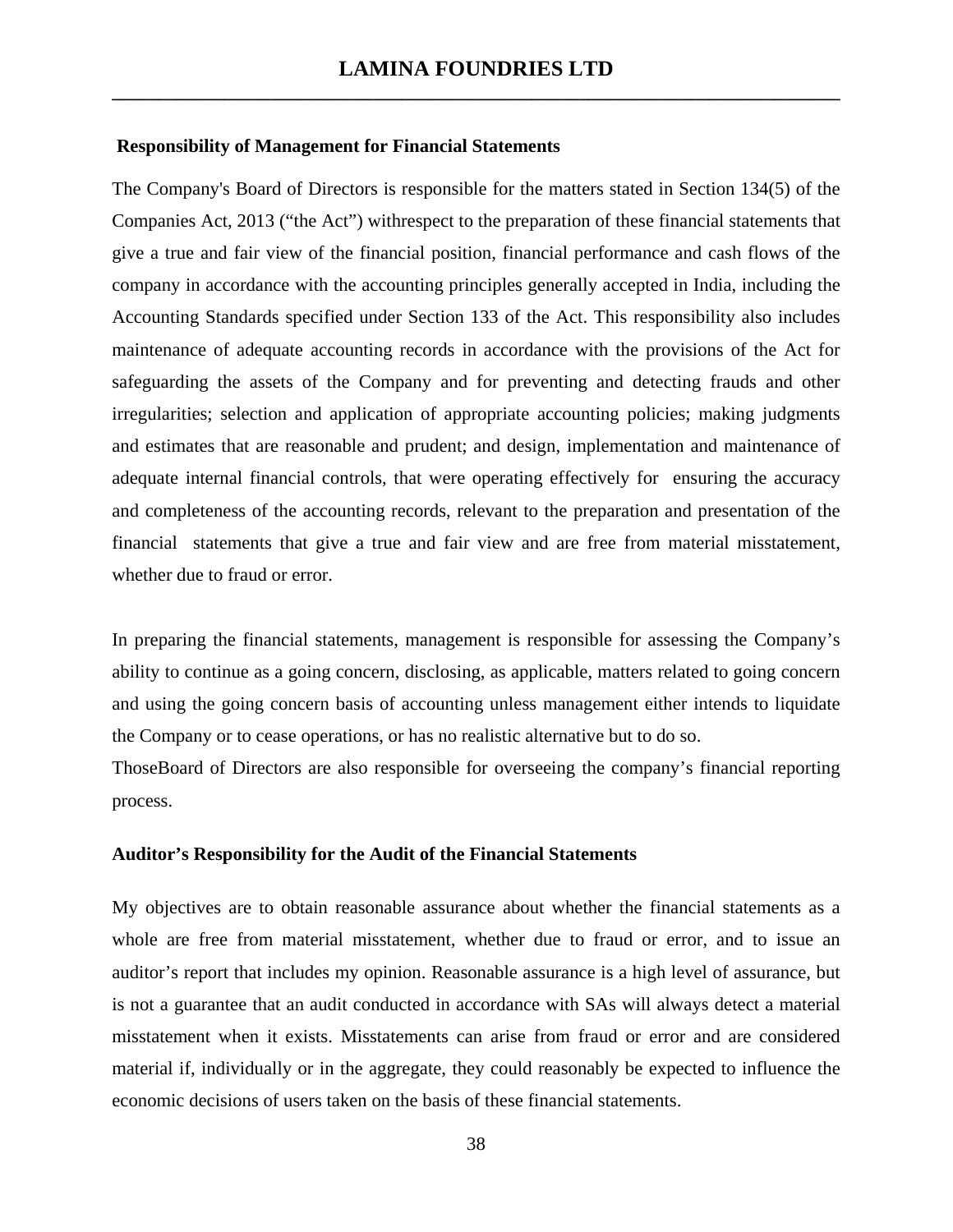## Responsibility of Management for Financial Statements

The Company's Board of Directors is responsible for the matters stated in Section 134(5) of the Companies Act, 2013 ("the Act") withrespect to the preparation of these financial statements that give a true and fair view of the financial position, financial performance and cash flows of the company in accordance with the accounting principles generally accepted in India, including the Accounting Standards specified under Section 133 of the Act. This responsibility also includes maintenance of adequate accounting records in accordance with the provisions of the Act for safeguarding the assets of the Company and for preventing and detecting frauds and other irregularities; selection and application of appropriate accounting policies; making judgments and estimates that are reasonable and prudent; and design, implementation and maintenance of adequate internal financial controls, that were operating effectively for ensuring the accuracy and completeness of the accounting records, relevant to the preparation and presentation of the financial statements that give a true and fair view and are free from material misstatement, whether due to fraud or error.

In preparing the financial statements, management is responsible for assessing the Company's ability to continue as a going concern, disclosing, as applicable, matters related to going concern and using the going concern basis of accounting unless management either intends to liquidate the Company or to cease operations, or has no realistic alternative but to do so.

ThoseBoard of Directors are also responsible for overseeing the company's financial reporting process.

## Auditor's Responsibility for the Audit of the Financial Statements

My objectives are to obtain reasonable assurance about whether the financial statements as a whole are free from material misstatement, whether due to fraud or error, and to issue an auditor's report that includes my opinion. Reasonable assurance is a high level of assurance, but is not a guarantee that an audit conducted in accordance with SAs will always detect a material misstatement when it exists. Misstatements can arise from fraud or error and are considered material if, individually or in the aggregate, they could reasonably be expected to influence the economic decisions of users taken on the basis of these financial statements.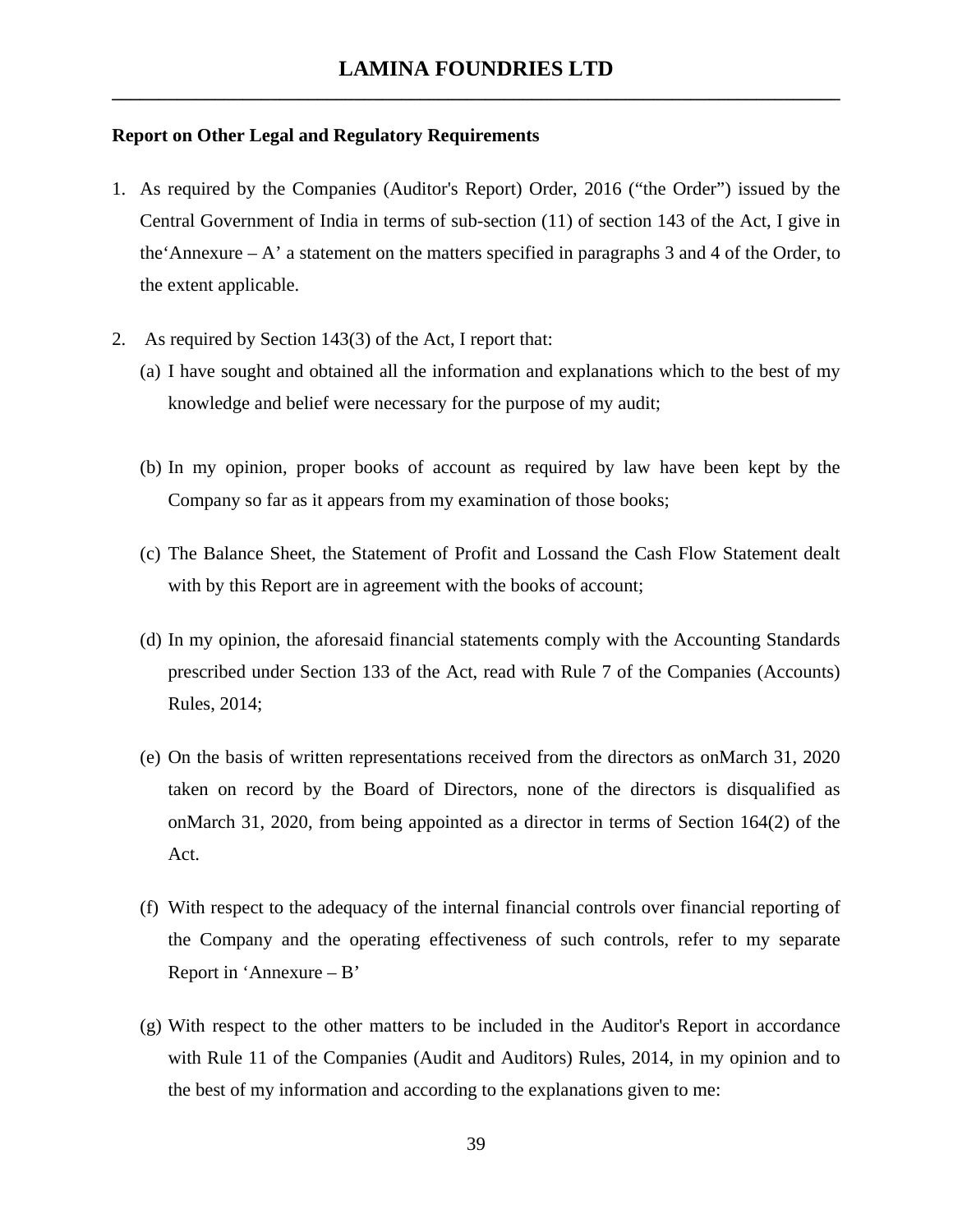**Report on Other Legal and Regulatory Requirements**

1. As required by the Companies (Auditor's Report) Order, 2016 ("the Order") issued by the Central Government of India in terms of sub-section (11) of section 143 of the Act, I give in the'Annexure – A' a statement on the matters specified in paragraphs 3 and 4 of the Order, to the extent applicable.

2. As required by Section 143(3) of the Act, I report that:

   (a) I have sought and obtained all the information and explanations which to the best of my knowledge and belief were necessary for the purpose of my audit;

   (b) In my opinion, proper books of account as required by law have been kept by the Company so far as it appears from my examination of those books;

   (c) The Balance Sheet, the Statement of Profit and Lossand the Cash Flow Statement dealt with by this Report are in agreement with the books of account;

   (d) In my opinion, the aforesaid financial statements comply with the Accounting Standards prescribed under Section 133 of the Act, read with Rule 7 of the Companies (Accounts) Rules, 2014;

   (e) On the basis of written representations received from the directors as onMarch 31, 2020 taken on record by the Board of Directors, none of the directors is disqualified as onMarch 31, 2020, from being appointed as a director in terms of Section 164(2) of the Act.

   (f) With respect to the adequacy of the internal financial controls over financial reporting of the Company and the operating effectiveness of such controls, refer to my separate Report in 'Annexure – B'

   (g) With respect to the other matters to be included in the Auditor's Report in accordance with Rule 11 of the Companies (Audit and Auditors) Rules, 2014, in my opinion and to the best of my information and according to the explanations given to me: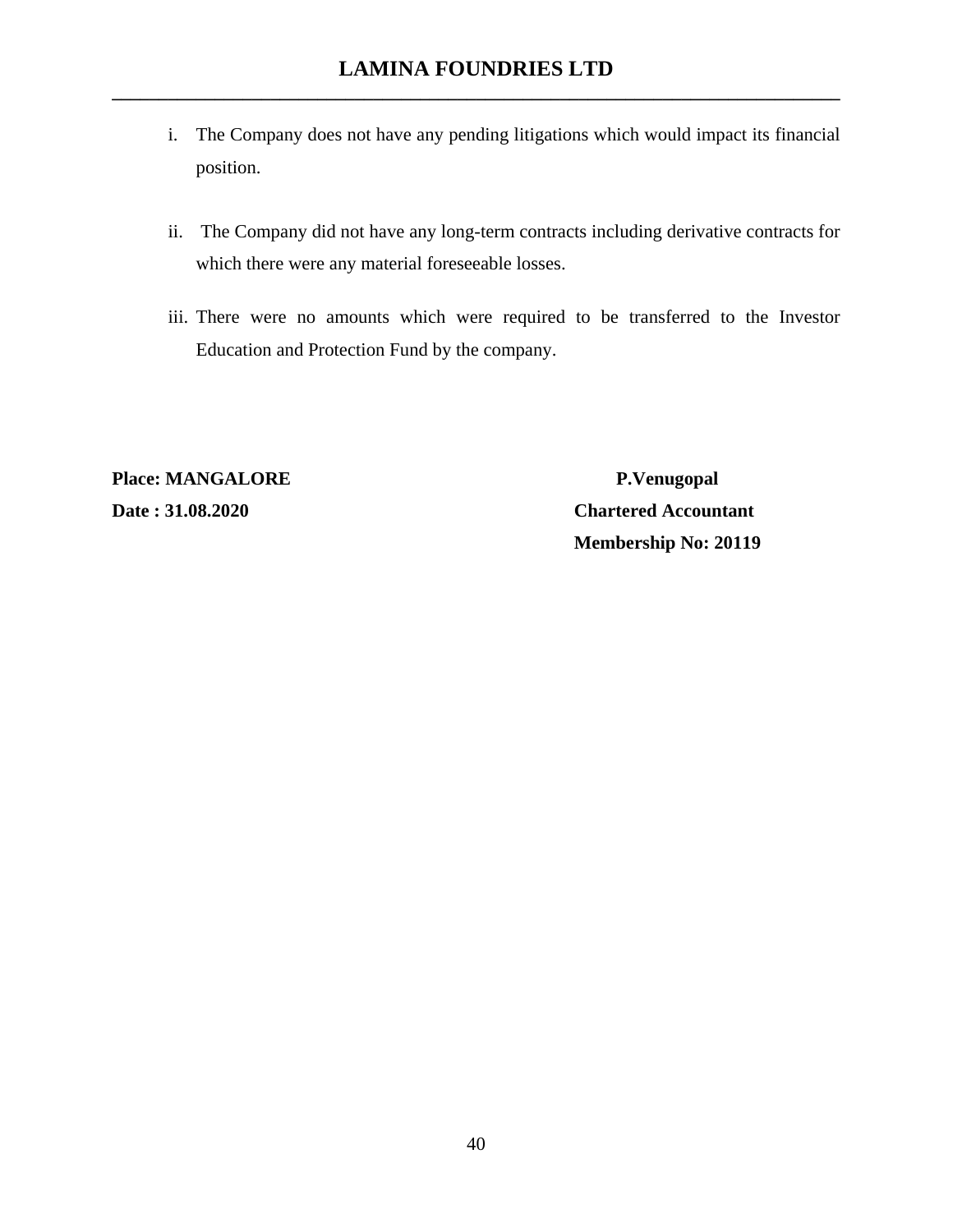i. The Company does not have any pending litigations which would impact its financial position.

ii. The Company did not have any long-term contracts including derivative contracts for which there were any material foreseeable losses.

iii. There were no amounts which were required to be transferred to the Investor Education and Protection Fund by the company.

**Place: MANGALORE** **P.Venugopal**

**Date : 31.08.2020** **Chartered Accountant**

**Membership No: 20119**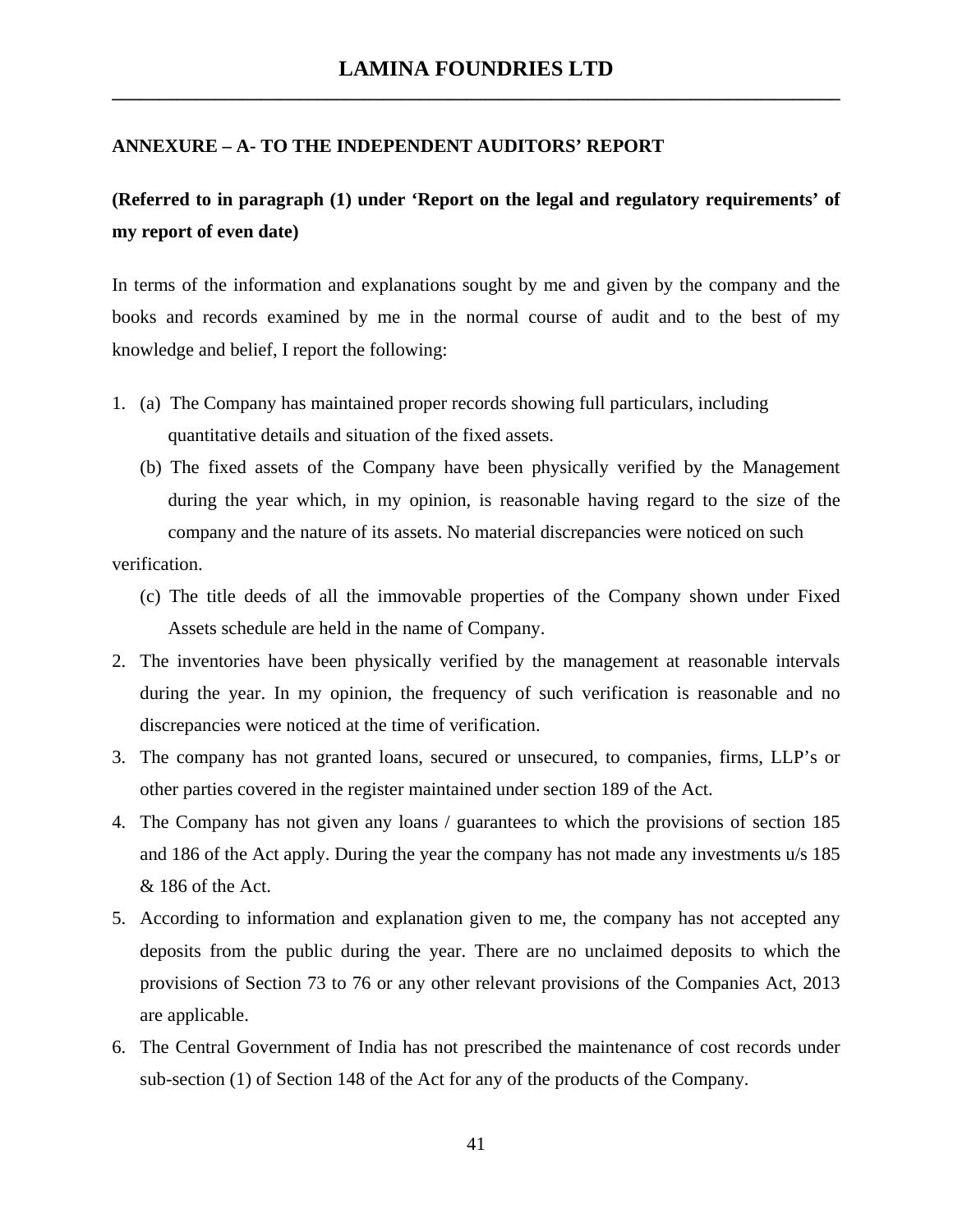## ANNEXURE – A- TO THE INDEPENDENT AUDITORS' REPORT

**(Referred to in paragraph (1) under 'Report on the legal and regulatory requirements' of my report of even date)**

In terms of the information and explanations sought by me and given by the company and the books and records examined by me in the normal course of audit and to the best of my knowledge and belief, I report the following:

1. (a) The Company has maintained proper records showing full particulars, including quantitative details and situation of the fixed assets.

   (b) The fixed assets of the Company have been physically verified by the Management during the year which, in my opinion, is reasonable having regard to the size of the company and the nature of its assets. No material discrepancies were noticed on such verification.

   (c) The title deeds of all the immovable properties of the Company shown under Fixed Assets schedule are held in the name of Company.

2. The inventories have been physically verified by the management at reasonable intervals during the year. In my opinion, the frequency of such verification is reasonable and no discrepancies were noticed at the time of verification.
3. The company has not granted loans, secured or unsecured, to companies, firms, LLP's or other parties covered in the register maintained under section 189 of the Act.
4. The Company has not given any loans / guarantees to which the provisions of section 185 and 186 of the Act apply. During the year the company has not made any investments u/s 185 & 186 of the Act.
5. According to information and explanation given to me, the company has not accepted any deposits from the public during the year. There are no unclaimed deposits to which the provisions of Section 73 to 76 or any other relevant provisions of the Companies Act, 2013 are applicable.
6. The Central Government of India has not prescribed the maintenance of cost records under sub-section (1) of Section 148 of the Act for any of the products of the Company.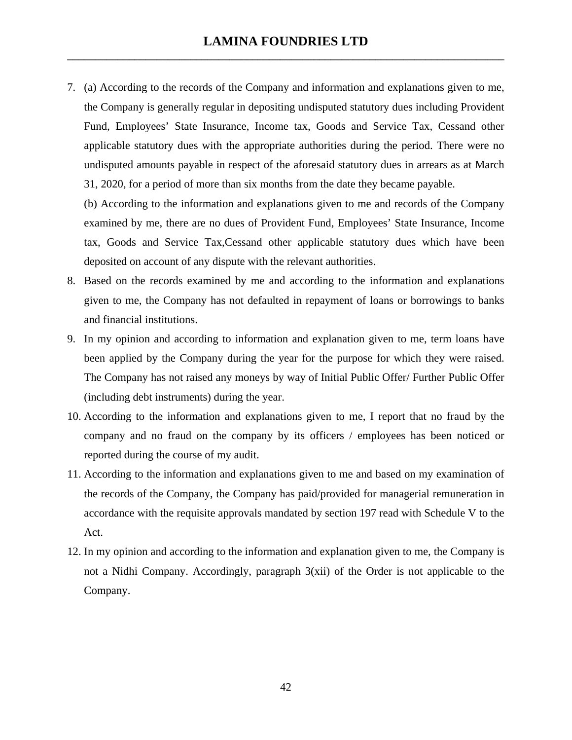7. (a) According to the records of the Company and information and explanations given to me, the Company is generally regular in depositing undisputed statutory dues including Provident Fund, Employees' State Insurance, Income tax, Goods and Service Tax, Cessand other applicable statutory dues with the appropriate authorities during the period. There were no undisputed amounts payable in respect of the aforesaid statutory dues in arrears as at March 31, 2020, for a period of more than six months from the date they became payable.

   (b) According to the information and explanations given to me and records of the Company examined by me, there are no dues of Provident Fund, Employees' State Insurance, Income tax, Goods and Service Tax,Cessand other applicable statutory dues which have been deposited on account of any dispute with the relevant authorities.

8. Based on the records examined by me and according to the information and explanations given to me, the Company has not defaulted in repayment of loans or borrowings to banks and financial institutions.
9. In my opinion and according to information and explanation given to me, term loans have been applied by the Company during the year for the purpose for which they were raised. The Company has not raised any moneys by way of Initial Public Offer/ Further Public Offer (including debt instruments) during the year.
10. According to the information and explanations given to me, I report that no fraud by the company and no fraud on the company by its officers / employees has been noticed or reported during the course of my audit.
11. According to the information and explanations given to me and based on my examination of the records of the Company, the Company has paid/provided for managerial remuneration in accordance with the requisite approvals mandated by section 197 read with Schedule V to the Act.
12. In my opinion and according to the information and explanation given to me, the Company is not a Nidhi Company. Accordingly, paragraph 3(xii) of the Order is not applicable to the Company.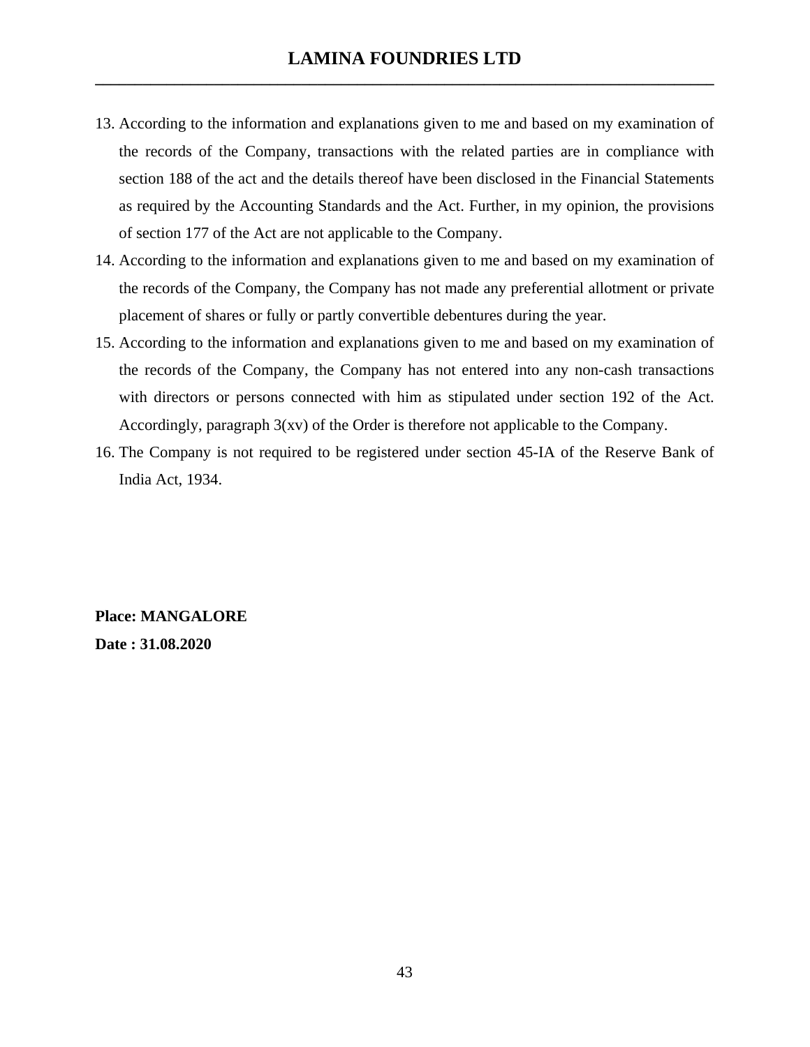13. According to the information and explanations given to me and based on my examination of the records of the Company, transactions with the related parties are in compliance with section 188 of the act and the details thereof have been disclosed in the Financial Statements as required by the Accounting Standards and the Act. Further, in my opinion, the provisions of section 177 of the Act are not applicable to the Company.
14. According to the information and explanations given to me and based on my examination of the records of the Company, the Company has not made any preferential allotment or private placement of shares or fully or partly convertible debentures during the year.
15. According to the information and explanations given to me and based on my examination of the records of the Company, the Company has not entered into any non-cash transactions with directors or persons connected with him as stipulated under section 192 of the Act. Accordingly, paragraph 3(xv) of the Order is therefore not applicable to the Company.
16. The Company is not required to be registered under section 45-IA of the Reserve Bank of India Act, 1934.

**Place: MANGALORE**

**Date : 31.08.2020**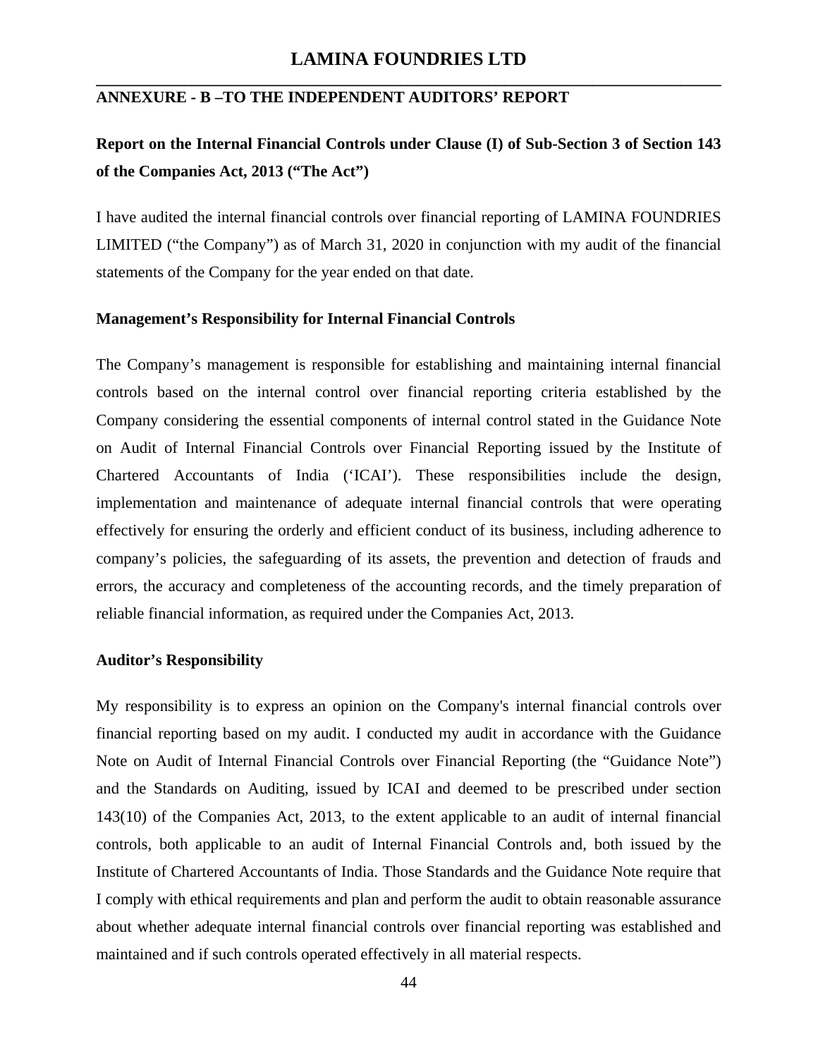## ANNEXURE - B –TO THE INDEPENDENT AUDITORS' REPORT

### Report on the Internal Financial Controls under Clause (I) of Sub-Section 3 of Section 143 of the Companies Act, 2013 ("The Act")

I have audited the internal financial controls over financial reporting of LAMINA FOUNDRIES LIMITED ("the Company") as of March 31, 2020 in conjunction with my audit of the financial statements of the Company for the year ended on that date.

**Management's Responsibility for Internal Financial Controls**

The Company's management is responsible for establishing and maintaining internal financial controls based on the internal control over financial reporting criteria established by the Company considering the essential components of internal control stated in the Guidance Note on Audit of Internal Financial Controls over Financial Reporting issued by the Institute of Chartered Accountants of India ('ICAI'). These responsibilities include the design, implementation and maintenance of adequate internal financial controls that were operating effectively for ensuring the orderly and efficient conduct of its business, including adherence to company's policies, the safeguarding of its assets, the prevention and detection of frauds and errors, the accuracy and completeness of the accounting records, and the timely preparation of reliable financial information, as required under the Companies Act, 2013.

**Auditor's Responsibility**

My responsibility is to express an opinion on the Company's internal financial controls over financial reporting based on my audit. I conducted my audit in accordance with the Guidance Note on Audit of Internal Financial Controls over Financial Reporting (the "Guidance Note") and the Standards on Auditing, issued by ICAI and deemed to be prescribed under section 143(10) of the Companies Act, 2013, to the extent applicable to an audit of internal financial controls, both applicable to an audit of Internal Financial Controls and, both issued by the Institute of Chartered Accountants of India. Those Standards and the Guidance Note require that I comply with ethical requirements and plan and perform the audit to obtain reasonable assurance about whether adequate internal financial controls over financial reporting was established and maintained and if such controls operated effectively in all material respects.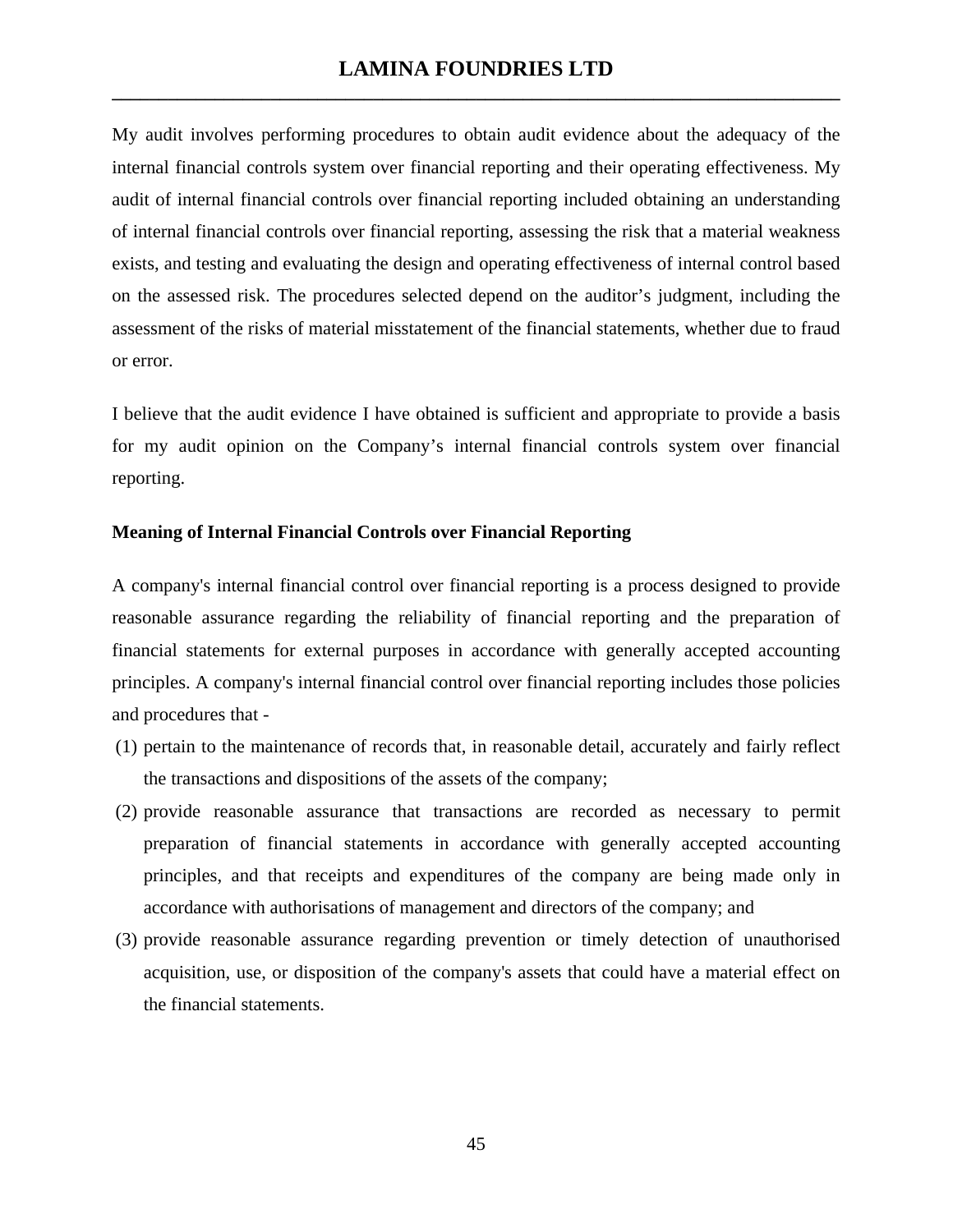My audit involves performing procedures to obtain audit evidence about the adequacy of the internal financial controls system over financial reporting and their operating effectiveness. My audit of internal financial controls over financial reporting included obtaining an understanding of internal financial controls over financial reporting, assessing the risk that a material weakness exists, and testing and evaluating the design and operating effectiveness of internal control based on the assessed risk. The procedures selected depend on the auditor's judgment, including the assessment of the risks of material misstatement of the financial statements, whether due to fraud or error.

I believe that the audit evidence I have obtained is sufficient and appropriate to provide a basis for my audit opinion on the Company's internal financial controls system over financial reporting.

**Meaning of Internal Financial Controls over Financial Reporting**

A company's internal financial control over financial reporting is a process designed to provide reasonable assurance regarding the reliability of financial reporting and the preparation of financial statements for external purposes in accordance with generally accepted accounting principles. A company's internal financial control over financial reporting includes those policies and procedures that -

(1) pertain to the maintenance of records that, in reasonable detail, accurately and fairly reflect the transactions and dispositions of the assets of the company;

(2) provide reasonable assurance that transactions are recorded as necessary to permit preparation of financial statements in accordance with generally accepted accounting principles, and that receipts and expenditures of the company are being made only in accordance with authorisations of management and directors of the company; and

(3) provide reasonable assurance regarding prevention or timely detection of unauthorised acquisition, use, or disposition of the company's assets that could have a material effect on the financial statements.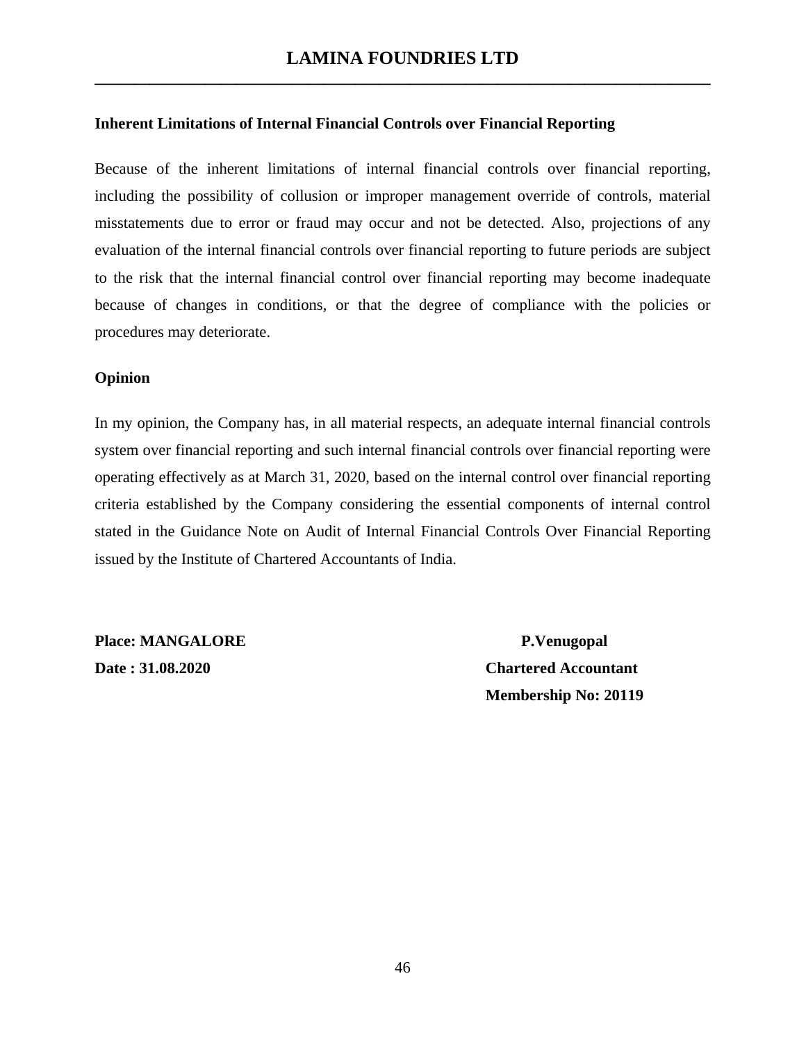**Inherent Limitations of Internal Financial Controls over Financial Reporting**

Because of the inherent limitations of internal financial controls over financial reporting, including the possibility of collusion or improper management override of controls, material misstatements due to error or fraud may occur and not be detected. Also, projections of any evaluation of the internal financial controls over financial reporting to future periods are subject to the risk that the internal financial control over financial reporting may become inadequate because of changes in conditions, or that the degree of compliance with the policies or procedures may deteriorate.

**Opinion**

In my opinion, the Company has, in all material respects, an adequate internal financial controls system over financial reporting and such internal financial controls over financial reporting were operating effectively as at March 31, 2020, based on the internal control over financial reporting criteria established by the Company considering the essential components of internal control stated in the Guidance Note on Audit of Internal Financial Controls Over Financial Reporting issued by the Institute of Chartered Accountants of India.

**Place: MANGALORE**
**Date : 31.08.2020**

**P.Venugopal**
**Chartered Accountant**
**Membership No: 20119**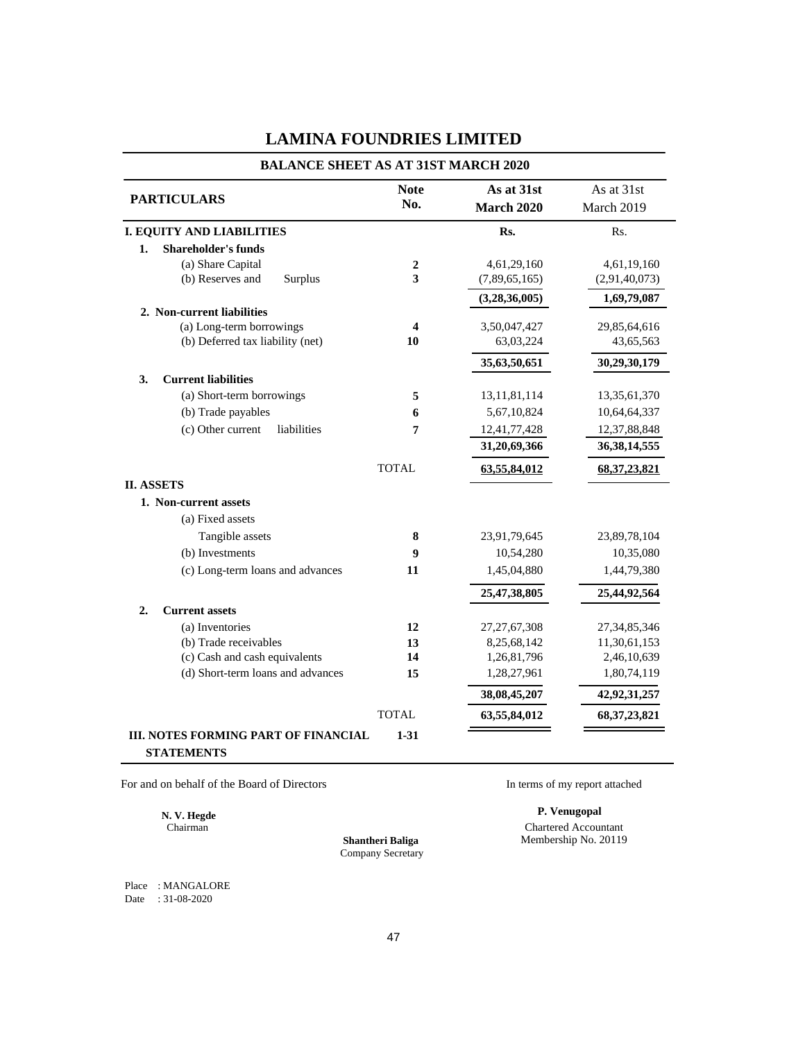# LAMINA FOUNDRIES LIMITED

## BALANCE SHEET AS AT 31ST MARCH 2020

| PARTICULARS | Note No. | As at 31st March 2020 | As at 31st March 2019 |
|---|---|---|---|
| **I. EQUITY AND LIABILITIES** | | **Rs.** | Rs. |
| **1. Shareholder's funds** | | | |
| (a) Share Capital | **2** | 4,61,29,160 | 4,61,19,160 |
| (b) Reserves and Surplus | **3** | (7,89,65,165) | (2,91,40,073) |
| | | **(3,28,36,005)** | **1,69,79,087** |
| **2. Non-current liabilities** | | | |
| (a) Long-term borrowings | **4** | 3,50,047,427 | 29,85,64,616 |
| (b) Deferred tax liability (net) | **10** | 63,03,224 | 43,65,563 |
| | | **35,63,50,651** | **30,29,30,179** |
| **3. Current liabilities** | | | |
| (a) Short-term borrowings | **5** | 13,11,81,114 | 13,35,61,370 |
| (b) Trade payables | **6** | 5,67,10,824 | 10,64,64,337 |
| (c) Other current liabilities | **7** | 12,41,77,428 | 12,37,88,848 |
| | | **31,20,69,366** | **36,38,14,555** |
| | TOTAL | **63,55,84,012** | **68,37,23,821** |
| **II. ASSETS** | | | |
| **1. Non-current assets** | | | |
| (a) Fixed assets | | | |
| Tangible assets | **8** | 23,91,79,645 | 23,89,78,104 |
| (b) Investments | **9** | 10,54,280 | 10,35,080 |
| (c) Long-term loans and advances | **11** | 1,45,04,880 | 1,44,79,380 |
| | | **25,47,38,805** | **25,44,92,564** |
| **2. Current assets** | | | |
| (a) Inventories | **12** | 27,27,67,308 | 27,34,85,346 |
| (b) Trade receivables | **13** | 8,25,68,142 | 11,30,61,153 |
| (c) Cash and cash equivalents | **14** | 1,26,81,796 | 2,46,10,639 |
| (d) Short-term loans and advances | **15** | 1,28,27,961 | 1,80,74,119 |
| | | **38,08,45,207** | **42,92,31,257** |
| | TOTAL | **63,55,84,012** | **68,37,23,821** |
| **III. NOTES FORMING PART OF FINANCIAL STATEMENTS** | **1-31** | | |

For and on behalf of the Board of Directors

In terms of my report attached

**N. V. Hegde**
Chairman

**Shantheri Baliga**
Company Secretary

**P. Venugopal**
Chartered Accountant
Membership No. 20119

Place : MANGALORE
Date : 31-08-2020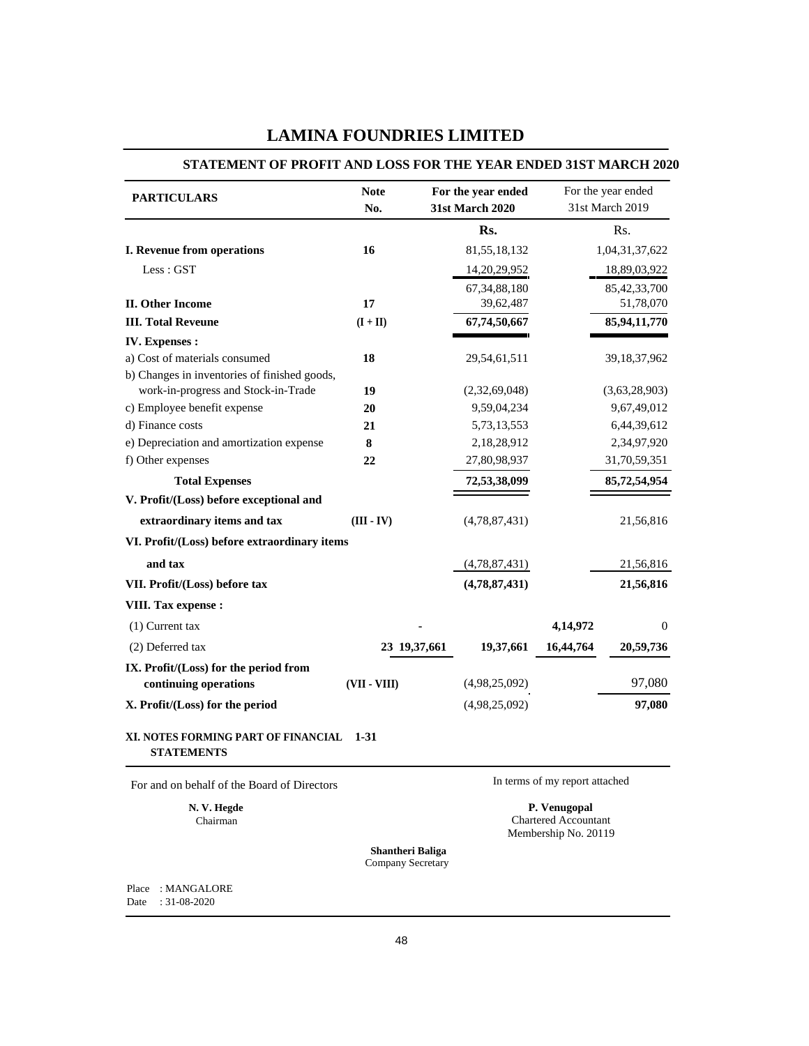# LAMINA FOUNDRIES LIMITED

## STATEMENT OF PROFIT AND LOSS FOR THE YEAR ENDED 31ST MARCH 2020

| PARTICULARS | Note No. | | For the year ended 31st March 2020 | | For the year ended 31st March 2019 |
|---|---|---|---|---|---|
| | | | Rs. | | Rs. |
| **I. Revenue from operations** | **16** | | 81,55,18,132 | | 1,04,31,37,622 |
| Less : GST | | | 14,20,29,952 | | 18,89,03,922 |
| | | | 67,34,88,180 | | 85,42,33,700 |
| **II. Other Income** | **17** | | 39,62,487 | | 51,78,070 |
| **III. Total Reveune** | **(I + II)** | | **67,74,50,667** | | **85,94,11,770** |
| **IV. Expenses :** | | | | | |
| a) Cost of materials consumed | **18** | | 29,54,61,511 | | 39,18,37,962 |
| b) Changes in inventories of finished goods, work-in-progress and Stock-in-Trade | **19** | | (2,32,69,048) | | (3,63,28,903) |
| c) Employee benefit expense | **20** | | 9,59,04,234 | | 9,67,49,012 |
| d) Finance costs | **21** | | 5,73,13,553 | | 6,44,39,612 |
| e) Depreciation and amortization expense | **8** | | 2,18,28,912 | | 2,34,97,920 |
| f) Other expenses | **22** | | 27,80,98,937 | | 31,70,59,351 |
| **Total Expenses** | | | **72,53,38,099** | | **85,72,54,954** |
| **V. Profit/(Loss) before exceptional and extraordinary items and tax** | **(III - IV)** | | (4,78,87,431) | | 21,56,816 |
| **VI. Profit/(Loss) before extraordinary items and tax** | | | (4,78,87,431) | | 21,56,816 |
| **VII. Profit/(Loss) before tax** | | | **(4,78,87,431)** | | **21,56,816** |
| **VIII. Tax expense :** | | | | | |
| (1) Current tax | | - | | **4,14,972** | 0 |
| (2) Deferred tax | **23** | **19,37,661** | **19,37,661** | **16,44,764** | **20,59,736** |
| **IX. Profit/(Loss) for the period from continuing operations** | **(VII - VIII)** | | (4,98,25,092) | | 97,080 |
| **X. Profit/(Loss) for the period** | | | (4,98,25,092) | | **97,080** |
| **XI. NOTES FORMING PART OF FINANCIAL STATEMENTS** | **1-31** | | | | |

For and on behalf of the Board of Directors

**N. V. Hegde**
Chairman

In terms of my report attached

**P. Venugopal**
Chartered Accountant
Membership No. 20119

**Shantheri Baliga**
Company Secretary

Place : MANGALORE
Date : 31-08-2020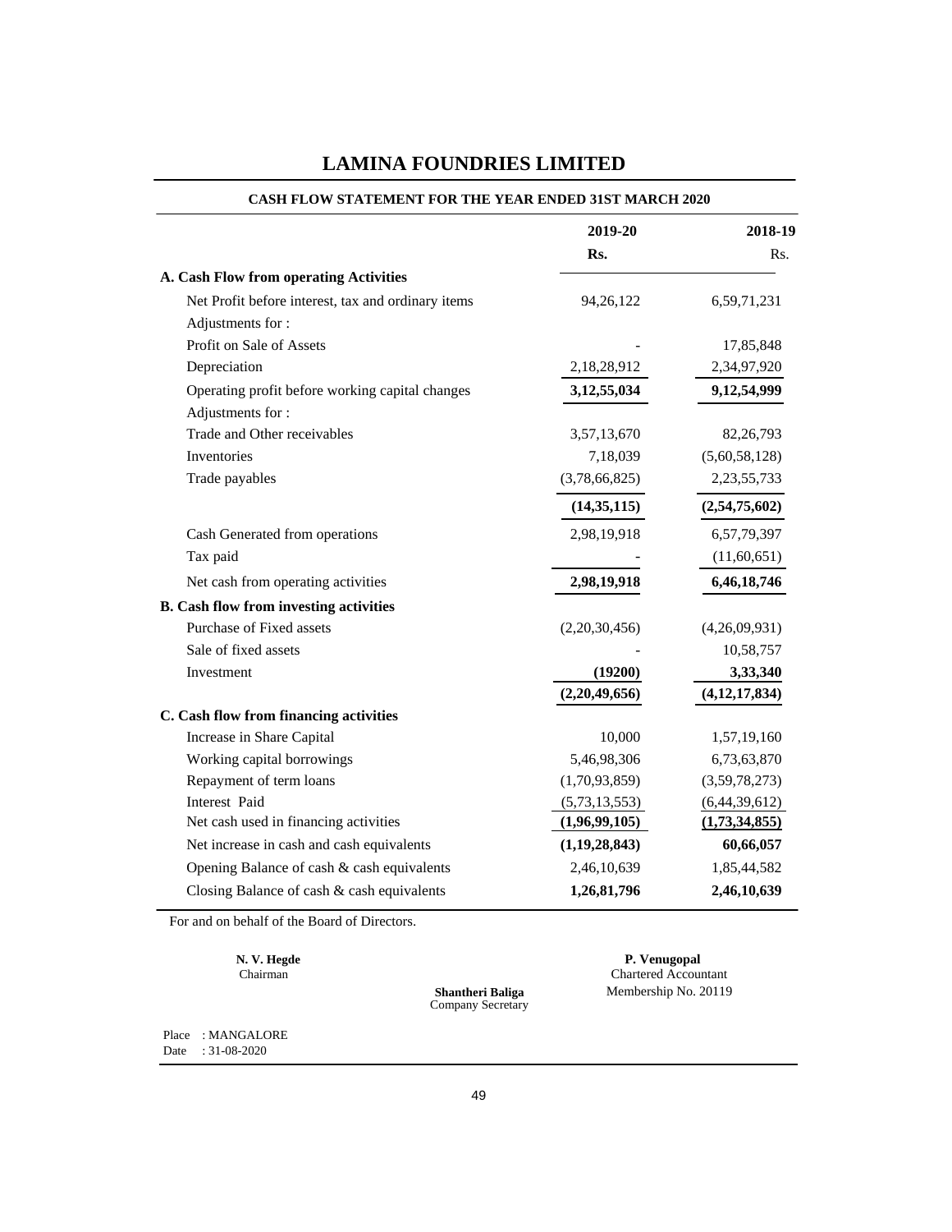# LAMINA FOUNDRIES LIMITED

## CASH FLOW STATEMENT FOR THE YEAR ENDED 31ST MARCH 2020

| | 2019-20 Rs. | 2018-19 Rs. |
|---|---|---|
| **A. Cash Flow from operating Activities** | | |
| Net Profit before interest, tax and ordinary items | 94,26,122 | 6,59,71,231 |
| Adjustments for : | | |
| Profit on Sale of Assets | - | 17,85,848 |
| Depreciation | 2,18,28,912 | 2,34,97,920 |
| Operating profit before working capital changes | **3,12,55,034** | **9,12,54,999** |
| Adjustments for : | | |
| Trade and Other receivables | 3,57,13,670 | 82,26,793 |
| Inventories | 7,18,039 | (5,60,58,128) |
| Trade payables | (3,78,66,825) | 2,23,55,733 |
| | **(14,35,115)** | **(2,54,75,602)** |
| Cash Generated from operations | 2,98,19,918 | 6,57,79,397 |
| Tax paid | - | (11,60,651) |
| Net cash from operating activities | **2,98,19,918** | **6,46,18,746** |
| **B. Cash flow from investing activities** | | |
| Purchase of Fixed assets | (2,20,30,456) | (4,26,09,931) |
| Sale of fixed assets | - | 10,58,757 |
| Investment | **(19200)** | **3,33,340** |
| | **(2,20,49,656)** | **(4,12,17,834)** |
| **C. Cash flow from financing activities** | | |
| Increase in Share Capital | 10,000 | 1,57,19,160 |
| Working capital borrowings | 5,46,98,306 | 6,73,63,870 |
| Repayment of term loans | (1,70,93,859) | (3,59,78,273) |
| Interest Paid | (5,73,13,553) | (6,44,39,612) |
| Net cash used in financing activities | **(1,96,99,105)** | **(1,73,34,855)** |
| Net increase in cash and cash equivalents | **(1,19,28,843)** | **60,66,057** |
| Opening Balance of cash & cash equivalents | 2,46,10,639 | 1,85,44,582 |
| Closing Balance of cash & cash equivalents | **1,26,81,796** | **2,46,10,639** |

For and on behalf of the Board of Directors.

**N. V. Hegde**
Chairman

**Shantheri Baliga**
Company Secretary

**P. Venugopal**
Chartered Accountant
Membership No. 20119

Place : MANGALORE
Date : 31-08-2020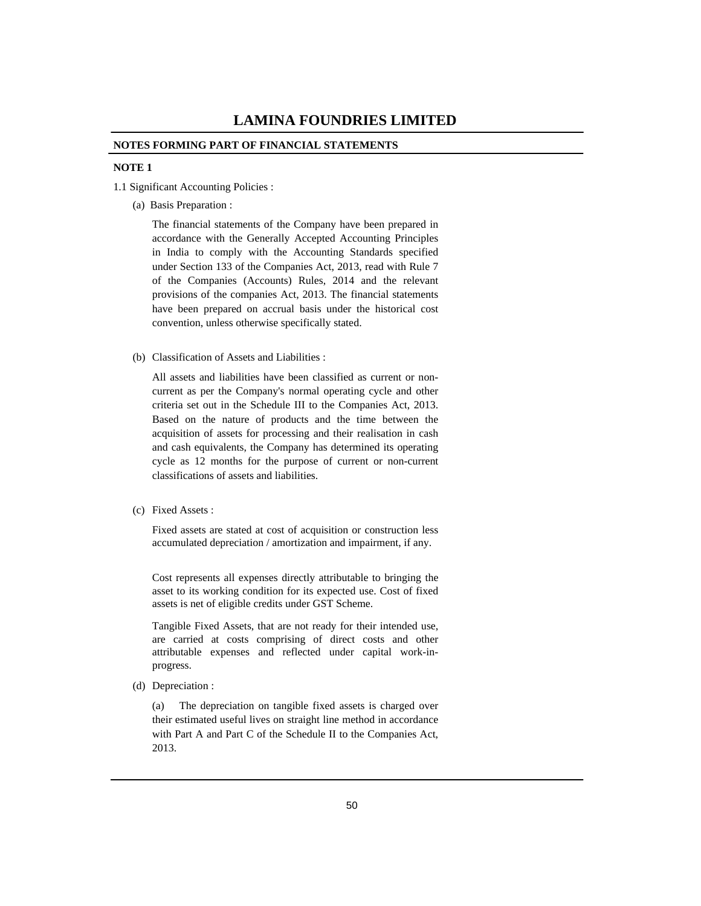# LAMINA FOUNDRIES LIMITED

**NOTES FORMING PART OF FINANCIAL STATEMENTS**

**NOTE 1**

1.1 Significant Accounting Policies :

(a) Basis Preparation :

The financial statements of the Company have been prepared in accordance with the Generally Accepted Accounting Principles in India to comply with the Accounting Standards specified under Section 133 of the Companies Act, 2013, read with Rule 7 of the Companies (Accounts) Rules, 2014 and the relevant provisions of the companies Act, 2013. The financial statements have been prepared on accrual basis under the historical cost convention, unless otherwise specifically stated.

(b) Classification of Assets and Liabilities :

All assets and liabilities have been classified as current or non-current as per the Company's normal operating cycle and other criteria set out in the Schedule III to the Companies Act, 2013. Based on the nature of products and the time between the acquisition of assets for processing and their realisation in cash and cash equivalents, the Company has determined its operating cycle as 12 months for the purpose of current or non-current classifications of assets and liabilities.

(c) Fixed Assets :

Fixed assets are stated at cost of acquisition or construction less accumulated depreciation / amortization and impairment, if any.

Cost represents all expenses directly attributable to bringing the asset to its working condition for its expected use. Cost of fixed assets is net of eligible credits under GST Scheme.

Tangible Fixed Assets, that are not ready for their intended use, are carried at costs comprising of direct costs and other attributable expenses and reflected under capital work-in-progress.

(d) Depreciation :

(a) The depreciation on tangible fixed assets is charged over their estimated useful lives on straight line method in accordance with Part A and Part C of the Schedule II to the Companies Act, 2013.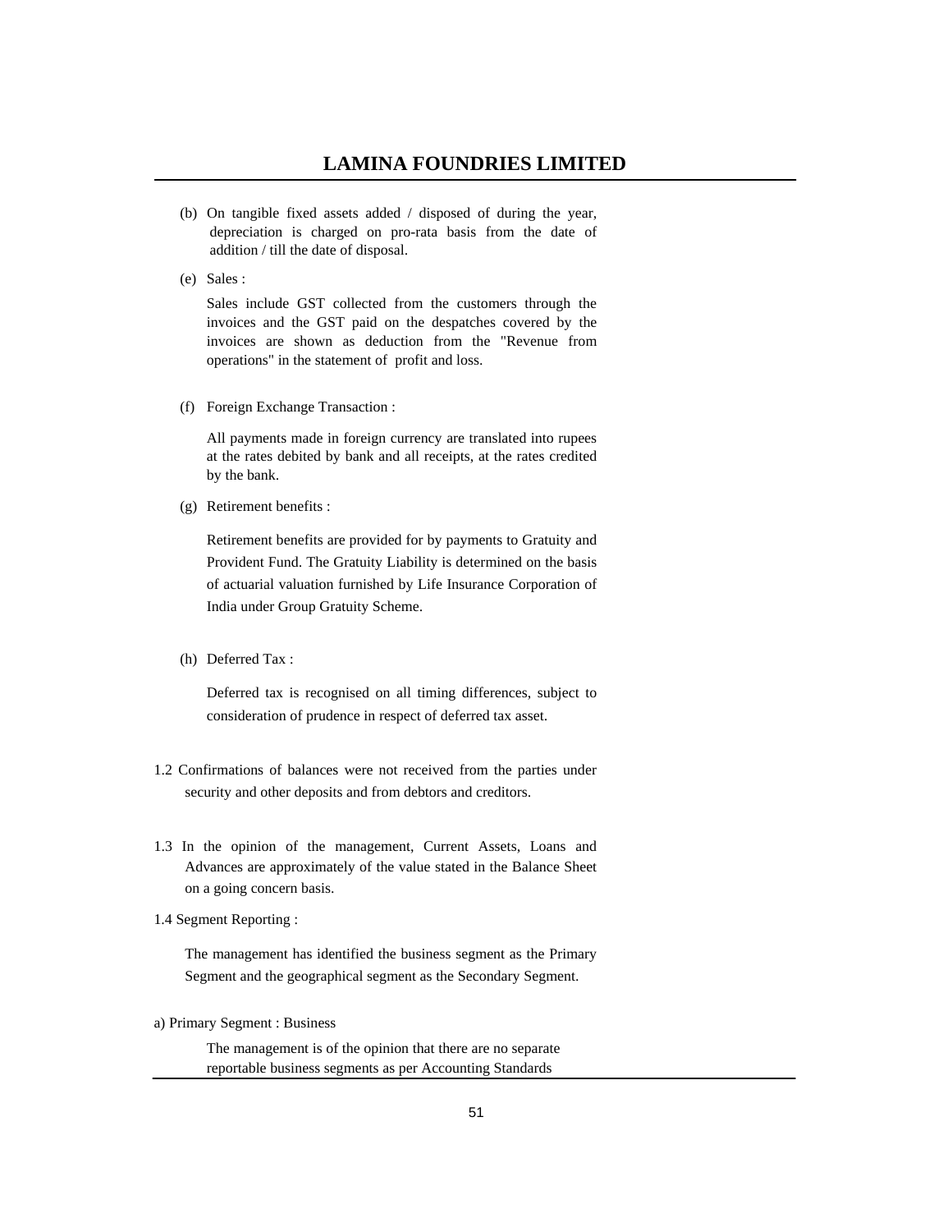(b) On tangible fixed assets added / disposed of during the year, depreciation is charged on pro-rata basis from the date of addition / till the date of disposal.

(e) Sales :

Sales include GST collected from the customers through the invoices and the GST paid on the despatches covered by the invoices are shown as deduction from the "Revenue from operations" in the statement of profit and loss.

(f) Foreign Exchange Transaction :

All payments made in foreign currency are translated into rupees at the rates debited by bank and all receipts, at the rates credited by the bank.

(g) Retirement benefits :

Retirement benefits are provided for by payments to Gratuity and Provident Fund. The Gratuity Liability is determined on the basis of actuarial valuation furnished by Life Insurance Corporation of India under Group Gratuity Scheme.

(h) Deferred Tax :

Deferred tax is recognised on all timing differences, subject to consideration of prudence in respect of deferred tax asset.

1.2 Confirmations of balances were not received from the parties under security and other deposits and from debtors and creditors.

1.3 In the opinion of the management, Current Assets, Loans and Advances are approximately of the value stated in the Balance Sheet on a going concern basis.

1.4 Segment Reporting :

The management has identified the business segment as the Primary Segment and the geographical segment as the Secondary Segment.

a) Primary Segment : Business

The management is of the opinion that there are no separate reportable business segments as per Accounting Standards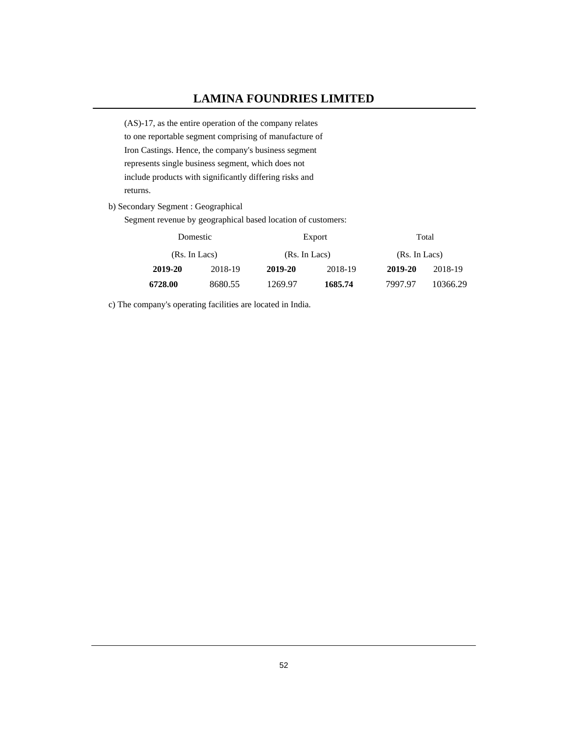(AS)-17, as the entire operation of the company relates to one reportable segment comprising of manufacture of Iron Castings. Hence, the company's business segment represents single business segment, which does not include products with significantly differing risks and returns.

b) Secondary Segment : Geographical

Segment revenue by geographical based location of customers:

| Domestic (Rs. In Lacs) | | Export (Rs. In Lacs) | | Total (Rs. In Lacs) | |
|---|---|---|---|---|---|
| **2019-20** | 2018-19 | **2019-20** | 2018-19 | **2019-20** | 2018-19 |
| **6728.00** | 8680.55 | 1269.97 | **1685.74** | 7997.97 | 10366.29 |

c) The company's operating facilities are located in India.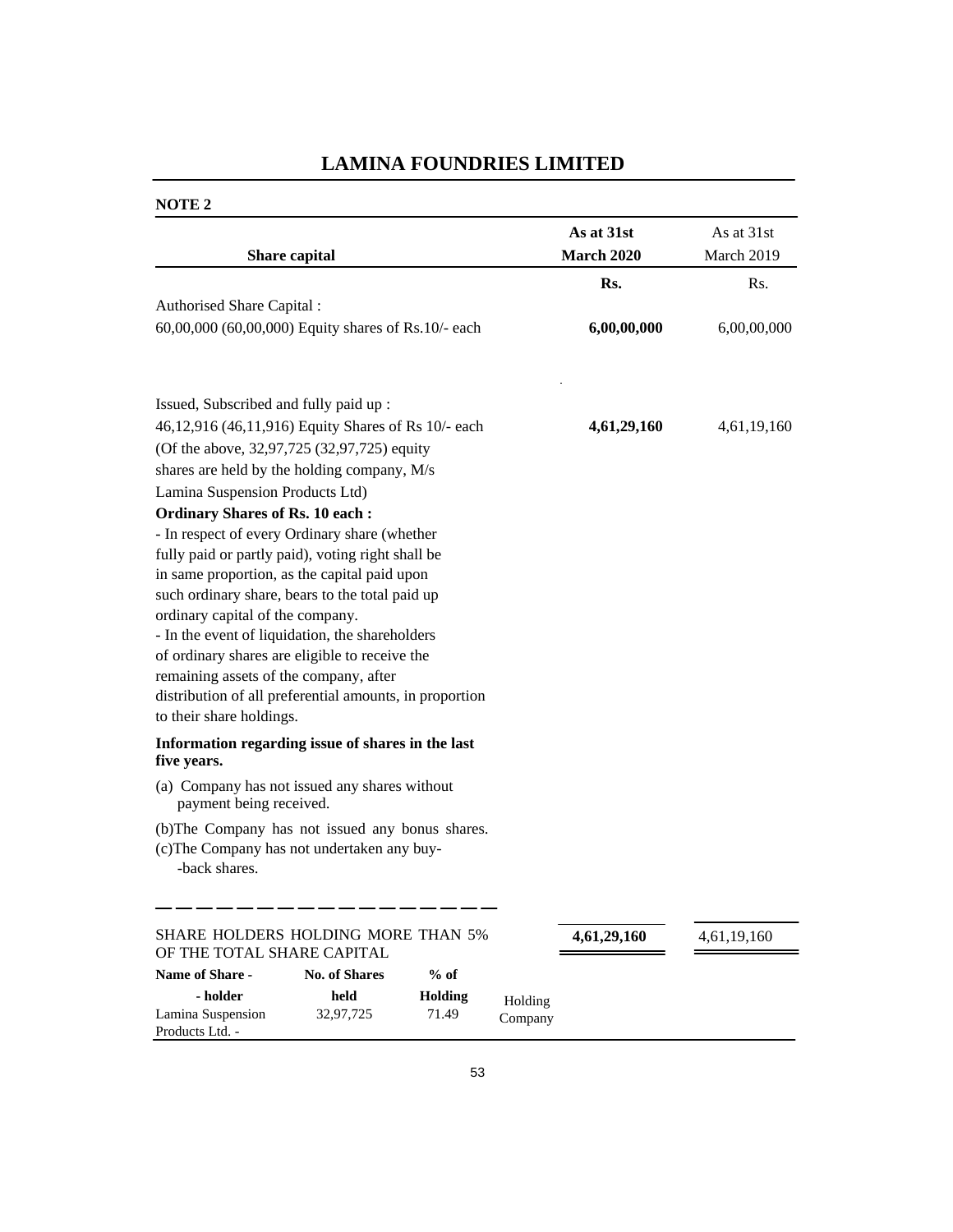# LAMINA FOUNDRIES LIMITED

**NOTE 2**

| Share capital | As at 31st March 2020 | As at 31st March 2019 |
|---|---|---|
| | **Rs.** | Rs. |
| Authorised Share Capital : | | |
| 60,00,000 (60,00,000) Equity shares of Rs.10/- each | **6,00,00,000** | 6,00,00,000 |
| Issued, Subscribed and fully paid up : | | |
| 46,12,916 (46,11,916) Equity Shares of Rs 10/- each | **4,61,29,160** | 4,61,19,160 |
| (Of the above, 32,97,725 (32,97,725) equity shares are held by the holding company, M/s Lamina Suspension Products Ltd) | | |

**Ordinary Shares of Rs. 10 each :**

- In respect of every Ordinary share (whether fully paid or partly paid), voting right shall be in same proportion, as the capital paid upon such ordinary share, bears to the total paid up ordinary capital of the company.
- In the event of liquidation, the shareholders of ordinary shares are eligible to receive the remaining assets of the company, after distribution of all preferential amounts, in proportion to their share holdings.

**Information regarding issue of shares in the last five years.**

(a) Company has not issued any shares without payment being received.

(b) The Company has not issued any bonus shares.

(c) The Company has not undertaken any buy-back shares.

| | **4,61,29,160** | 4,61,19,160 |
|---|---|---|

SHARE HOLDERS HOLDING MORE THAN 5% OF THE TOTAL SHARE CAPITAL

| Name of Share-holder | No. of Shares held | % of Holding | |
|---|---|---|---|
| Lamina Suspension Products Ltd. - | 32,97,725 | 71.49 | Holding Company |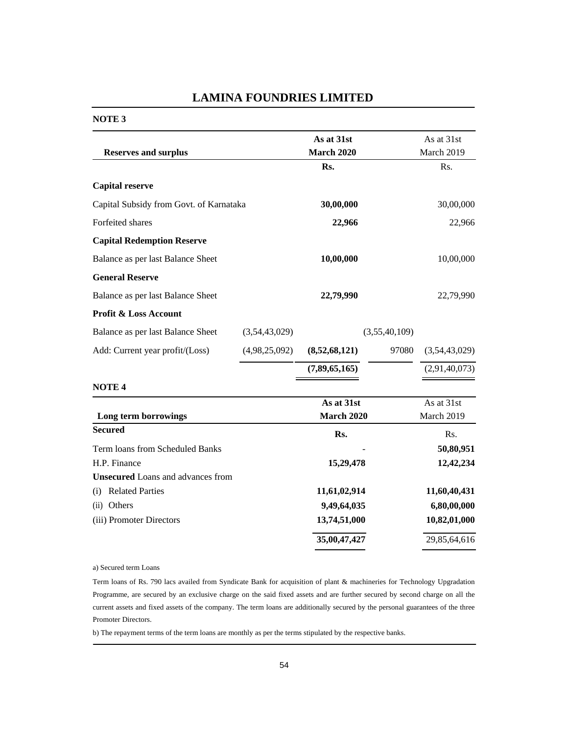## LAMINA FOUNDRIES LIMITED

**NOTE 3**

| **Reserves and surplus** | | **As at 31st March 2020** | | As at 31st March 2019 |
|---|---|---|---|---|
| | | **Rs.** | | Rs. |
| **Capital reserve** | | | | |
| Capital Subsidy from Govt. of Karnataka | | **30,00,000** | | 30,00,000 |
| Forfeited shares | | **22,966** | | 22,966 |
| **Capital Redemption Reserve** | | | | |
| Balance as per last Balance Sheet | | **10,00,000** | | 10,00,000 |
| **General Reserve** | | | | |
| Balance as per last Balance Sheet | | **22,79,990** | | 22,79,990 |
| **Profit & Loss Account** | | | | |
| Balance as per last Balance Sheet | (3,54,43,029) | | (3,55,40,109) | |
| Add: Current year profit/(Loss) | (4,98,25,092) | **(8,52,68,121)** | 97080 | (3,54,43,029) |
| | | **(7,89,65,165)** | | (2,91,40,073) |

**NOTE 4**

| **Long term borrowings** | **As at 31st March 2020** | As at 31st March 2019 |
|---|---|---|
| **Secured** | **Rs.** | Rs. |
| Term loans from Scheduled Banks | - | **50,80,951** |
| H.P. Finance | **15,29,478** | **12,42,234** |
| **Unsecured** Loans and advances from | | |
| (i) Related Parties | **11,61,02,914** | **11,60,40,431** |
| (ii) Others | **9,49,64,035** | **6,80,00,000** |
| (iii) Promoter Directors | **13,74,51,000** | **10,82,01,000** |
| | **35,00,47,427** | 29,85,64,616 |

a) Secured term Loans

Term loans of Rs. 790 lacs availed from Syndicate Bank for acquisition of plant & machineries for Technology Upgradation Programme, are secured by an exclusive charge on the said fixed assets and are further secured by second charge on all the current assets and fixed assets of the company. The term loans are additionally secured by the personal guarantees of the three Promoter Directors.

b) The repayment terms of the term loans are monthly as per the terms stipulated by the respective banks.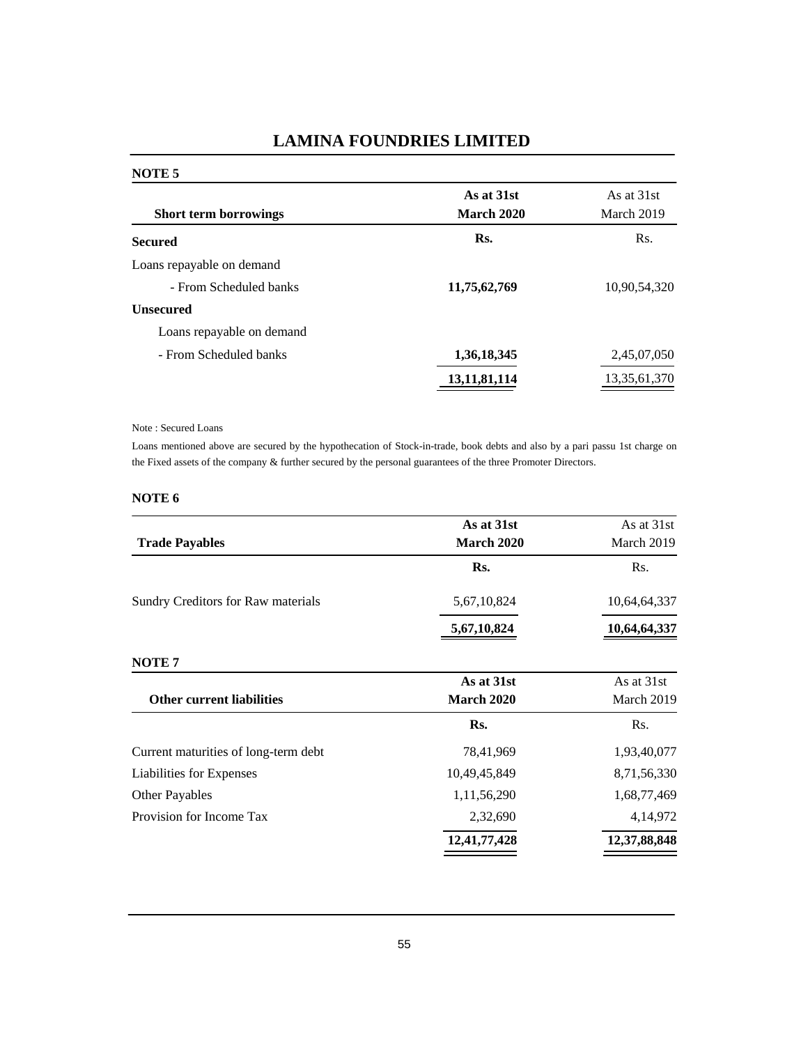# LAMINA FOUNDRIES LIMITED

**NOTE 5**

| Short term borrowings | As at 31st March 2020 | As at 31st March 2019 |
|---|---|---|
| **Secured** | **Rs.** | Rs. |
| Loans repayable on demand | | |
| - From Scheduled banks | **11,75,62,769** | 10,90,54,320 |
| **Unsecured** | | |
| Loans repayable on demand | | |
| - From Scheduled banks | **1,36,18,345** | 2,45,07,050 |
| | **13,11,81,114** | 13,35,61,370 |

Note : Secured Loans

Loans mentioned above are secured by the hypothecation of Stock-in-trade, book debts and also by a pari passu 1st charge on the Fixed assets of the company & further secured by the personal guarantees of the three Promoter Directors.

**NOTE 6**

| Trade Payables | As at 31st March 2020 | As at 31st March 2019 |
|---|---|---|
| | **Rs.** | Rs. |
| Sundry Creditors for Raw materials | 5,67,10,824 | 10,64,64,337 |
| | **5,67,10,824** | **10,64,64,337** |

**NOTE 7**

| Other current liabilities | As at 31st March 2020 | As at 31st March 2019 |
|---|---|---|
| | **Rs.** | Rs. |
| Current maturities of long-term debt | 78,41,969 | 1,93,40,077 |
| Liabilities for Expenses | 10,49,45,849 | 8,71,56,330 |
| Other Payables | 1,11,56,290 | 1,68,77,469 |
| Provision for Income Tax | 2,32,690 | 4,14,972 |
| | **12,41,77,428** | **12,37,88,848** |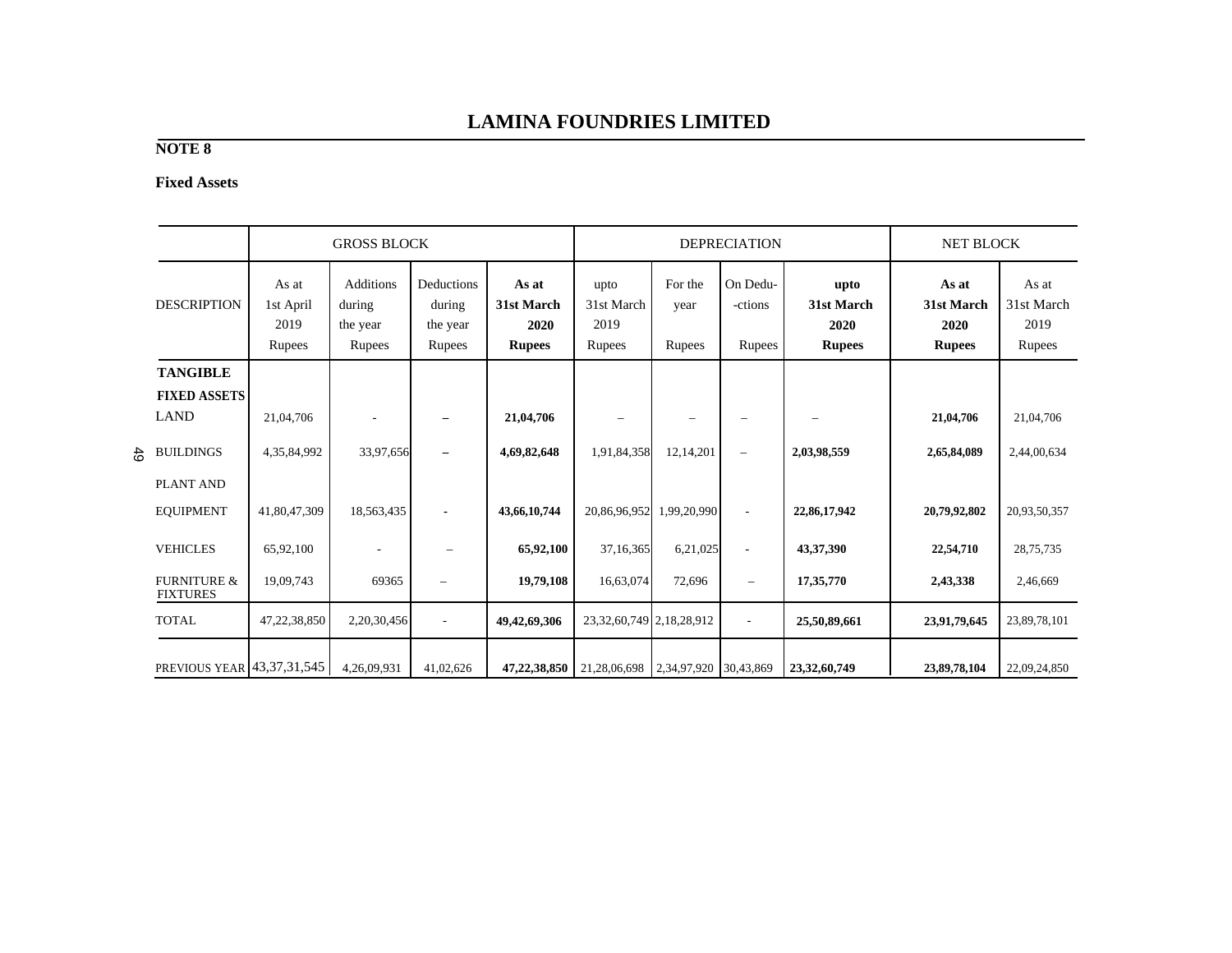# LAMINA FOUNDRIES LIMITED

**NOTE 8**

**Fixed Assets**

| | GROSS BLOCK | | | | DEPRECIATION | | | | NET BLOCK | |
|---|---|---|---|---|---|---|---|---|---|---|
| DESCRIPTION | As at 1st April 2019 Rupees | Additions during the year Rupees | Deductions during the year Rupees | **As at 31st March 2020 Rupees** | upto 31st March 2019 Rupees | For the year Rupees | On Dedu--ctions Rupees | **upto 31st March 2020 Rupees** | **As at 31st March 2020 Rupees** | As at 31st March 2019 Rupees |
| **TANGIBLE FIXED ASSETS** | | | | | | | | | | |
| LAND | 21,04,706 | - | – | **21,04,706** | – | – | – | – | **21,04,706** | 21,04,706 |
| BUILDINGS | 4,35,84,992 | 33,97,656 | – | **4,69,82,648** | 1,91,84,358 | 12,14,201 | – | **2,03,98,559** | **2,65,84,089** | 2,44,00,634 |
| PLANT AND EQUIPMENT | 41,80,47,309 | 18,563,435 | - | **43,66,10,744** | 20,86,96,952 | 1,99,20,990 | - | **22,86,17,942** | **20,79,92,802** | 20,93,50,357 |
| VEHICLES | 65,92,100 | - | – | **65,92,100** | 37,16,365 | 6,21,025 | - | **43,37,390** | **22,54,710** | 28,75,735 |
| FURNITURE & FIXTURES | 19,09,743 | 69365 | – | **19,79,108** | 16,63,074 | 72,696 | – | **17,35,770** | **2,43,338** | 2,46,669 |
| TOTAL | 47,22,38,850 | 2,20,30,456 | - | **49,42,69,306** | 23,32,60,749 | 2,18,28,912 | - | **25,50,89,661** | **23,91,79,645** | 23,89,78,101 |
| PREVIOUS YEAR | 43,37,31,545 | 4,26,09,931 | 41,02,626 | **47,22,38,850** | 21,28,06,698 | 2,34,97,920 | 30,43,869 | **23,32,60,749** | **23,89,78,104** | 22,09,24,850 |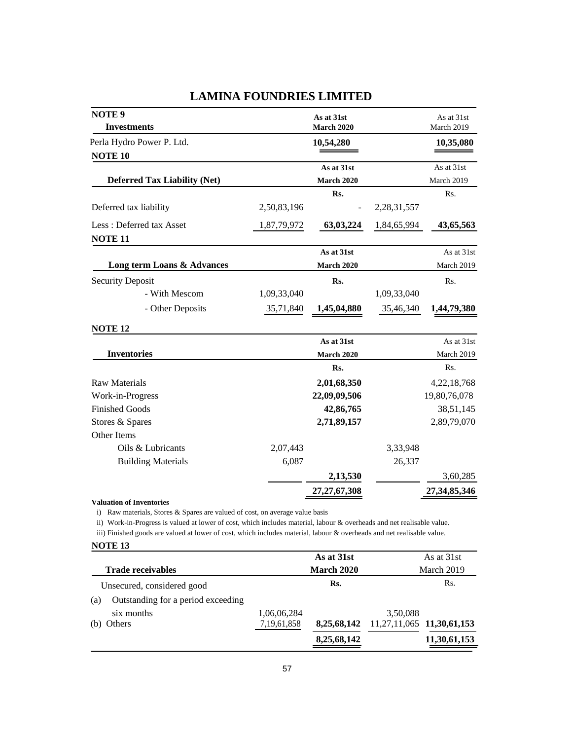# LAMINA FOUNDRIES LIMITED

**NOTE 9**

| **Investments** | | **As at 31st March 2020** | | As at 31st March 2019 |
|---|---|---|---|---|
| Perla Hydro Power P. Ltd. | | **10,54,280** | | **10,35,080** |

**NOTE 10**

| **Deferred Tax Liability (Net)** | | **As at 31st March 2020** | | As at 31st March 2019 |
|---|---|---|---|---|
| | | **Rs.** | | Rs. |
| Deferred tax liability | 2,50,83,196 | - | 2,28,31,557 | |
| Less : Deferred tax Asset | 1,87,79,972 | **63,03,224** | 1,84,65,994 | **43,65,563** |

**NOTE 11**

| **Long term Loans & Advances** | | **As at 31st March 2020** | | As at 31st March 2019 |
|---|---|---|---|---|
| Security Deposit | | **Rs.** | | Rs. |
| - With Mescom | 1,09,33,040 | | 1,09,33,040 | |
| - Other Deposits | 35,71,840 | **1,45,04,880** | 35,46,340 | **1,44,79,380** |

**NOTE 12**

| **Inventories** | | **As at 31st March 2020** | | As at 31st March 2019 |
|---|---|---|---|---|
| | | **Rs.** | | Rs. |
| Raw Materials | | **2,01,68,350** | | 4,22,18,768 |
| Work-in-Progress | | **22,09,09,506** | | 19,80,76,078 |
| Finished Goods | | **42,86,765** | | 38,51,145 |
| Stores & Spares | | **2,71,89,157** | | 2,89,79,070 |
| Other Items | | | | |
| Oils & Lubricants | 2,07,443 | | 3,33,948 | |
| Building Materials | 6,087 | | 26,337 | |
| | | **2,13,530** | | 3,60,285 |
| | | **27,27,67,308** | | **27,34,85,346** |

**Valuation of Inventories**

i) Raw materials, Stores & Spares are valued of cost, on average value basis

ii) Work-in-Progress is valued at lower of cost, which includes material, labour & overheads and net realisable value.

iii) Finished goods are valued at lower of cost, which includes material, labour & overheads and net realisable value.

**NOTE 13**

| **Trade receivables** | | **As at 31st March 2020** | | As at 31st March 2019 |
|---|---|---|---|---|
| Unsecured, considered good | | **Rs.** | | Rs. |
| (a) Outstanding for a period exceeding six months | 1,06,06,284 | | 3,50,088 | |
| (b) Others | 7,19,61,858 | **8,25,68,142** | 11,27,11,065 | **11,30,61,153** |
| | | **8,25,68,142** | | **11,30,61,153** |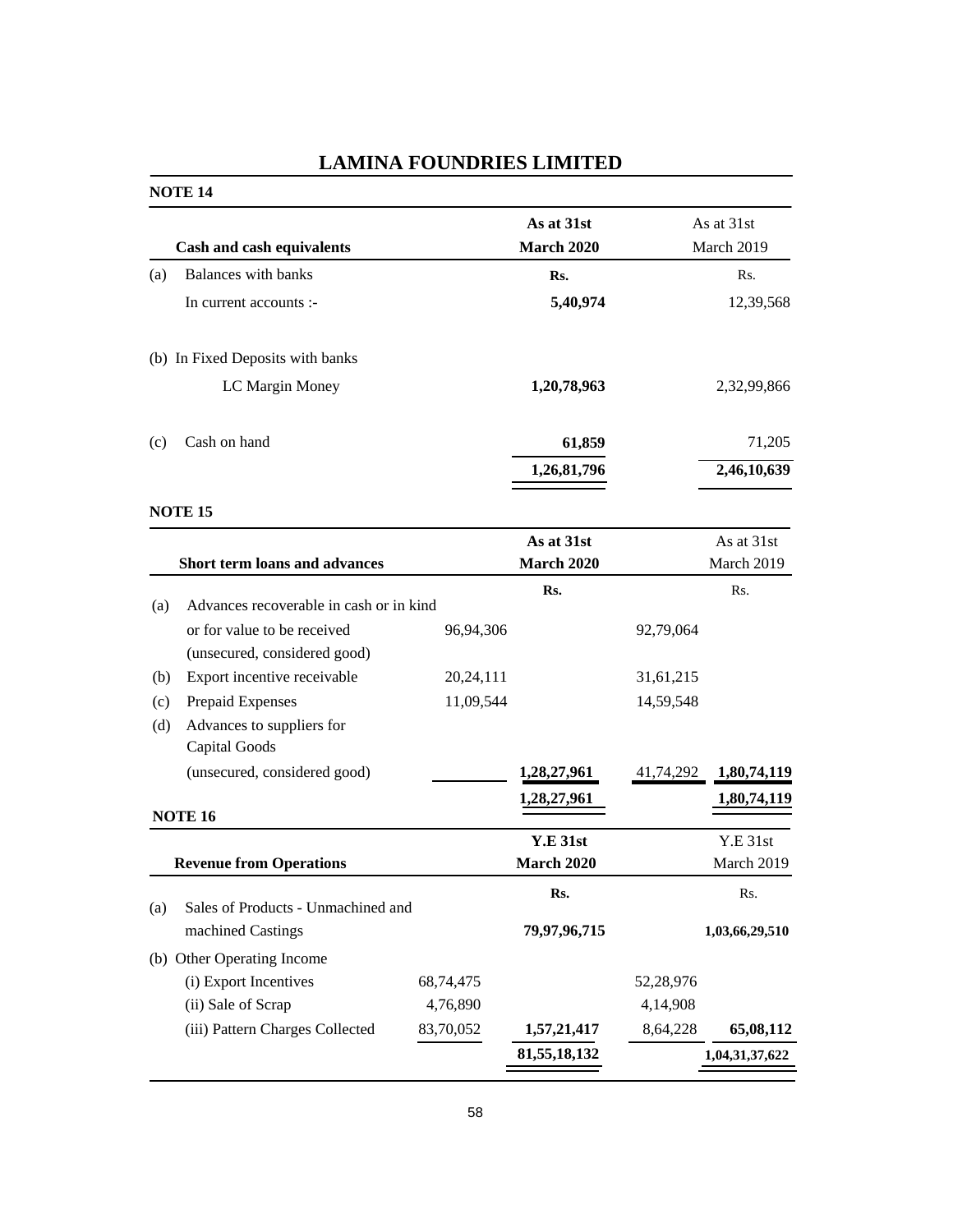# LAMINA FOUNDRIES LIMITED

## NOTE 14

| | Cash and cash equivalents | | As at 31st March 2020 | | As at 31st March 2019 |
|---|---|---|---|---|---|
| (a) | Balances with banks | | Rs. | | Rs. |
| | In current accounts :- | | 5,40,974 | | 12,39,568 |
| (b) | In Fixed Deposits with banks | | | | |
| | LC Margin Money | | 1,20,78,963 | | 2,32,99,866 |
| (c) | Cash on hand | | 61,859 | | 71,205 |
| | | | 1,26,81,796 | | 2,46,10,639 |

## NOTE 15

| | Short term loans and advances | | As at 31st March 2020 | | As at 31st March 2019 |
|---|---|---|---|---|---|
| | | | Rs. | | Rs. |
| (a) | Advances recoverable in cash or in kind or for value to be received (unsecured, considered good) | 96,94,306 | | 92,79,064 | |
| (b) | Export incentive receivable | 20,24,111 | | 31,61,215 | |
| (c) | Prepaid Expenses | 11,09,544 | | 14,59,548 | |
| (d) | Advances to suppliers for Capital Goods (unsecured, considered good) | | 1,28,27,961 | 41,74,292 | 1,80,74,119 |
| | | | 1,28,27,961 | | 1,80,74,119 |

## NOTE 16

| | Revenue from Operations | | Y.E 31st March 2020 | | Y.E 31st March 2019 |
|---|---|---|---|---|---|
| | | | Rs. | | Rs. |
| (a) | Sales of Products - Unmachined and machined Castings | | 79,97,96,715 | | 1,03,66,29,510 |
| (b) | Other Operating Income | | | | |
| | (i) Export Incentives | 68,74,475 | | 52,28,976 | |
| | (ii) Sale of Scrap | 4,76,890 | | 4,14,908 | |
| | (iii) Pattern Charges Collected | 83,70,052 | 1,57,21,417 | 8,64,228 | 65,08,112 |
| | | | 81,55,18,132 | | 1,04,31,37,622 |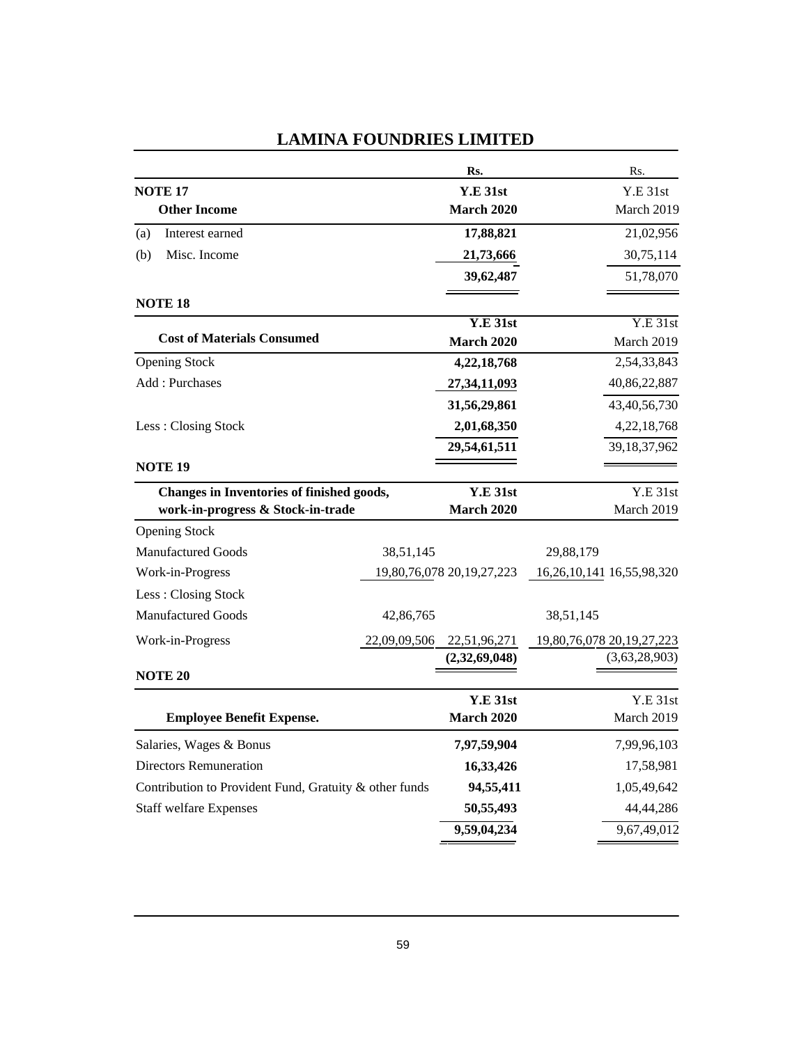# LAMINA FOUNDRIES LIMITED

| NOTE 17 | Rs. | Rs. |
|---|---|---|
| **Other Income** | **Y.E 31st March 2020** | Y.E 31st March 2019 |
| (a) Interest earned | **17,88,821** | 21,02,956 |
| (b) Misc. Income | **21,73,666** | 30,75,114 |
| | **39,62,487** | 51,78,070 |

**NOTE 18**

| Cost of Materials Consumed | Y.E 31st March 2020 | Y.E 31st March 2019 |
|---|---|---|
| Opening Stock | **4,22,18,768** | 2,54,33,843 |
| Add : Purchases | **27,34,11,093** | 40,86,22,887 |
| | **31,56,29,861** | 43,40,56,730 |
| Less : Closing Stock | **2,01,68,350** | 4,22,18,768 |
| | **29,54,61,511** | 39,18,37,962 |

**NOTE 19**

| Changes in Inventories of finished goods, work-in-progress & Stock-in-trade | | Y.E 31st March 2020 | | Y.E 31st March 2019 |
|---|---|---|---|---|
| Opening Stock | | | | |
| Manufactured Goods | 38,51,145 | | 29,88,179 | |
| Work-in-Progress | 19,80,76,078 | 20,19,27,223 | 16,26,10,141 | 16,55,98,320 |
| Less : Closing Stock | | | | |
| Manufactured Goods | 42,86,765 | | 38,51,145 | |
| Work-in-Progress | 22,09,09,506 | 22,51,96,271 | 19,80,76,078 | 20,19,27,223 |
| | | **(2,32,69,048)** | | (3,63,28,903) |

**NOTE 20**

| Employee Benefit Expense. | Y.E 31st March 2020 | Y.E 31st March 2019 |
|---|---|---|
| Salaries, Wages & Bonus | **7,97,59,904** | 7,99,96,103 |
| Directors Remuneration | **16,33,426** | 17,58,981 |
| Contribution to Provident Fund, Gratuity & other funds | **94,55,411** | 1,05,49,642 |
| Staff welfare Expenses | **50,55,493** | 44,44,286 |
| | **9,59,04,234** | 9,67,49,012 |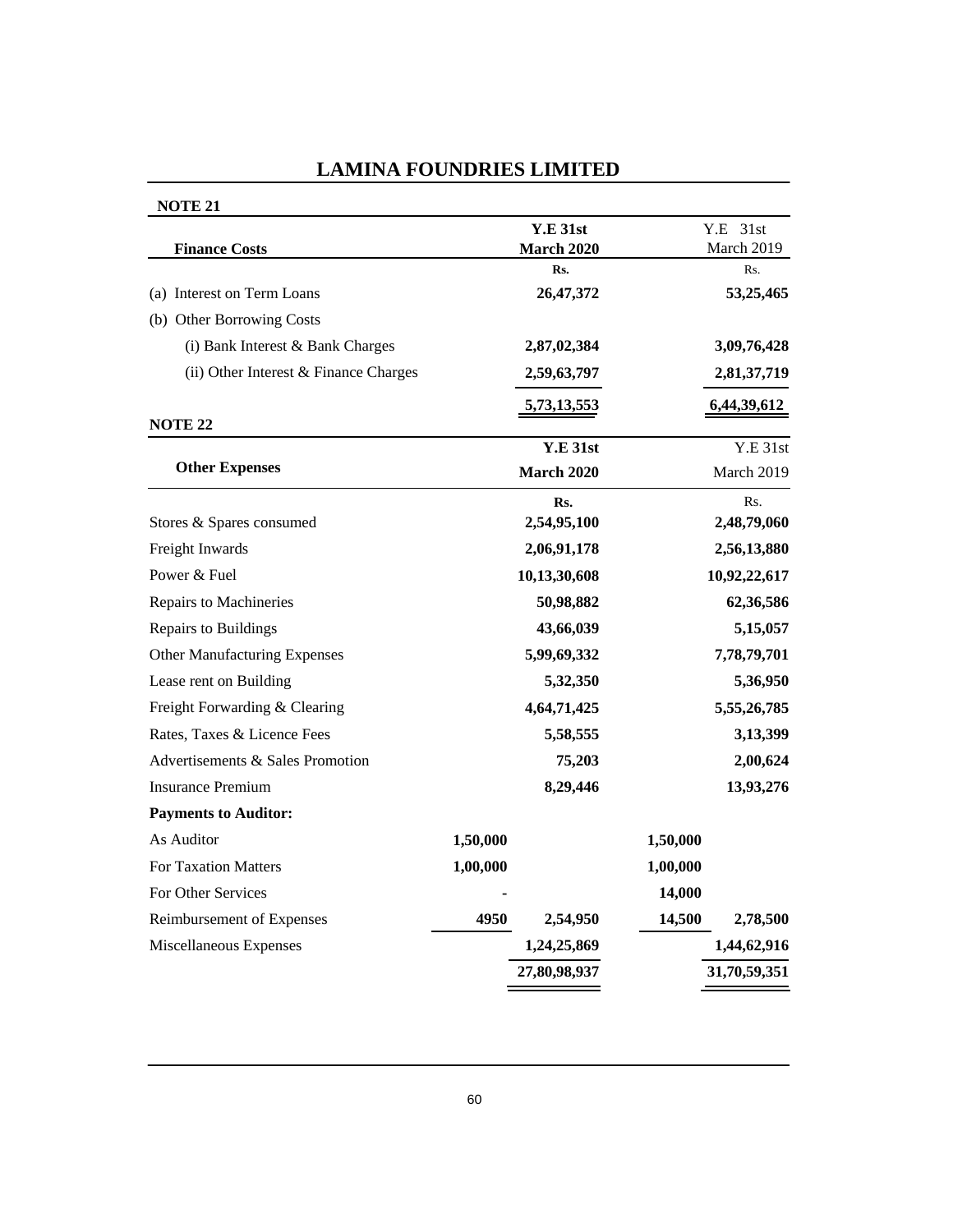# LAMINA FOUNDRIES LIMITED

**NOTE 21**

| **Finance Costs** | **Y.E 31st March 2020** | Y.E 31st March 2019 |
|---|---|---|
| | **Rs.** | Rs. |
| (a) Interest on Term Loans | **26,47,372** | **53,25,465** |
| (b) Other Borrowing Costs | | |
| (i) Bank Interest & Bank Charges | **2,87,02,384** | **3,09,76,428** |
| (ii) Other Interest & Finance Charges | **2,59,63,797** | **2,81,37,719** |
| | **5,73,13,553** | **6,44,39,612** |

**NOTE 22**

| **Other Expenses** | | **Y.E 31st March 2020** | | Y.E 31st March 2019 |
|---|---|---|---|---|
| | | **Rs.** | | Rs. |
| Stores & Spares consumed | | **2,54,95,100** | | **2,48,79,060** |
| Freight Inwards | | **2,06,91,178** | | **2,56,13,880** |
| Power & Fuel | | **10,13,30,608** | | **10,92,22,617** |
| Repairs to Machineries | | **50,98,882** | | **62,36,586** |
| Repairs to Buildings | | **43,66,039** | | **5,15,057** |
| Other Manufacturing Expenses | | **5,99,69,332** | | **7,78,79,701** |
| Lease rent on Building | | **5,32,350** | | **5,36,950** |
| Freight Forwarding & Clearing | | **4,64,71,425** | | **5,55,26,785** |
| Rates, Taxes & Licence Fees | | **5,58,555** | | **3,13,399** |
| Advertisements & Sales Promotion | | **75,203** | | **2,00,624** |
| Insurance Premium | | **8,29,446** | | **13,93,276** |
| **Payments to Auditor:** | | | | |
| As Auditor | **1,50,000** | | **1,50,000** | |
| For Taxation Matters | **1,00,000** | | **1,00,000** | |
| For Other Services | - | | **14,000** | |
| Reimbursement of Expenses | **4950** | **2,54,950** | **14,500** | **2,78,500** |
| Miscellaneous Expenses | | **1,24,25,869** | | **1,44,62,916** |
| | | **27,80,98,937** | | **31,70,59,351** |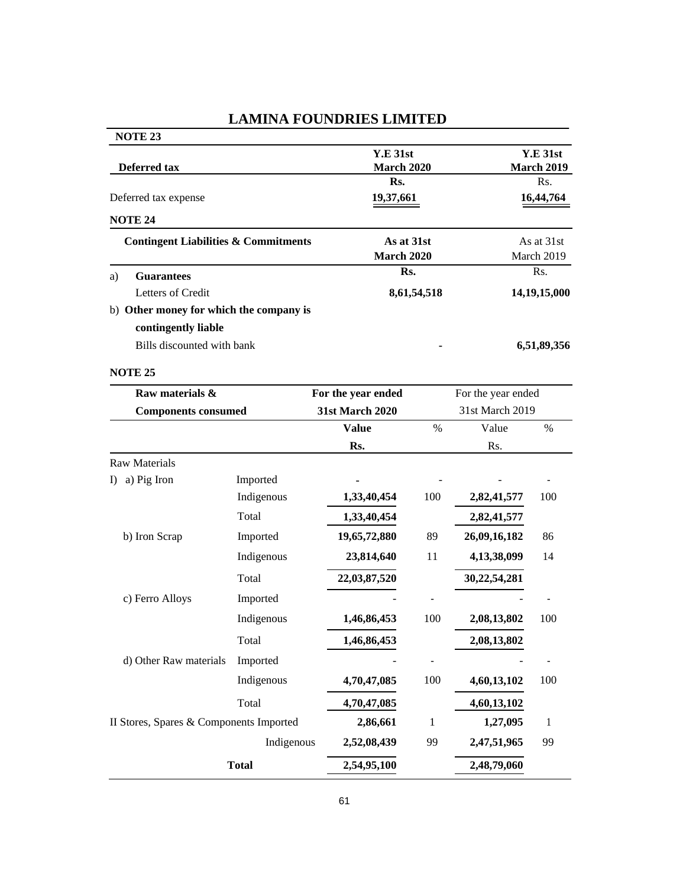# LAMINA FOUNDRIES LIMITED

**NOTE 23**

| Deferred tax | Y.E 31st March 2020 | Y.E 31st March 2019 |
|---|---|---|
| | Rs. | Rs. |
| Deferred tax expense | 19,37,661 | 16,44,764 |

**NOTE 24**

| Contingent Liabilities & Commitments | As at 31st March 2020 | As at 31st March 2019 |
|---|---|---|
| a) **Guarantees** | Rs. | Rs. |
| Letters of Credit | 8,61,54,518 | 14,19,15,000 |
| b) **Other money for which the company is contingently liable** | | |
| Bills discounted with bank | - | 6,51,89,356 |

**NOTE 25**

| Raw materials & Components consumed | | For the year ended 31st March 2020 | | For the year ended 31st March 2019 | |
|---|---|---|---|---|---|
| | | Value | % | Value | % |
| | | Rs. | | Rs. | |
| Raw Materials | | | | | |
| I) a) Pig Iron | Imported | - | - | - | - |
| | Indigenous | 1,33,40,454 | 100 | 2,82,41,577 | 100 |
| | Total | 1,33,40,454 | | 2,82,41,577 | |
| b) Iron Scrap | Imported | 19,65,72,880 | 89 | 26,09,16,182 | 86 |
| | Indigenous | 23,814,640 | 11 | 4,13,38,099 | 14 |
| | Total | 22,03,87,520 | | 30,22,54,281 | |
| c) Ferro Alloys | Imported | - | - | - | - |
| | Indigenous | 1,46,86,453 | 100 | 2,08,13,802 | 100 |
| | Total | 1,46,86,453 | | 2,08,13,802 | |
| d) Other Raw materials | Imported | - | - | - | - |
| | Indigenous | 4,70,47,085 | 100 | 4,60,13,102 | 100 |
| | Total | 4,70,47,085 | | 4,60,13,102 | |
| II Stores, Spares & Components | Imported | 2,86,661 | 1 | 1,27,095 | 1 |
| | Indigenous | 2,52,08,439 | 99 | 2,47,51,965 | 99 |
| | **Total** | 2,54,95,100 | | 2,48,79,060 | |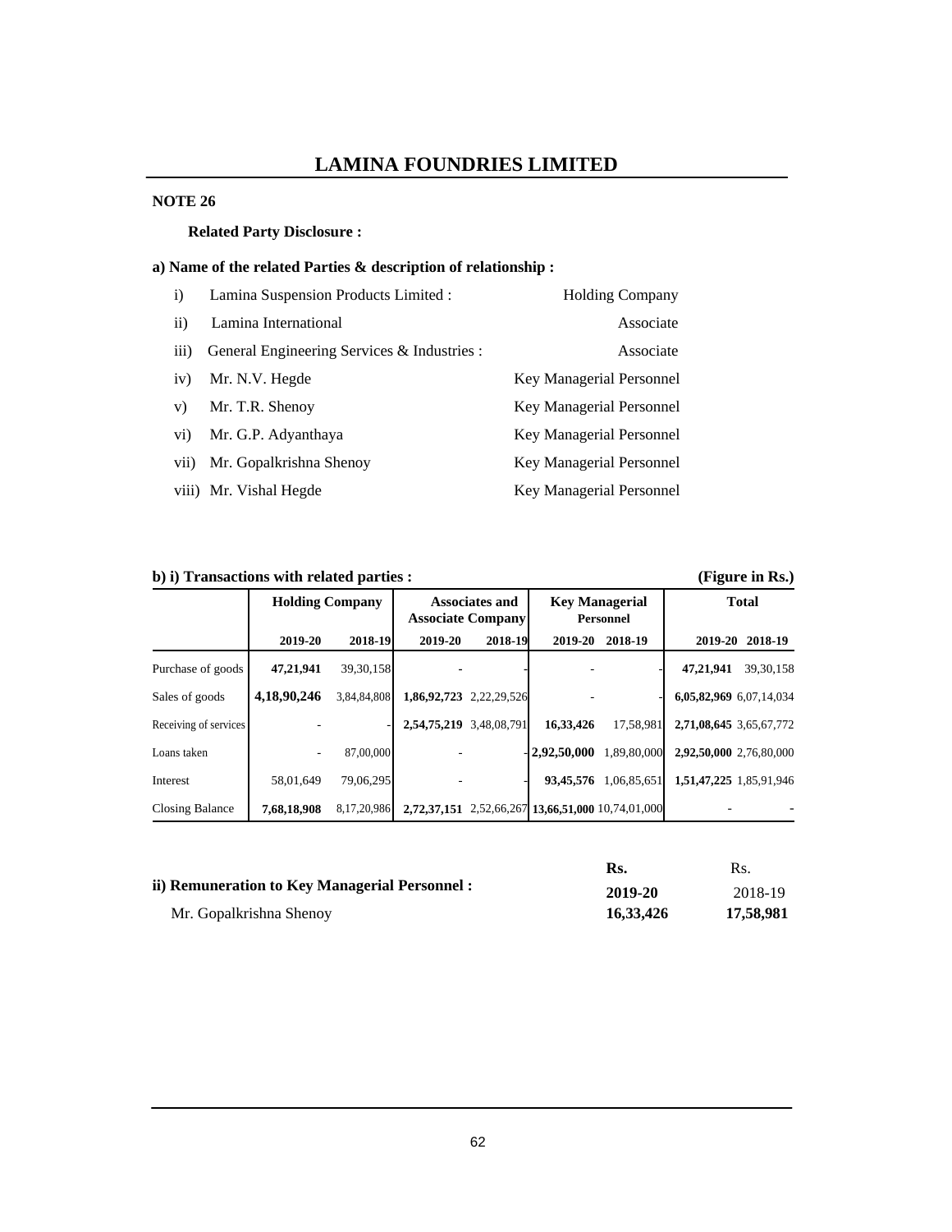# LAMINA FOUNDRIES LIMITED

**NOTE 26**

**Related Party Disclosure :**

**a) Name of the related Parties & description of relationship :**

| | | |
|---|---|---|
| i) | Lamina Suspension Products Limited : | Holding Company |
| ii) | Lamina International | Associate |
| iii) | General Engineering Services & Industries : | Associate |
| iv) | Mr. N.V. Hegde | Key Managerial Personnel |
| v) | Mr. T.R. Shenoy | Key Managerial Personnel |
| vi) | Mr. G.P. Adyanthaya | Key Managerial Personnel |
| vii) | Mr. Gopalkrishna Shenoy | Key Managerial Personnel |
| viii) | Mr. Vishal Hegde | Key Managerial Personnel |

**b) i) Transactions with related parties :** **(Figure in Rs.)**

| | Holding Company | | Associates and Associate Company | | Key Managerial Personnel | | Total | |
|---|---|---|---|---|---|---|---|---|
| | **2019-20** | **2018-19** | **2019-20** | **2018-19** | **2019-20** | **2018-19** | **2019-20** | **2018-19** |
| Purchase of goods | **47,21,941** | 39,30,158 | - | - | - | - | **47,21,941** | 39,30,158 |
| Sales of goods | **4,18,90,246** | 3,84,84,808 | **1,86,92,723** | 2,22,29,526 | - | - | **6,05,82,969** | 6,07,14,034 |
| Receiving of services | - | - | **2,54,75,219** | 3,48,08,791 | **16,33,426** | 17,58,981 | **2,71,08,645** | 3,65,67,772 |
| Loans taken | - | 87,00,000 | - | - | **2,92,50,000** | 1,89,80,000 | **2,92,50,000** | 2,76,80,000 |
| Interest | 58,01,649 | 79,06,295 | - | - | **93,45,576** | 1,06,85,651 | **1,51,47,225** | 1,85,91,946 |
| Closing Balance | **7,68,18,908** | 8,17,20,986 | **2,72,37,151** | 2,52,66,267 | **13,66,51,000** | 10,74,01,000 | - | - |

| **ii) Remuneration to Key Managerial Personnel :** | **Rs.** | Rs. |
|---|---|---|
| | **2019-20** | 2018-19 |
| Mr. Gopalkrishna Shenoy | **16,33,426** | **17,58,981** |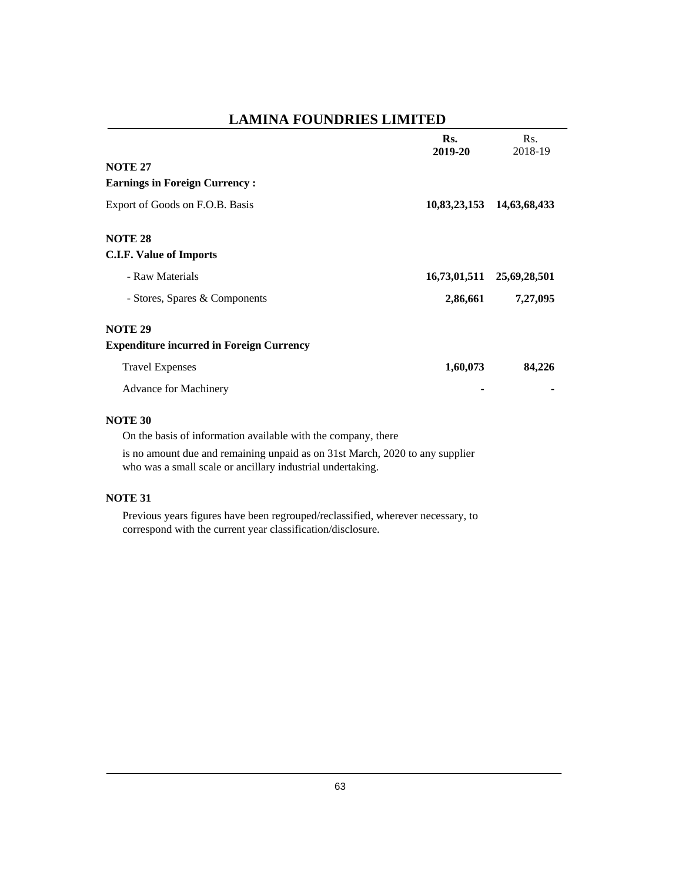# LAMINA FOUNDRIES LIMITED

| | Rs. 2019-20 | Rs. 2018-19 |
|---|---|---|
| **NOTE 27** | | |
| **Earnings in Foreign Currency :** | | |
| Export of Goods on F.O.B. Basis | **10,83,23,153** | **14,63,68,433** |
| **NOTE 28** | | |
| **C.I.F. Value of Imports** | | |
| - Raw Materials | **16,73,01,511** | **25,69,28,501** |
| - Stores, Spares & Components | **2,86,661** | **7,27,095** |
| **NOTE 29** | | |
| **Expenditure incurred in Foreign Currency** | | |
| Travel Expenses | **1,60,073** | **84,226** |
| Advance for Machinery | **-** | **-** |

**NOTE 30**

On the basis of information available with the company, there is no amount due and remaining unpaid as on 31st March, 2020 to any supplier who was a small scale or ancillary industrial undertaking.

**NOTE 31**

Previous years figures have been regrouped/reclassified, wherever necessary, to correspond with the current year classification/disclosure.